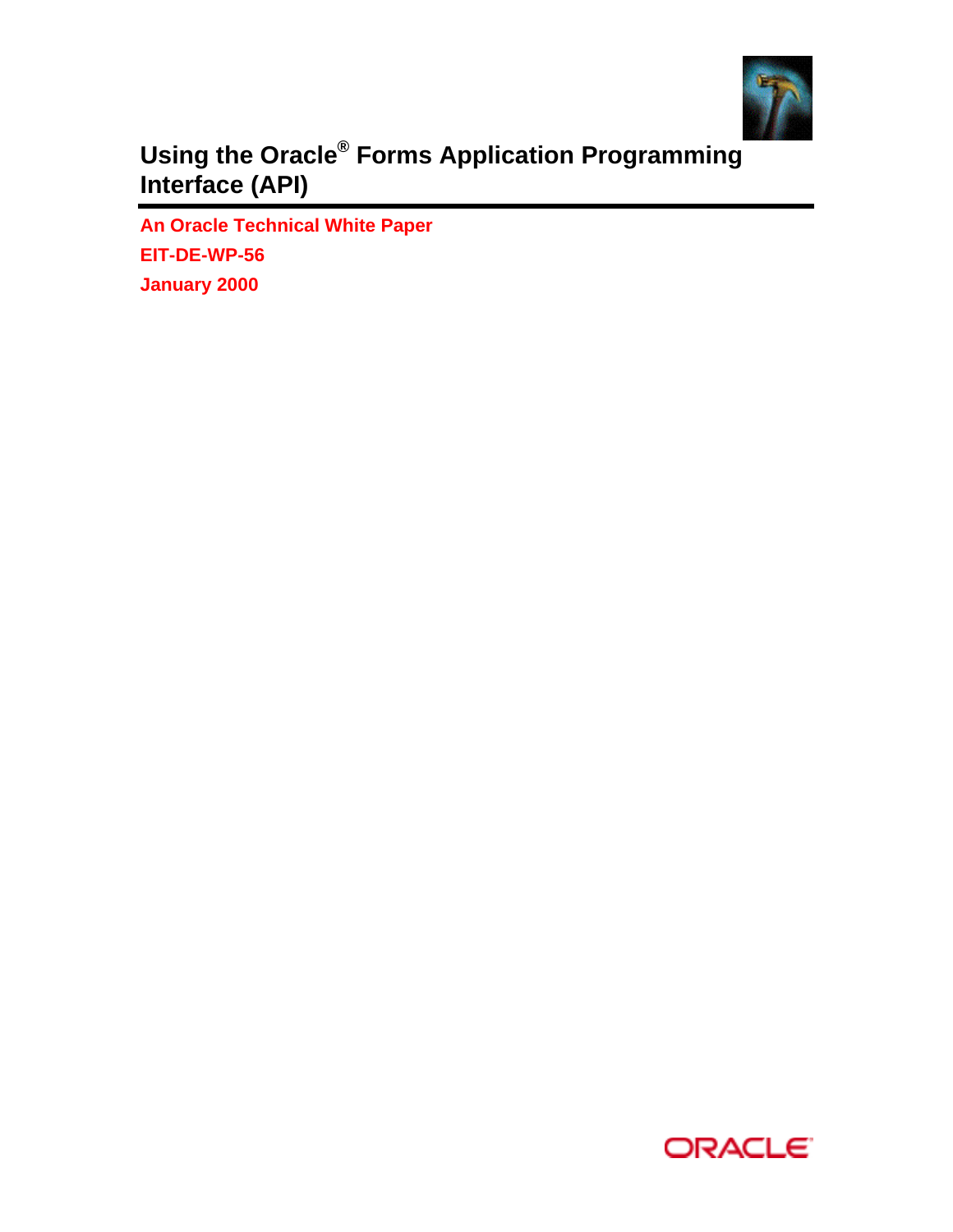# Using the Oracle® Forms Application Programming Interface (API)

**An Oracle Technical White Paper**

**EIT-DE-WP-56**

**January 2000**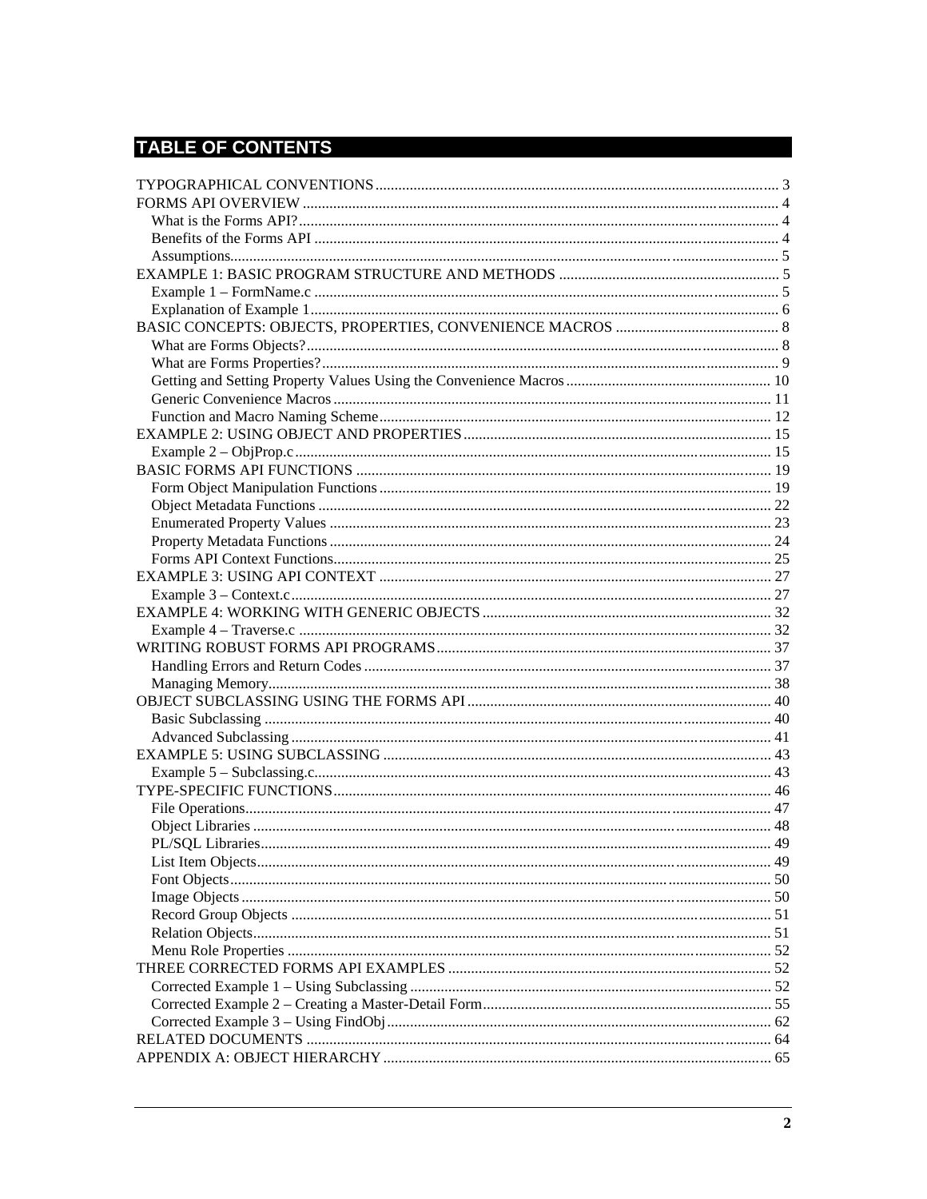# TABLE OF CONTENTS

TYPOGRAPHICAL CONVENTIONS ........................................................................................................ 3
FORMS API OVERVIEW ........................................................................................................................ 4
- What is the Forms API? ........................................................................................................................ 4
- Benefits of the Forms API .................................................................................................................... 4
- Assumptions........................................................................................................................................... 5

EXAMPLE 1: BASIC PROGRAM STRUCTURE AND METHODS ......................................................... 5
- Example 1 – FormName.c ...................................................................................................................... 5
- Explanation of Example 1...................................................................................................................... 6

BASIC CONCEPTS: OBJECTS, PROPERTIES, CONVENIENCE MACROS ........................................... 8
- What are Forms Objects? ........................................................................................................................ 8
- What are Forms Properties? .................................................................................................................... 9
- Getting and Setting Property Values Using the Convenience Macros ..................................................... 10
- Generic Convenience Macros ................................................................................................................ 11
- Function and Macro Naming Scheme..................................................................................................... 12

EXAMPLE 2: USING OBJECT AND PROPERTIES ............................................................................... 15
- Example 2 – ObjProp.c .......................................................................................................................... 15

BASIC FORMS API FUNCTIONS ............................................................................................................ 19
- Form Object Manipulation Functions ..................................................................................................... 19
- Object Metadata Functions ..................................................................................................................... 22
- Enumerated Property Values .................................................................................................................. 23
- Property Metadata Functions .................................................................................................................. 24
- Forms API Context Functions................................................................................................................. 25

EXAMPLE 3: USING API CONTEXT ...................................................................................................... 27
- Example 3 – Context.c ........................................................................................................................... 27

EXAMPLE 4: WORKING WITH GENERIC OBJECTS ........................................................................... 32
- Example 4 – Traverse.c .......................................................................................................................... 32

WRITING ROBUST FORMS API PROGRAMS....................................................................................... 37
- Handling Errors and Return Codes ......................................................................................................... 37
- Managing Memory.................................................................................................................................. 38

OBJECT SUBCLASSING USING THE FORMS API ............................................................................... 40
- Basic Subclassing ................................................................................................................................... 40
- Advanced Subclassing ............................................................................................................................ 41

EXAMPLE 5: USING SUBCLASSING ..................................................................................................... 43
- Example 5 – Subclassing.c...................................................................................................................... 43

TYPE-SPECIFIC FUNCTIONS.................................................................................................................. 46
- File Operations........................................................................................................................................ 47
- Object Libraries ...................................................................................................................................... 48
- PL/SQL Libraries.................................................................................................................................... 49
- List Item Objects..................................................................................................................................... 49
- Font Objects............................................................................................................................................ 50
- Image Objects ......................................................................................................................................... 50
- Record Group Objects ............................................................................................................................ 51
- Relation Objects...................................................................................................................................... 51
- Menu Role Properties ............................................................................................................................. 52

THREE CORRECTED FORMS API EXAMPLES .................................................................................... 52
- Corrected Example 1 – Using Subclassing ............................................................................................. 52
- Corrected Example 2 – Creating a Master-Detail Form........................................................................... 55
- Corrected Example 3 – Using FindObj ................................................................................................... 62

RELATED DOCUMENTS ........................................................................................................................ 64
APPENDIX A: OBJECT HIERARCHY .................................................................................................... 65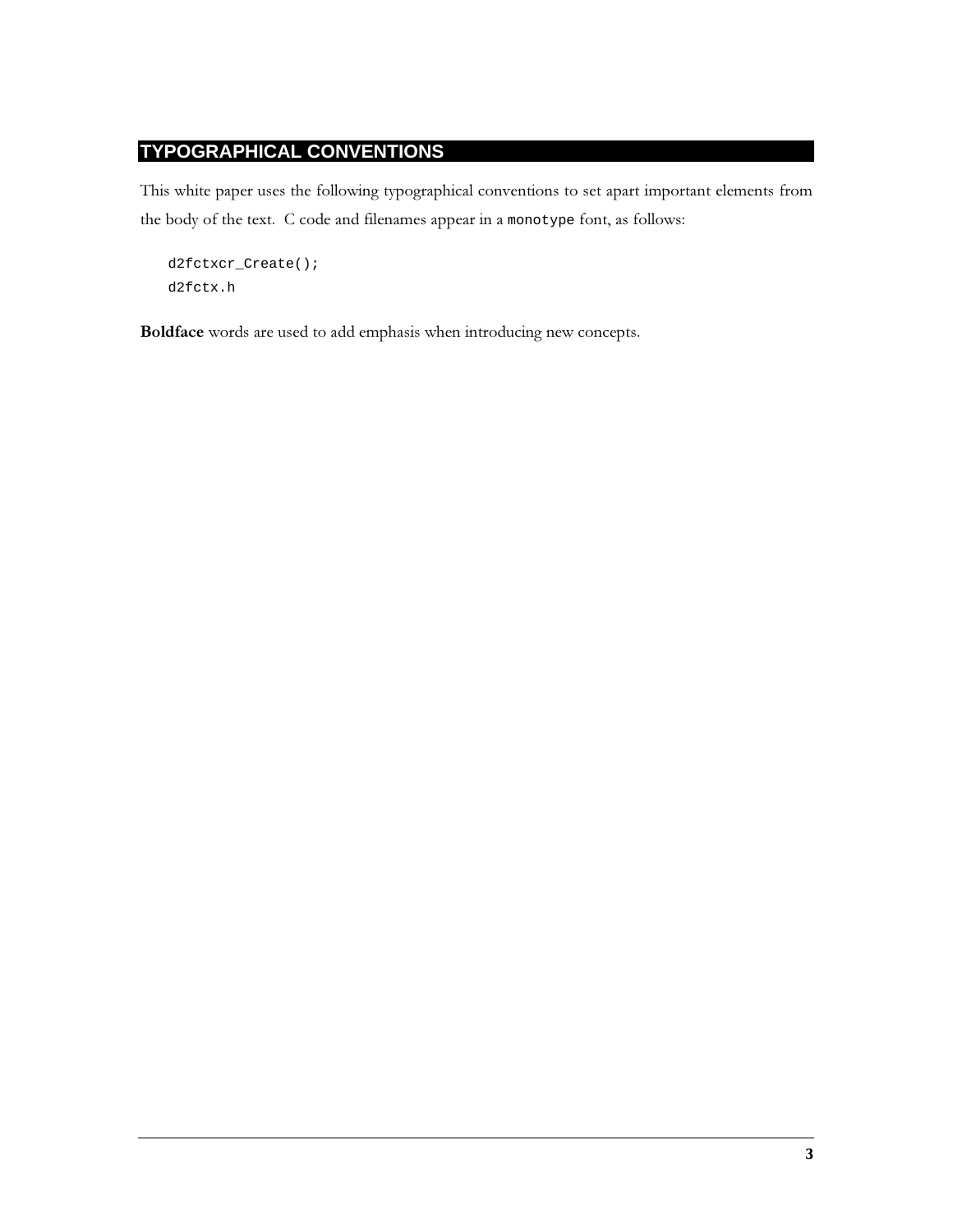# TYPOGRAPHICAL CONVENTIONS

This white paper uses the following typographical conventions to set apart important elements from the body of the text. C code and filenames appear in a `monotype` font, as follows:

```
d2fctxcr_Create();
d2fctx.h
```

**Boldface** words are used to add emphasis when introducing new concepts.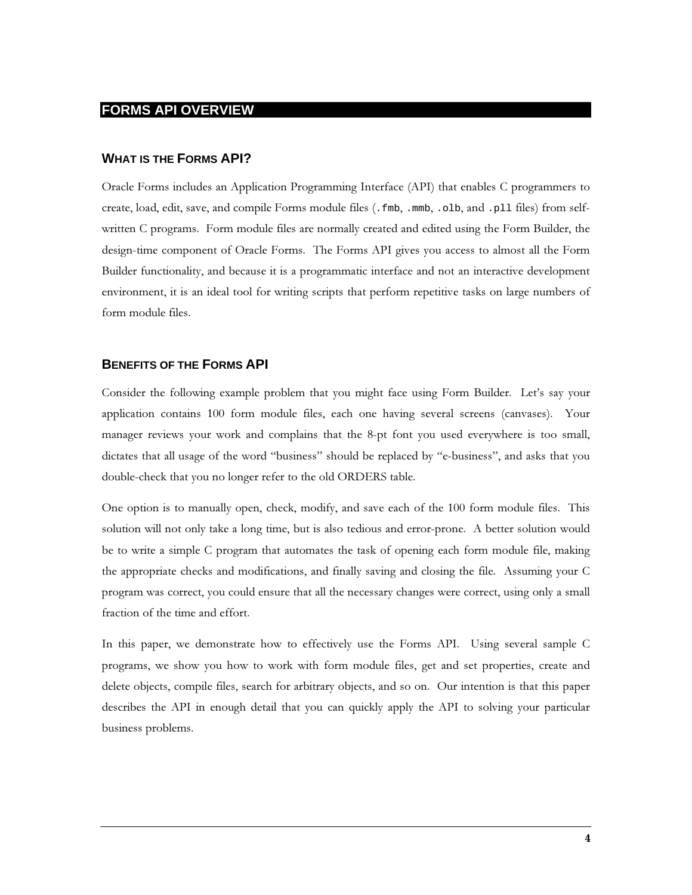# FORMS API OVERVIEW

## What is the Forms API?

Oracle Forms includes an Application Programming Interface (API) that enables C programmers to create, load, edit, save, and compile Forms module files (`.fmb`, `.mmb`, `.olb`, and `.pll` files) from self-written C programs. Form module files are normally created and edited using the Form Builder, the design-time component of Oracle Forms. The Forms API gives you access to almost all the Form Builder functionality, and because it is a programmatic interface and not an interactive development environment, it is an ideal tool for writing scripts that perform repetitive tasks on large numbers of form module files.

## Benefits of the Forms API

Consider the following example problem that you might face using Form Builder. Let's say your application contains 100 form module files, each one having several screens (canvases). Your manager reviews your work and complains that the 8-pt font you used everywhere is too small, dictates that all usage of the word "business" should be replaced by "e-business", and asks that you double-check that you no longer refer to the old ORDERS table.

One option is to manually open, check, modify, and save each of the 100 form module files. This solution will not only take a long time, but is also tedious and error-prone. A better solution would be to write a simple C program that automates the task of opening each form module file, making the appropriate checks and modifications, and finally saving and closing the file. Assuming your C program was correct, you could ensure that all the necessary changes were correct, using only a small fraction of the time and effort.

In this paper, we demonstrate how to effectively use the Forms API. Using several sample C programs, we show you how to work with form module files, get and set properties, create and delete objects, compile files, search for arbitrary objects, and so on. Our intention is that this paper describes the API in enough detail that you can quickly apply the API to solving your particular business problems.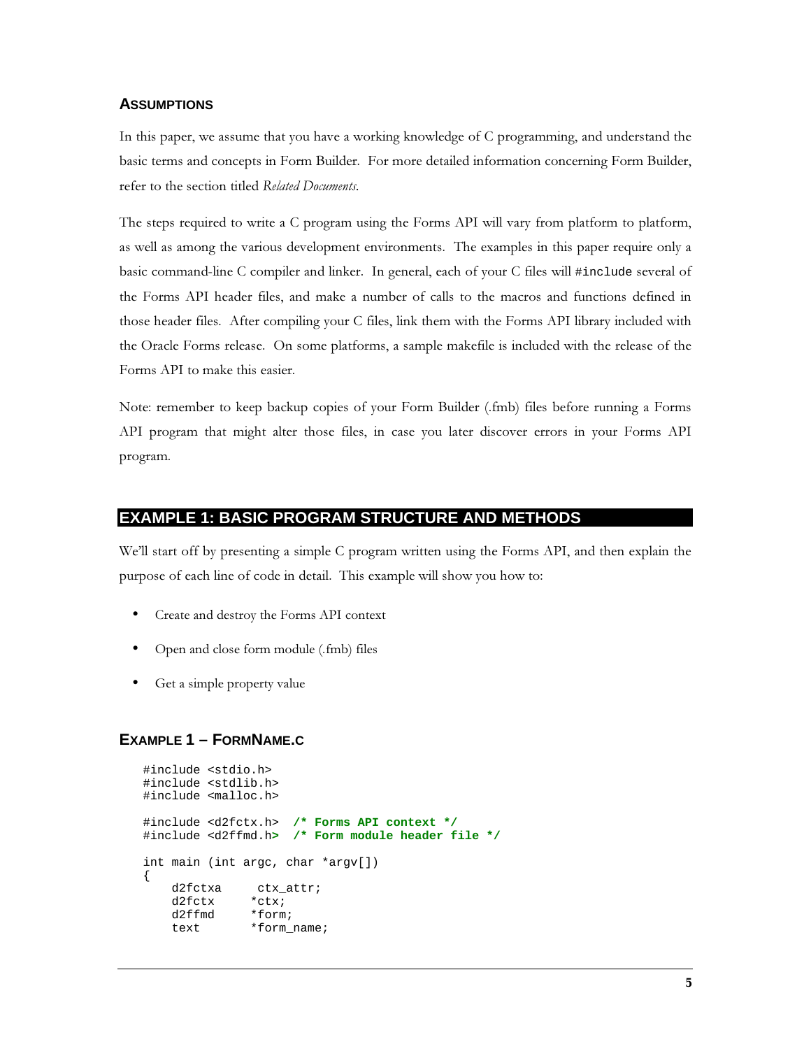### Assumptions

In this paper, we assume that you have a working knowledge of C programming, and understand the basic terms and concepts in Form Builder. For more detailed information concerning Form Builder, refer to the section titled *Related Documents*.

The steps required to write a C program using the Forms API will vary from platform to platform, as well as among the various development environments. The examples in this paper require only a basic command-line C compiler and linker. In general, each of your C files will `#include` several of the Forms API header files, and make a number of calls to the macros and functions defined in those header files. After compiling your C files, link them with the Forms API library included with the Oracle Forms release. On some platforms, a sample makefile is included with the release of the Forms API to make this easier.

Note: remember to keep backup copies of your Form Builder (.fmb) files before running a Forms API program that might alter those files, in case you later discover errors in your Forms API program.

## EXAMPLE 1: BASIC PROGRAM STRUCTURE AND METHODS

We'll start off by presenting a simple C program written using the Forms API, and then explain the purpose of each line of code in detail. This example will show you how to:

- Create and destroy the Forms API context
- Open and close form module (.fmb) files
- Get a simple property value

### Example 1 – FormName.c

```
#include <stdio.h>
#include <stdlib.h>
#include <malloc.h>

#include <d2fctx.h>  /* Forms API context */
#include <d2ffmd.h>  /* Form module header file */

int main (int argc, char *argv[])
{
    d2fctxa     ctx_attr;
    d2fctx     *ctx;
    d2ffmd     *form;
    text       *form_name;
```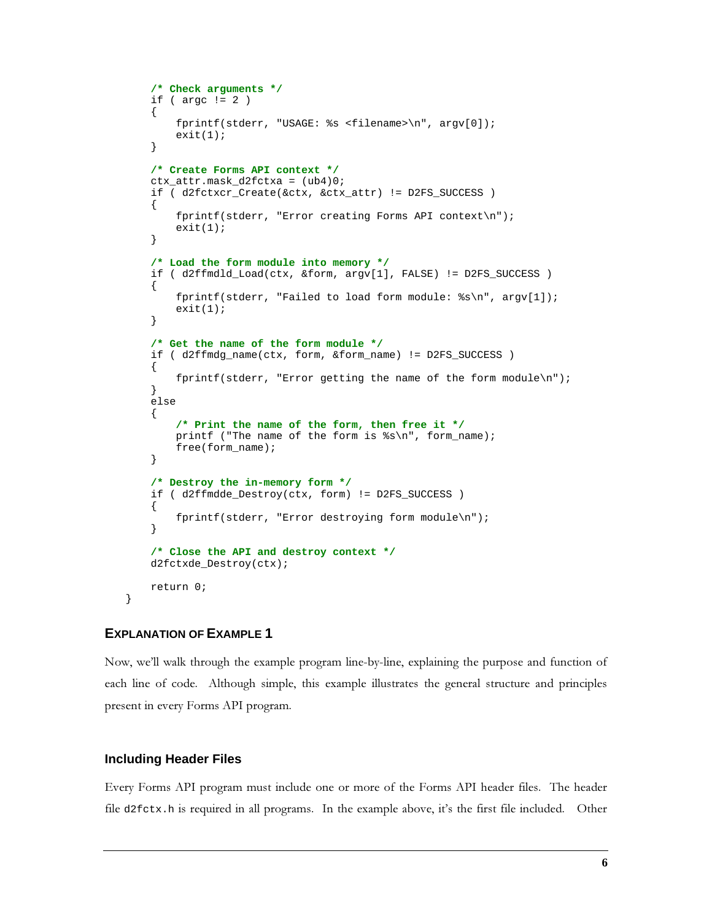```
    /* Check arguments */
    if ( argc != 2 )
    {
        fprintf(stderr, "USAGE: %s <filename>\n", argv[0]);
        exit(1);
    }

    /* Create Forms API context */
    ctx_attr.mask_d2fctxa = (ub4)0;
    if ( d2fctxcr_Create(&ctx, &ctx_attr) != D2FS_SUCCESS )
    {
        fprintf(stderr, "Error creating Forms API context\n");
        exit(1);
    }

    /* Load the form module into memory */
    if ( d2ffmdld_Load(ctx, &form, argv[1], FALSE) != D2FS_SUCCESS )
    {
        fprintf(stderr, "Failed to load form module: %s\n", argv[1]);
        exit(1);
    }

    /* Get the name of the form module */
    if ( d2ffmdg_name(ctx, form, &form_name) != D2FS_SUCCESS )
    {
        fprintf(stderr, "Error getting the name of the form module\n");
    }
    else
    {
        /* Print the name of the form, then free it */
        printf ("The name of the form is %s\n", form_name);
        free(form_name);
    }

    /* Destroy the in-memory form */
    if ( d2ffmdde_Destroy(ctx, form) != D2FS_SUCCESS )
    {
        fprintf(stderr, "Error destroying form module\n");
    }

    /* Close the API and destroy context */
    d2fctxde_Destroy(ctx);

    return 0;
}
```

### EXPLANATION OF EXAMPLE 1

Now, we'll walk through the example program line-by-line, explaining the purpose and function of each line of code. Although simple, this example illustrates the general structure and principles present in every Forms API program.

#### Including Header Files

Every Forms API program must include one or more of the Forms API header files. The header file `d2fctx.h` is required in all programs. In the example above, it's the first file included. Other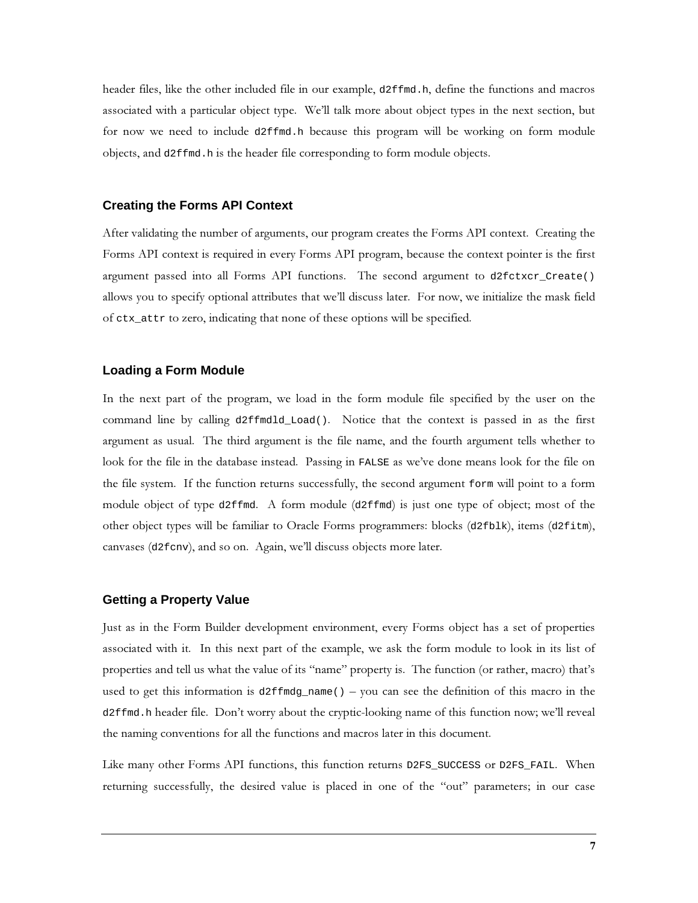header files, like the other included file in our example, `d2ffmd.h`, define the functions and macros associated with a particular object type. We'll talk more about object types in the next section, but for now we need to include `d2ffmd.h` because this program will be working on form module objects, and `d2ffmd.h` is the header file corresponding to form module objects.

### Creating the Forms API Context

After validating the number of arguments, our program creates the Forms API context. Creating the Forms API context is required in every Forms API program, because the context pointer is the first argument passed into all Forms API functions. The second argument to `d2fctxcr_Create()` allows you to specify optional attributes that we'll discuss later. For now, we initialize the mask field of `ctx_attr` to zero, indicating that none of these options will be specified.

### Loading a Form Module

In the next part of the program, we load in the form module file specified by the user on the command line by calling `d2ffmdld_Load()`. Notice that the context is passed in as the first argument as usual. The third argument is the file name, and the fourth argument tells whether to look for the file in the database instead. Passing in `FALSE` as we've done means look for the file on the file system. If the function returns successfully, the second argument `form` will point to a form module object of type `d2ffmd`. A form module (`d2ffmd`) is just one type of object; most of the other object types will be familiar to Oracle Forms programmers: blocks (`d2fblk`), items (`d2fitm`), canvases (`d2fcnv`), and so on. Again, we'll discuss objects more later.

### Getting a Property Value

Just as in the Form Builder development environment, every Forms object has a set of properties associated with it. In this next part of the example, we ask the form module to look in its list of properties and tell us what the value of its "name" property is. The function (or rather, macro) that's used to get this information is `d2ffmdg_name()` – you can see the definition of this macro in the `d2ffmd.h` header file. Don't worry about the cryptic-looking name of this function now; we'll reveal the naming conventions for all the functions and macros later in this document.

Like many other Forms API functions, this function returns `D2FS_SUCCESS` or `D2FS_FAIL`. When returning successfully, the desired value is placed in one of the "out" parameters; in our case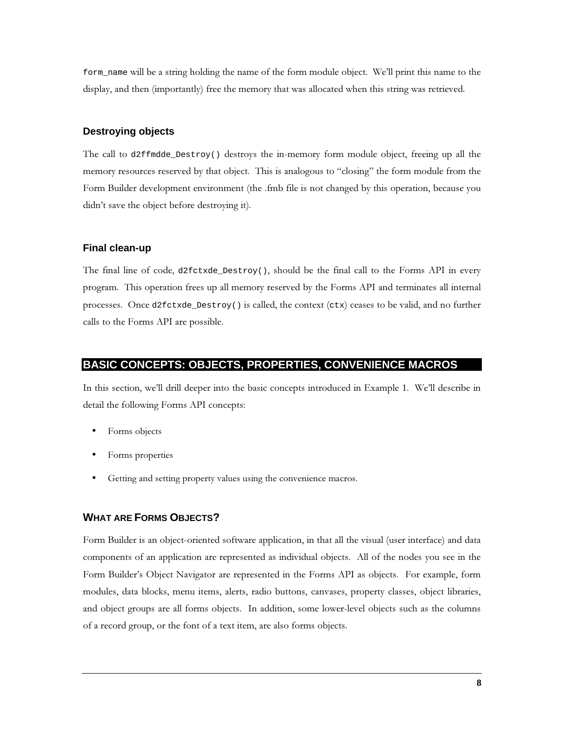`form_name` will be a string holding the name of the form module object. We'll print this name to the display, and then (importantly) free the memory that was allocated when this string was retrieved.

### Destroying objects

The call to `d2ffmdde_Destroy()` destroys the in-memory form module object, freeing up all the memory resources reserved by that object. This is analogous to "closing" the form module from the Form Builder development environment (the .fmb file is not changed by this operation, because you didn't save the object before destroying it).

### Final clean-up

The final line of code, `d2fctxde_Destroy()`, should be the final call to the Forms API in every program. This operation frees up all memory reserved by the Forms API and terminates all internal processes. Once `d2fctxde_Destroy()` is called, the context (`ctx`) ceases to be valid, and no further calls to the Forms API are possible.

## BASIC CONCEPTS: OBJECTS, PROPERTIES, CONVENIENCE MACROS

In this section, we'll drill deeper into the basic concepts introduced in Example 1. We'll describe in detail the following Forms API concepts:

- Forms objects
- Forms properties
- Getting and setting property values using the convenience macros.

### WHAT ARE FORMS OBJECTS?

Form Builder is an object-oriented software application, in that all the visual (user interface) and data components of an application are represented as individual objects. All of the nodes you see in the Form Builder's Object Navigator are represented in the Forms API as objects. For example, form modules, data blocks, menu items, alerts, radio buttons, canvases, property classes, object libraries, and object groups are all forms objects. In addition, some lower-level objects such as the columns of a record group, or the font of a text item, are also forms objects.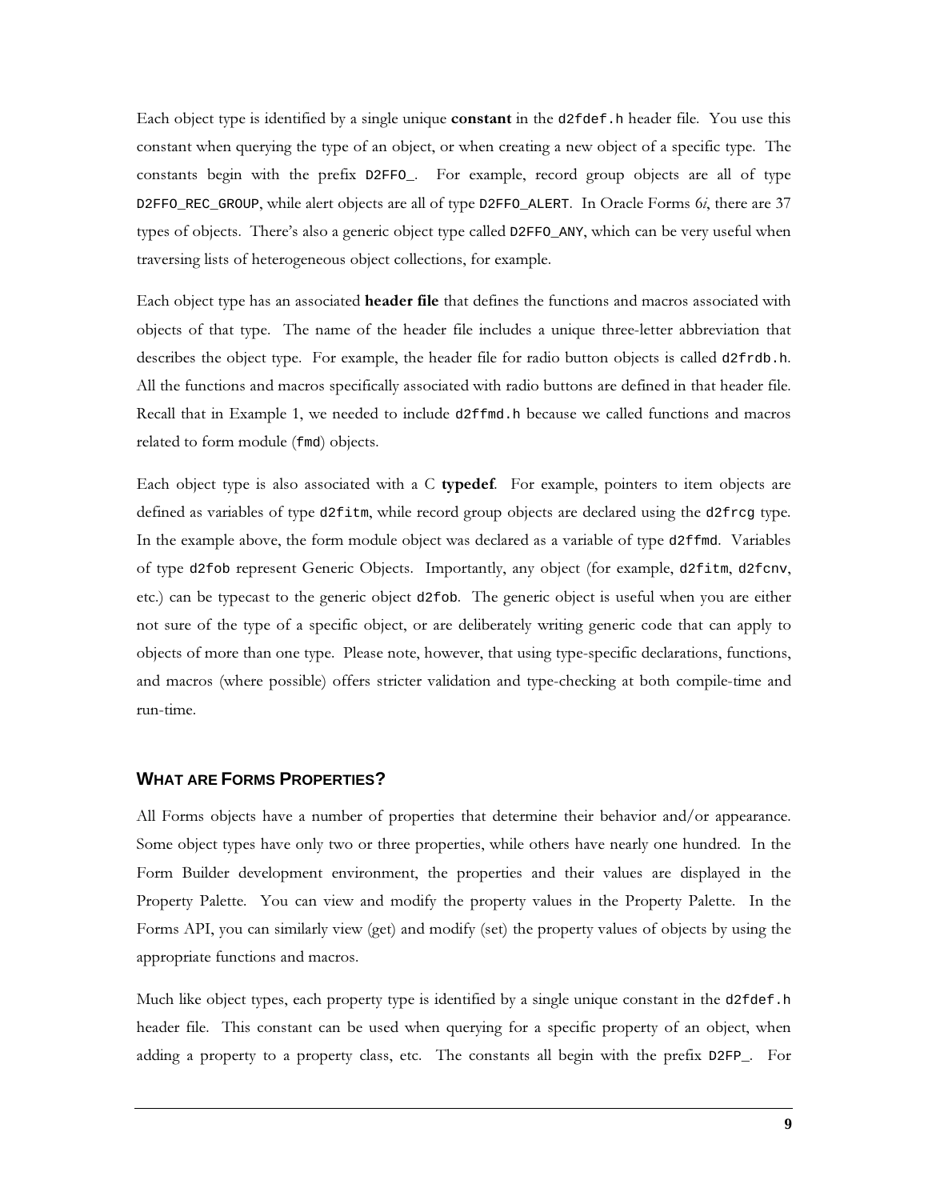Each object type is identified by a single unique **constant** in the `d2fdef.h` header file. You use this constant when querying the type of an object, or when creating a new object of a specific type. The constants begin with the prefix `D2FFO_`. For example, record group objects are all of type `D2FFO_REC_GROUP`, while alert objects are all of type `D2FFO_ALERT`. In Oracle Forms 6*i*, there are 37 types of objects. There's also a generic object type called `D2FFO_ANY`, which can be very useful when traversing lists of heterogeneous object collections, for example.

Each object type has an associated **header file** that defines the functions and macros associated with objects of that type. The name of the header file includes a unique three-letter abbreviation that describes the object type. For example, the header file for radio button objects is called `d2frdb.h`. All the functions and macros specifically associated with radio buttons are defined in that header file. Recall that in Example 1, we needed to include `d2ffmd.h` because we called functions and macros related to form module (`fmd`) objects.

Each object type is also associated with a C **typedef**. For example, pointers to item objects are defined as variables of type `d2fitm`, while record group objects are declared using the `d2frcg` type. In the example above, the form module object was declared as a variable of type `d2ffmd`. Variables of type `d2fob` represent Generic Objects. Importantly, any object (for example, `d2fitm`, `d2fcnv`, etc.) can be typecast to the generic object `d2fob`. The generic object is useful when you are either not sure of the type of a specific object, or are deliberately writing generic code that can apply to objects of more than one type. Please note, however, that using type-specific declarations, functions, and macros (where possible) offers stricter validation and type-checking at both compile-time and run-time.

## WHAT ARE FORMS PROPERTIES?

All Forms objects have a number of properties that determine their behavior and/or appearance. Some object types have only two or three properties, while others have nearly one hundred. In the Form Builder development environment, the properties and their values are displayed in the Property Palette. You can view and modify the property values in the Property Palette. In the Forms API, you can similarly view (get) and modify (set) the property values of objects by using the appropriate functions and macros.

Much like object types, each property type is identified by a single unique constant in the `d2fdef.h` header file. This constant can be used when querying for a specific property of an object, when adding a property to a property class, etc. The constants all begin with the prefix `D2FP_`. For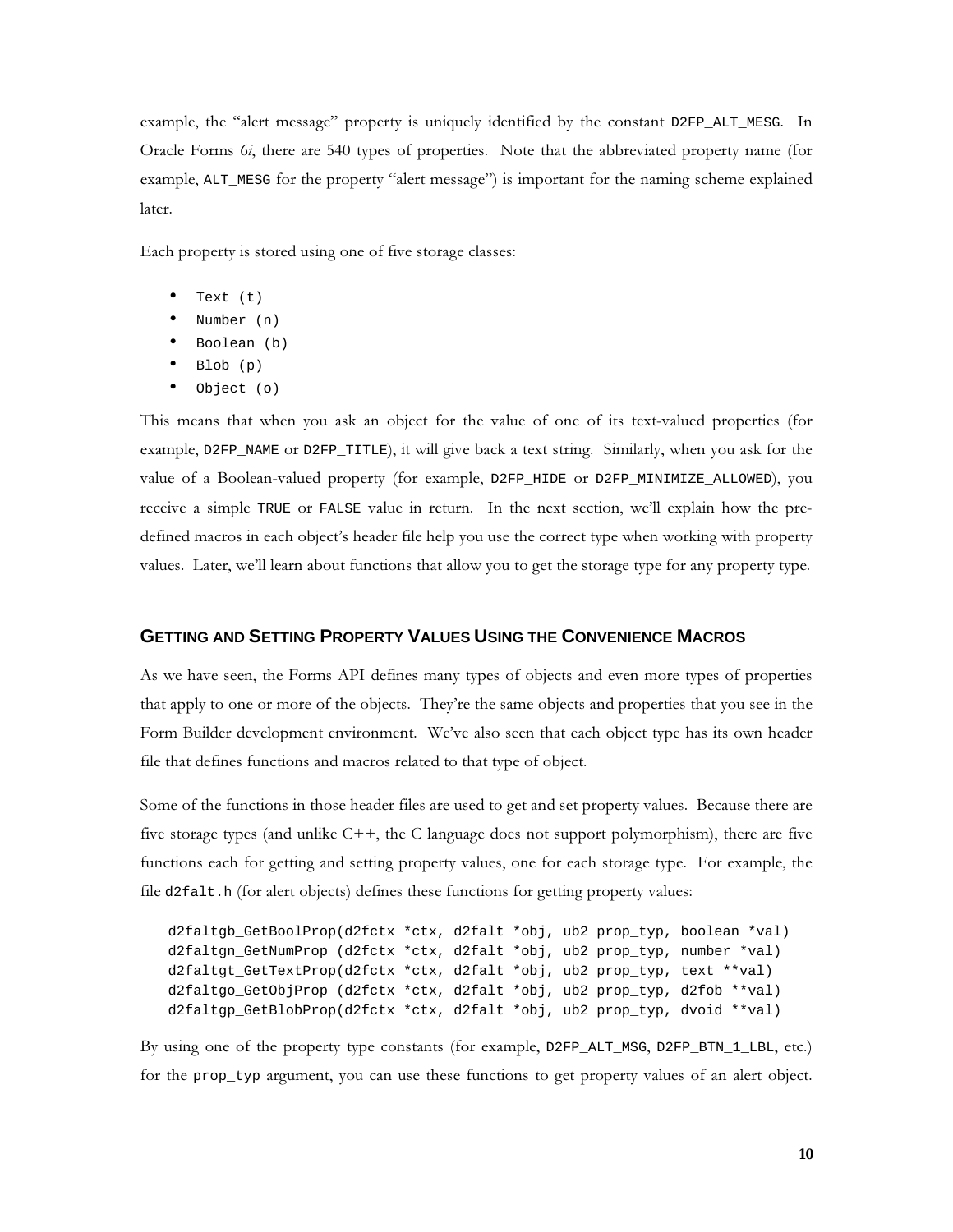example, the "alert message" property is uniquely identified by the constant `D2FP_ALT_MESG`. In Oracle Forms 6*i*, there are 540 types of properties. Note that the abbreviated property name (for example, `ALT_MESG` for the property "alert message") is important for the naming scheme explained later.

Each property is stored using one of five storage classes:

- `Text (t)`
- `Number (n)`
- `Boolean (b)`
- `Blob (p)`
- `Object (o)`

This means that when you ask an object for the value of one of its text-valued properties (for example, `D2FP_NAME` or `D2FP_TITLE`), it will give back a text string. Similarly, when you ask for the value of a Boolean-valued property (for example, `D2FP_HIDE` or `D2FP_MINIMIZE_ALLOWED`), you receive a simple `TRUE` or `FALSE` value in return. In the next section, we'll explain how the pre-defined macros in each object's header file help you use the correct type when working with property values. Later, we'll learn about functions that allow you to get the storage type for any property type.

### GETTING AND SETTING PROPERTY VALUES USING THE CONVENIENCE MACROS

As we have seen, the Forms API defines many types of objects and even more types of properties that apply to one or more of the objects. They're the same objects and properties that you see in the Form Builder development environment. We've also seen that each object type has its own header file that defines functions and macros related to that type of object.

Some of the functions in those header files are used to get and set property values. Because there are five storage types (and unlike C++, the C language does not support polymorphism), there are five functions each for getting and setting property values, one for each storage type. For example, the file `d2falt.h` (for alert objects) defines these functions for getting property values:

```
d2faltgb_GetBoolProp(d2fctx *ctx, d2falt *obj, ub2 prop_typ, boolean *val)
d2faltgn_GetNumProp (d2fctx *ctx, d2falt *obj, ub2 prop_typ, number *val)
d2faltgt_GetTextProp(d2fctx *ctx, d2falt *obj, ub2 prop_typ, text **val)
d2faltgo_GetObjProp (d2fctx *ctx, d2falt *obj, ub2 prop_typ, d2fob **val)
d2faltgp_GetBlobProp(d2fctx *ctx, d2falt *obj, ub2 prop_typ, dvoid **val)
```

By using one of the property type constants (for example, `D2FP_ALT_MSG`, `D2FP_BTN_1_LBL`, etc.) for the `prop_typ` argument, you can use these functions to get property values of an alert object.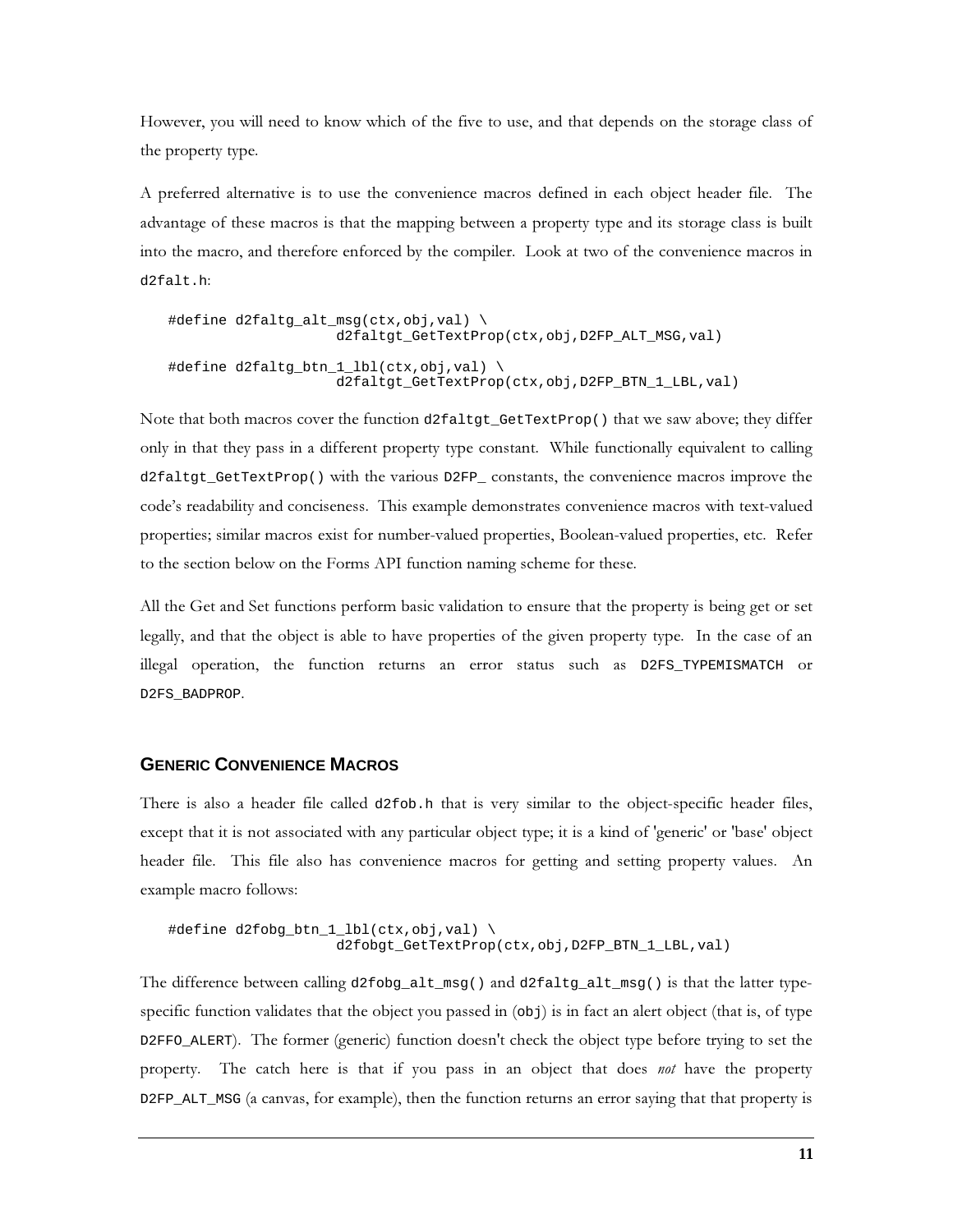However, you will need to know which of the five to use, and that depends on the storage class of the property type.

A preferred alternative is to use the convenience macros defined in each object header file. The advantage of these macros is that the mapping between a property type and its storage class is built into the macro, and therefore enforced by the compiler. Look at two of the convenience macros in `d2falt.h`:

```
#define d2faltg_alt_msg(ctx,obj,val) \
                    d2faltgt_GetTextProp(ctx,obj,D2FP_ALT_MSG,val)

#define d2faltg_btn_1_lbl(ctx,obj,val) \
                    d2faltgt_GetTextProp(ctx,obj,D2FP_BTN_1_LBL,val)
```

Note that both macros cover the function `d2faltgt_GetTextProp()` that we saw above; they differ only in that they pass in a different property type constant. While functionally equivalent to calling `d2faltgt_GetTextProp()` with the various `D2FP_` constants, the convenience macros improve the code's readability and conciseness. This example demonstrates convenience macros with text-valued properties; similar macros exist for number-valued properties, Boolean-valued properties, etc. Refer to the section below on the Forms API function naming scheme for these.

All the Get and Set functions perform basic validation to ensure that the property is being get or set legally, and that the object is able to have properties of the given property type. In the case of an illegal operation, the function returns an error status such as `D2FS_TYPEMISMATCH` or `D2FS_BADPROP`.

## Generic Convenience Macros

There is also a header file called `d2fob.h` that is very similar to the object-specific header files, except that it is not associated with any particular object type; it is a kind of 'generic' or 'base' object header file. This file also has convenience macros for getting and setting property values. An example macro follows:

```
#define d2fobg_btn_1_lbl(ctx,obj,val) \
                    d2fobgt_GetTextProp(ctx,obj,D2FP_BTN_1_LBL,val)
```

The difference between calling `d2fobg_alt_msg()` and `d2faltg_alt_msg()` is that the latter type-specific function validates that the object you passed in (`obj`) is in fact an alert object (that is, of type `D2FFO_ALERT`). The former (generic) function doesn't check the object type before trying to set the property. The catch here is that if you pass in an object that does *not* have the property `D2FP_ALT_MSG` (a canvas, for example), then the function returns an error saying that that property is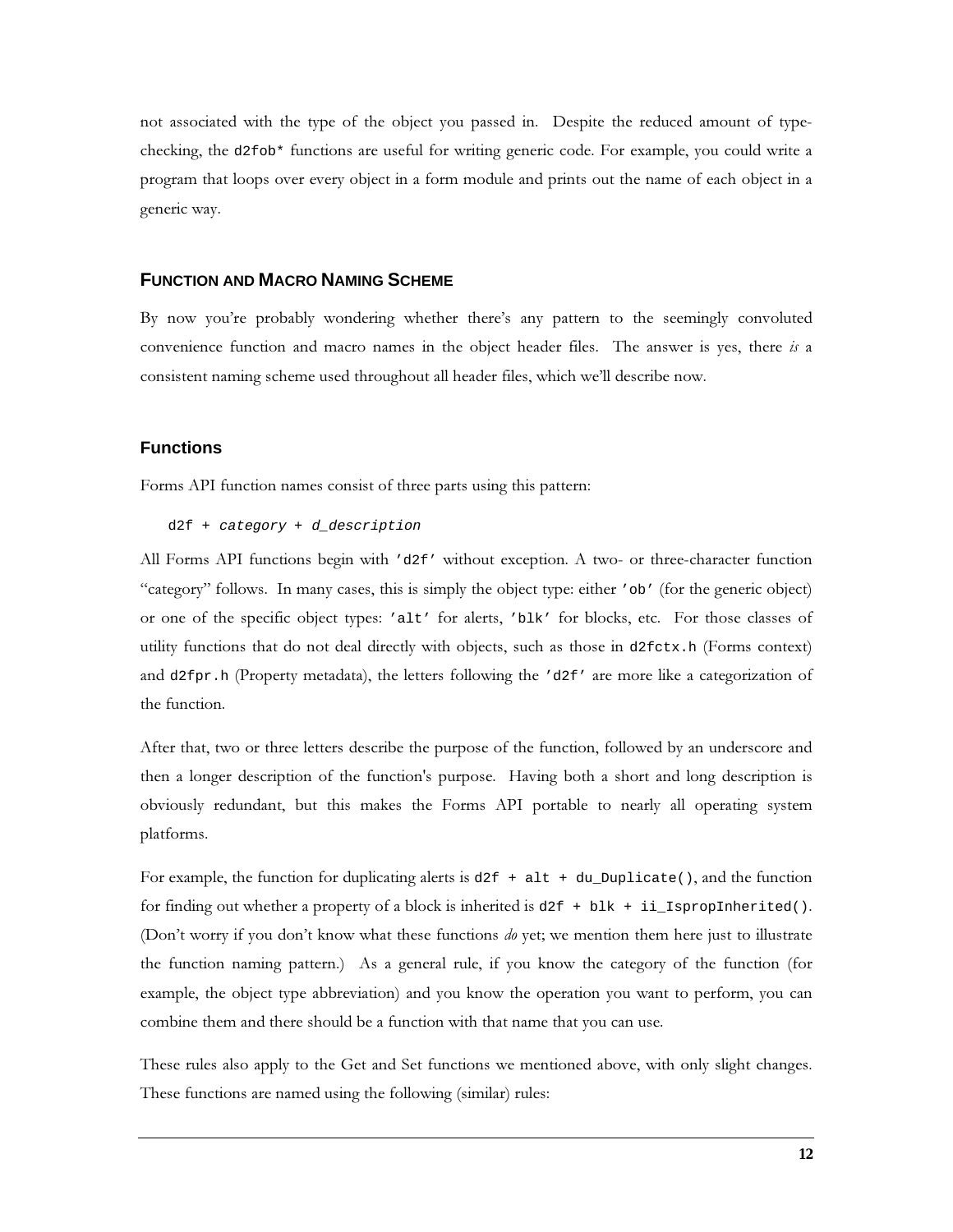not associated with the type of the object you passed in. Despite the reduced amount of type-checking, the `d2fob*` functions are useful for writing generic code. For example, you could write a program that loops over every object in a form module and prints out the name of each object in a generic way.

## FUNCTION AND MACRO NAMING SCHEME

By now you're probably wondering whether there's any pattern to the seemingly convoluted convenience function and macro names in the object header files. The answer is yes, there *is* a consistent naming scheme used throughout all header files, which we'll describe now.

### Functions

Forms API function names consist of three parts using this pattern:

```
d2f + category + d_description
```

All Forms API functions begin with `'d2f'` without exception. A two- or three-character function "category" follows. In many cases, this is simply the object type: either `'ob'` (for the generic object) or one of the specific object types: `'alt'` for alerts, `'blk'` for blocks, etc. For those classes of utility functions that do not deal directly with objects, such as those in `d2fctx.h` (Forms context) and `d2fpr.h` (Property metadata), the letters following the `'d2f'` are more like a categorization of the function.

After that, two or three letters describe the purpose of the function, followed by an underscore and then a longer description of the function's purpose. Having both a short and long description is obviously redundant, but this makes the Forms API portable to nearly all operating system platforms.

For example, the function for duplicating alerts is `d2f + alt + du_Duplicate()`, and the function for finding out whether a property of a block is inherited is `d2f + blk + ii_IspropInherited()`. (Don't worry if you don't know what these functions *do* yet; we mention them here just to illustrate the function naming pattern.) As a general rule, if you know the category of the function (for example, the object type abbreviation) and you know the operation you want to perform, you can combine them and there should be a function with that name that you can use.

These rules also apply to the Get and Set functions we mentioned above, with only slight changes. These functions are named using the following (similar) rules: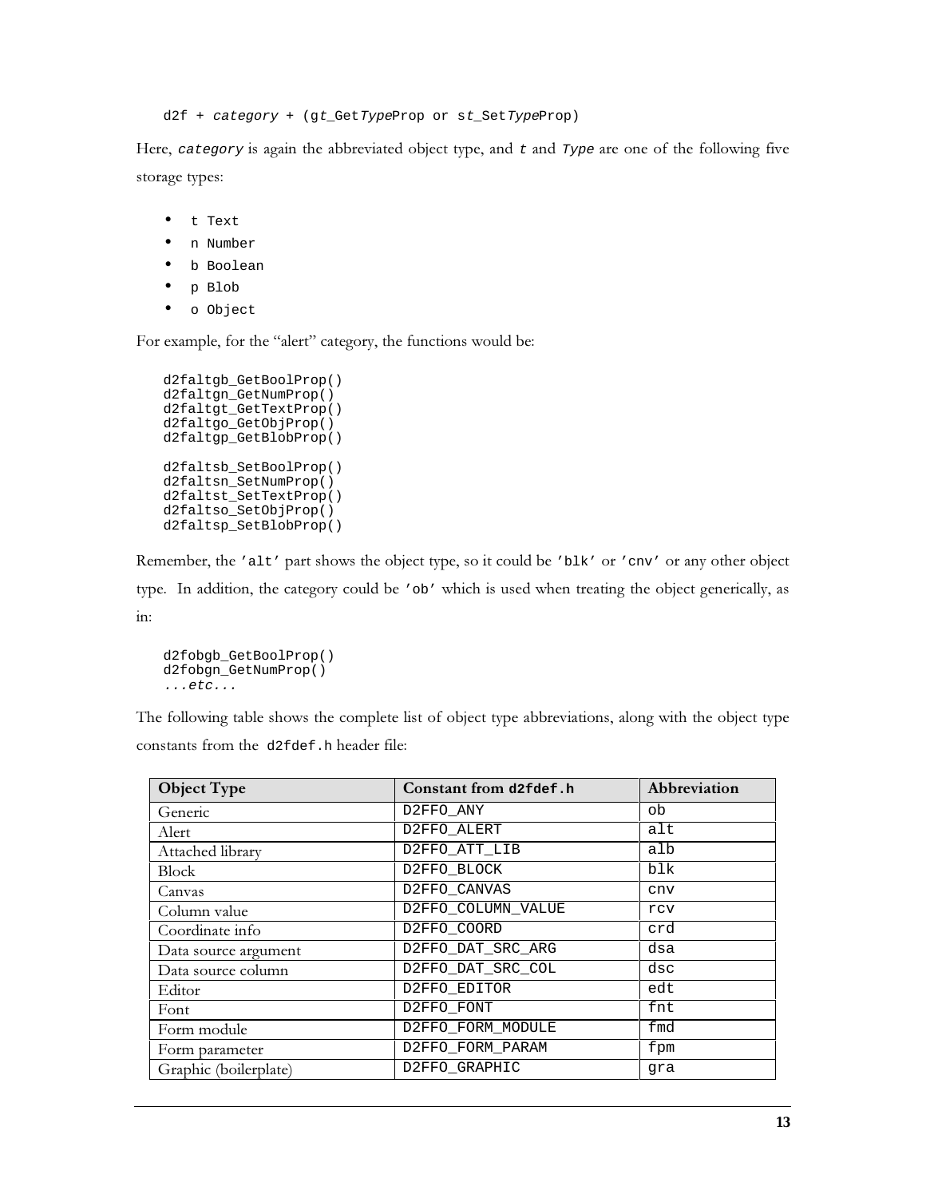```
d2f + category + (gt_GetTypeProp or st_SetTypeProp)
```

Here, *category* is again the abbreviated object type, and *t* and *Type* are one of the following five storage types:

- `t Text`
- `n Number`
- `b Boolean`
- `p Blob`
- `o Object`

For example, for the "alert" category, the functions would be:

```
d2faltgb_GetBoolProp()
d2faltgn_GetNumProp()
d2faltgt_GetTextProp()
d2faltgo_GetObjProp()
d2faltgp_GetBlobProp()

d2faltsb_SetBoolProp()
d2faltsn_SetNumProp()
d2faltst_SetTextProp()
d2faltso_SetObjProp()
d2faltsp_SetBlobProp()
```

Remember, the `'alt'` part shows the object type, so it could be `'blk'` or `'cnv'` or any other object type. In addition, the category could be `'ob'` which is used when treating the object generically, as in:

```
d2fobgb_GetBoolProp()
d2fobgn_GetNumProp()
...etc...
```

The following table shows the complete list of object type abbreviations, along with the object type constants from the `d2fdef.h` header file:

| Object Type | Constant from `d2fdef.h` | Abbreviation |
|---|---|---|
| Generic | D2FFO_ANY | ob |
| Alert | D2FFO_ALERT | alt |
| Attached library | D2FFO_ATT_LIB | alb |
| Block | D2FFO_BLOCK | blk |
| Canvas | D2FFO_CANVAS | cnv |
| Column value | D2FFO_COLUMN_VALUE | rcv |
| Coordinate info | D2FFO_COORD | crd |
| Data source argument | D2FFO_DAT_SRC_ARG | dsa |
| Data source column | D2FFO_DAT_SRC_COL | dsc |
| Editor | D2FFO_EDITOR | edt |
| Font | D2FFO_FONT | fnt |
| Form module | D2FFO_FORM_MODULE | fmd |
| Form parameter | D2FFO_FORM_PARAM | fpm |
| Graphic (boilerplate) | D2FFO_GRAPHIC | gra |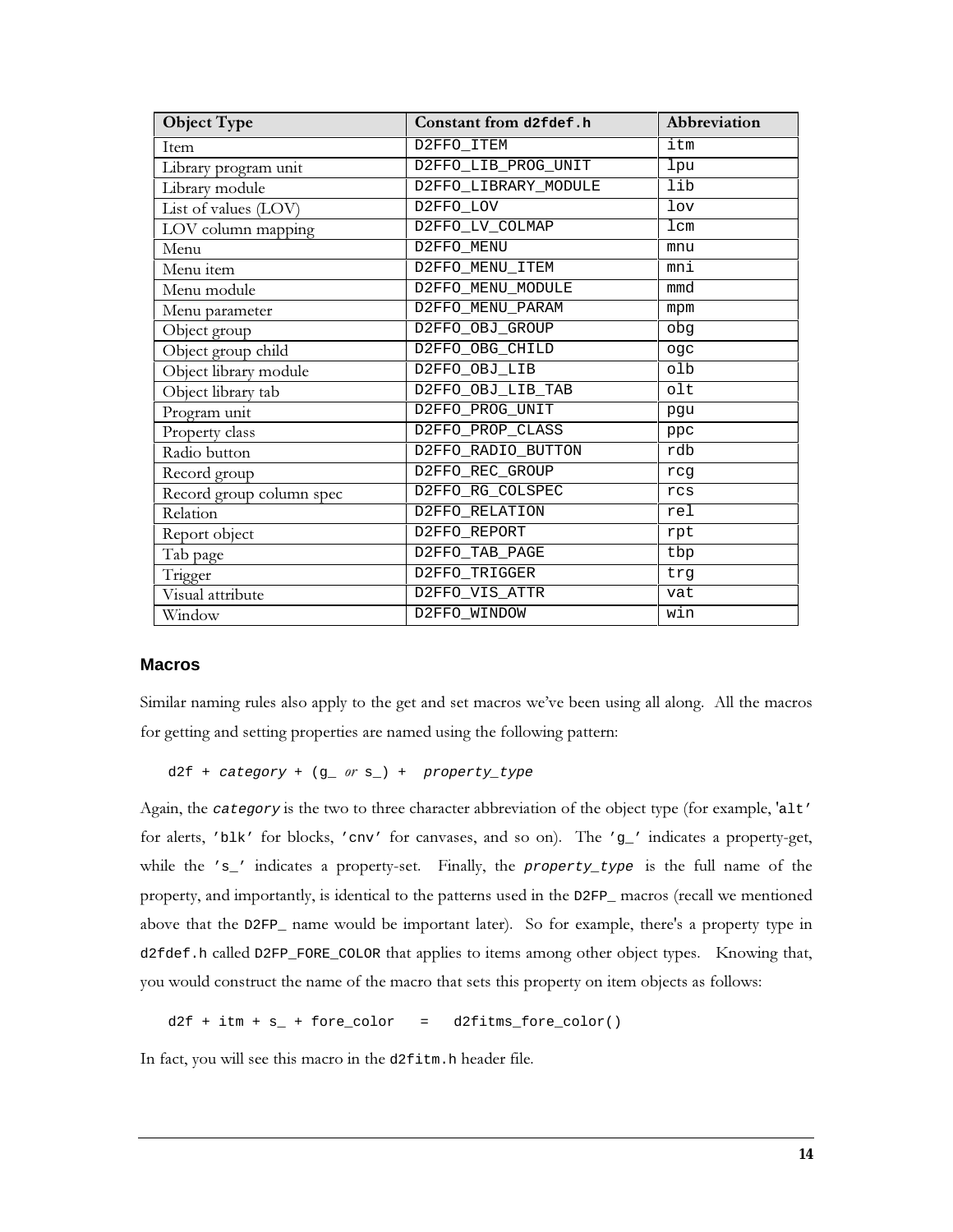| Object Type | Constant from `d2fdef.h` | Abbreviation |
|---|---|---|
| Item | D2FFO_ITEM | itm |
| Library program unit | D2FFO_LIB_PROG_UNIT | lpu |
| Library module | D2FFO_LIBRARY_MODULE | lib |
| List of values (LOV) | D2FFO_LOV | lov |
| LOV column mapping | D2FFO_LV_COLMAP | lcm |
| Menu | D2FFO_MENU | mnu |
| Menu item | D2FFO_MENU_ITEM | mni |
| Menu module | D2FFO_MENU_MODULE | mmd |
| Menu parameter | D2FFO_MENU_PARAM | mpm |
| Object group | D2FFO_OBJ_GROUP | obg |
| Object group child | D2FFO_OBG_CHILD | ogc |
| Object library module | D2FFO_OBJ_LIB | olb |
| Object library tab | D2FFO_OBJ_LIB_TAB | olt |
| Program unit | D2FFO_PROG_UNIT | pgu |
| Property class | D2FFO_PROP_CLASS | ppc |
| Radio button | D2FFO_RADIO_BUTTON | rdb |
| Record group | D2FFO_REC_GROUP | rcg |
| Record group column spec | D2FFO_RG_COLSPEC | rcs |
| Relation | D2FFO_RELATION | rel |
| Report object | D2FFO_REPORT | rpt |
| Tab page | D2FFO_TAB_PAGE | tbp |
| Trigger | D2FFO_TRIGGER | trg |
| Visual attribute | D2FFO_VIS_ATTR | vat |
| Window | D2FFO_WINDOW | win |

### Macros

Similar naming rules also apply to the get and set macros we've been using all along. All the macros for getting and setting properties are named using the following pattern:

```
d2f + category + (g_ or s_) + property_type
```

Again, the *category* is the two to three character abbreviation of the object type (for example, 'alt' for alerts, 'blk' for blocks, 'cnv' for canvases, and so on). The 'g_' indicates a property-get, while the 's_' indicates a property-set. Finally, the *property_type* is the full name of the property, and importantly, is identical to the patterns used in the D2FP_ macros (recall we mentioned above that the D2FP_ name would be important later). So for example, there's a property type in `d2fdef.h` called D2FP_FORE_COLOR that applies to items among other object types. Knowing that, you would construct the name of the macro that sets this property on item objects as follows:

```
d2f + itm + s_ + fore_color   =   d2fitms_fore_color()
```

In fact, you will see this macro in the `d2fitm.h` header file.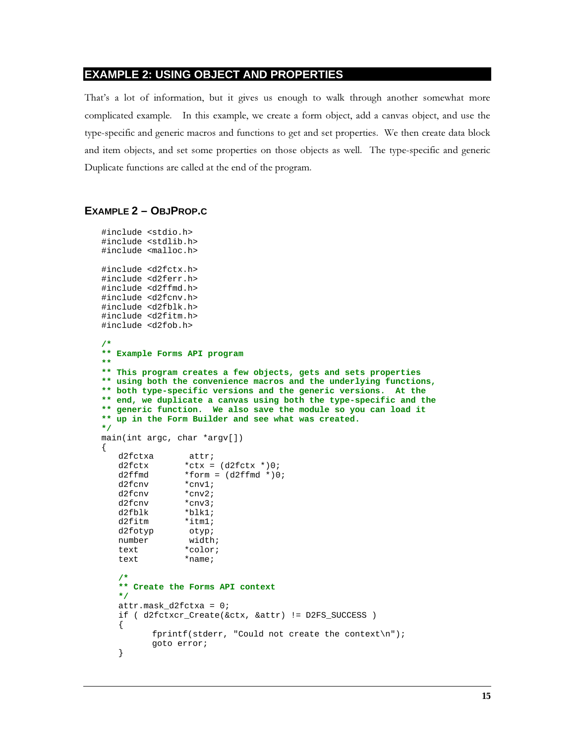## EXAMPLE 2: USING OBJECT AND PROPERTIES

That's a lot of information, but it gives us enough to walk through another somewhat more complicated example. In this example, we create a form object, add a canvas object, and use the type-specific and generic macros and functions to get and set properties. We then create data block and item objects, and set some properties on those objects as well. The type-specific and generic Duplicate functions are called at the end of the program.

### EXAMPLE 2 – OBJPROP.C

```
#include <stdio.h>
#include <stdlib.h>
#include <malloc.h>

#include <d2fctx.h>
#include <d2ferr.h>
#include <d2ffmd.h>
#include <d2fcnv.h>
#include <d2fblk.h>
#include <d2fitm.h>
#include <d2fob.h>

/*
** Example Forms API program
**
** This program creates a few objects, gets and sets properties
** using both the convenience macros and the underlying functions,
** both type-specific versions and the generic versions.  At the
** end, we duplicate a canvas using both the type-specific and the
** generic function.  We also save the module so you can load it
** up in the Form Builder and see what was created.
*/
main(int argc, char *argv[])
{
   d2fctxa       attr;
   d2fctx       *ctx = (d2fctx *)0;
   d2ffmd       *form = (d2ffmd *)0;
   d2fcnv       *cnv1;
   d2fcnv       *cnv2;
   d2fcnv       *cnv3;
   d2fblk       *blk1;
   d2fitm       *itm1;
   d2fotyp       otyp;
   number        width;
   text         *color;
   text         *name;

   /*
   ** Create the Forms API context
   */
   attr.mask_d2fctxa = 0;
   if ( d2fctxcr_Create(&ctx, &attr) != D2FS_SUCCESS )
   {
         fprintf(stderr, "Could not create the context\n");
         goto error;
   }
```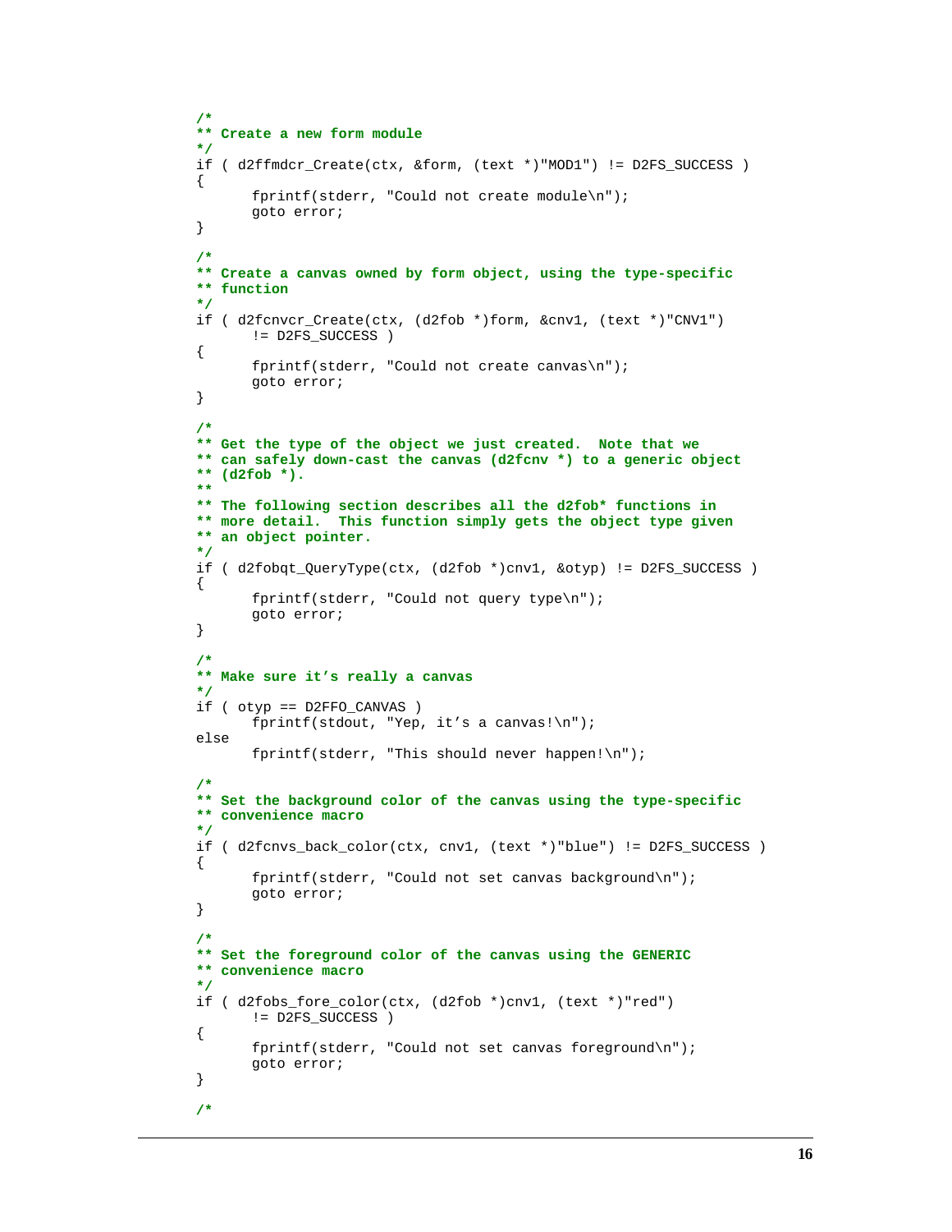```
/*
** Create a new form module
*/
if ( d2ffmdcr_Create(ctx, &form, (text *)"MOD1") != D2FS_SUCCESS )
{
      fprintf(stderr, "Could not create module\n");
      goto error;
}

/*
** Create a canvas owned by form object, using the type-specific
** function
*/
if ( d2fcnvcr_Create(ctx, (d2fob *)form, &cnv1, (text *)"CNV1")
      != D2FS_SUCCESS )
{
      fprintf(stderr, "Could not create canvas\n");
      goto error;
}

/*
** Get the type of the object we just created.  Note that we
** can safely down-cast the canvas (d2fcnv *) to a generic object
** (d2fob *).
**
** The following section describes all the d2fob* functions in
** more detail.  This function simply gets the object type given
** an object pointer.
*/
if ( d2fobqt_QueryType(ctx, (d2fob *)cnv1, &otyp) != D2FS_SUCCESS )
{
      fprintf(stderr, "Could not query type\n");
      goto error;
}

/*
** Make sure it's really a canvas
*/
if ( otyp == D2FFO_CANVAS )
      fprintf(stdout, "Yep, it's a canvas!\n");
else
      fprintf(stderr, "This should never happen!\n");

/*
** Set the background color of the canvas using the type-specific
** convenience macro
*/
if ( d2fcnvs_back_color(ctx, cnv1, (text *)"blue") != D2FS_SUCCESS )
{
      fprintf(stderr, "Could not set canvas background\n");
      goto error;
}

/*
** Set the foreground color of the canvas using the GENERIC
** convenience macro
*/
if ( d2fobs_fore_color(ctx, (d2fob *)cnv1, (text *)"red")
      != D2FS_SUCCESS )
{
      fprintf(stderr, "Could not set canvas foreground\n");
      goto error;
}

/*
```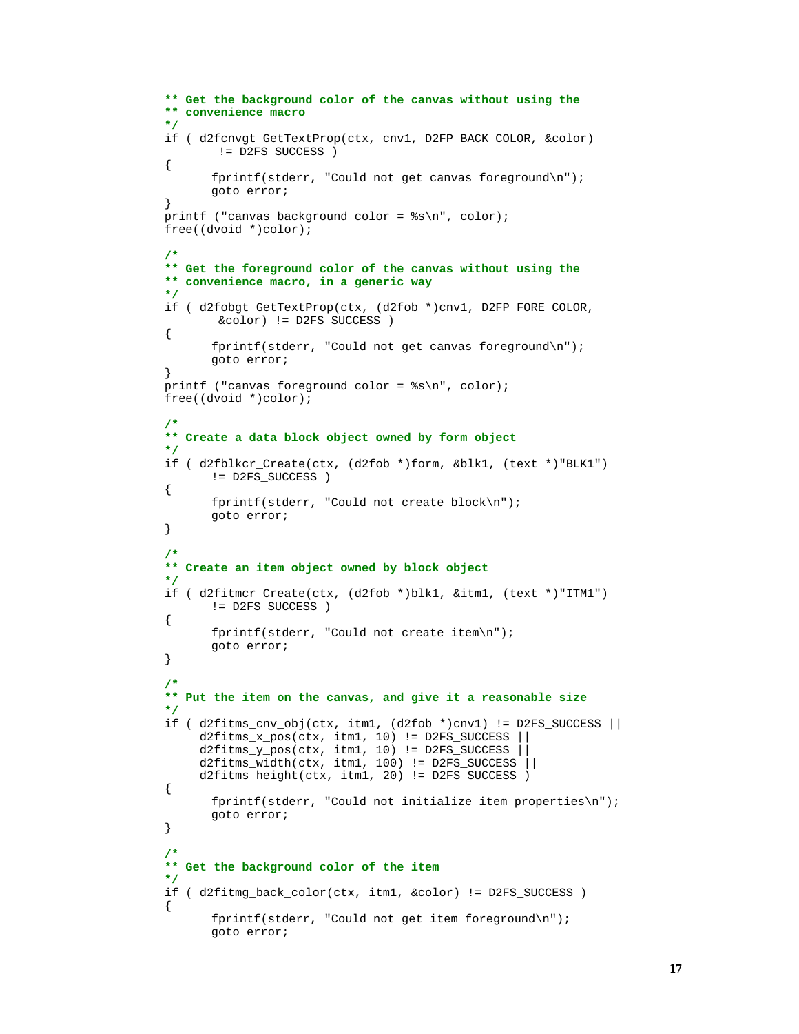```
** Get the background color of the canvas without using the
** convenience macro
*/
if ( d2fcnvgt_GetTextProp(ctx, cnv1, D2FP_BACK_COLOR, &color)
        != D2FS_SUCCESS )
{
       fprintf(stderr, "Could not get canvas foreground\n");
       goto error;
}
printf ("canvas background color = %s\n", color);
free((dvoid *)color);

/*
** Get the foreground color of the canvas without using the
** convenience macro, in a generic way
*/
if ( d2fobgt_GetTextProp(ctx, (d2fob *)cnv1, D2FP_FORE_COLOR,
        &color) != D2FS_SUCCESS )
{
       fprintf(stderr, "Could not get canvas foreground\n");
       goto error;
}
printf ("canvas foreground color = %s\n", color);
free((dvoid *)color);

/*
** Create a data block object owned by form object
*/
if ( d2fblkcr_Create(ctx, (d2fob *)form, &blk1, (text *)"BLK1")
       != D2FS_SUCCESS )
{
       fprintf(stderr, "Could not create block\n");
       goto error;
}

/*
** Create an item object owned by block object
*/
if ( d2fitmcr_Create(ctx, (d2fob *)blk1, &itm1, (text *)"ITM1")
       != D2FS_SUCCESS )
{
       fprintf(stderr, "Could not create item\n");
       goto error;
}

/*
** Put the item on the canvas, and give it a reasonable size
*/
if ( d2fitms_cnv_obj(ctx, itm1, (d2fob *)cnv1) != D2FS_SUCCESS ||
     d2fitms_x_pos(ctx, itm1, 10) != D2FS_SUCCESS ||
     d2fitms_y_pos(ctx, itm1, 10) != D2FS_SUCCESS ||
     d2fitms_width(ctx, itm1, 100) != D2FS_SUCCESS ||
     d2fitms_height(ctx, itm1, 20) != D2FS_SUCCESS )
{
       fprintf(stderr, "Could not initialize item properties\n");
       goto error;
}

/*
** Get the background color of the item
*/
if ( d2fitmg_back_color(ctx, itm1, &color) != D2FS_SUCCESS )
{
       fprintf(stderr, "Could not get item foreground\n");
       goto error;
```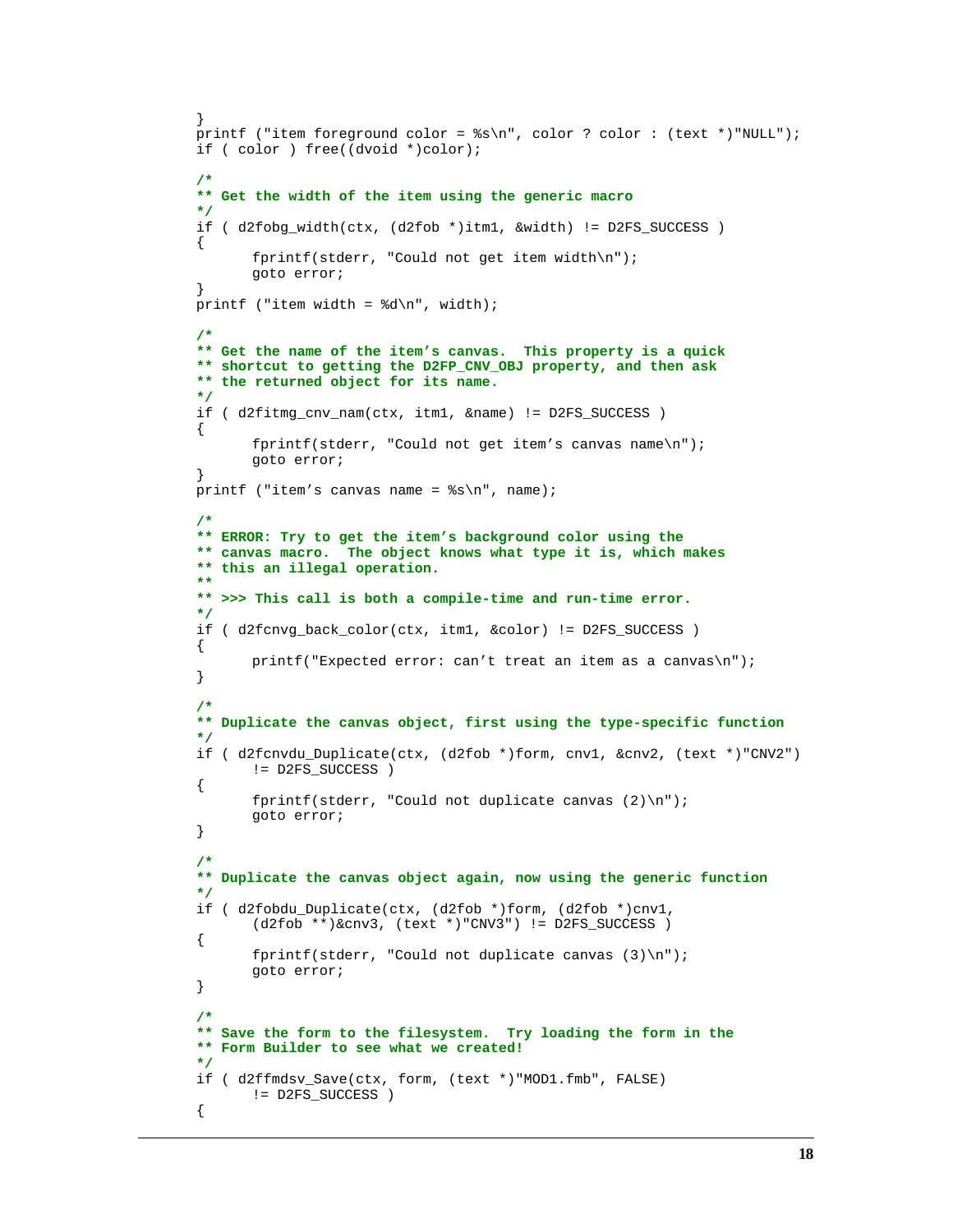```
}
printf ("item foreground color = %s\n", color ? color : (text *)"NULL");
if ( color ) free((dvoid *)color);

/*
** Get the width of the item using the generic macro
*/
if ( d2fobg_width(ctx, (d2fob *)itm1, &width) != D2FS_SUCCESS )
{
      fprintf(stderr, "Could not get item width\n");
      goto error;
}
printf ("item width = %d\n", width);

/*
** Get the name of the item's canvas.  This property is a quick
** shortcut to getting the D2FP_CNV_OBJ property, and then ask
** the returned object for its name.
*/
if ( d2fitmg_cnv_nam(ctx, itm1, &name) != D2FS_SUCCESS )
{
      fprintf(stderr, "Could not get item's canvas name\n");
      goto error;
}
printf ("item's canvas name = %s\n", name);

/*
** ERROR: Try to get the item's background color using the
** canvas macro.  The object knows what type it is, which makes
** this an illegal operation.
**
** >>> This call is both a compile-time and run-time error.
*/
if ( d2fcnvg_back_color(ctx, itm1, &color) != D2FS_SUCCESS )
{
      printf("Expected error: can't treat an item as a canvas\n");
}

/*
** Duplicate the canvas object, first using the type-specific function
*/
if ( d2fcnvdu_Duplicate(ctx, (d2fob *)form, cnv1, &cnv2, (text *)"CNV2")
      != D2FS_SUCCESS )
{
      fprintf(stderr, "Could not duplicate canvas (2)\n");
      goto error;
}

/*
** Duplicate the canvas object again, now using the generic function
*/
if ( d2fobdu_Duplicate(ctx, (d2fob *)form, (d2fob *)cnv1,
      (d2fob **)&cnv3, (text *)"CNV3") != D2FS_SUCCESS )
{
      fprintf(stderr, "Could not duplicate canvas (3)\n");
      goto error;
}

/*
** Save the form to the filesystem.  Try loading the form in the
** Form Builder to see what we created!
*/
if ( d2ffmdsv_Save(ctx, form, (text *)"MOD1.fmb", FALSE)
      != D2FS_SUCCESS )
{
```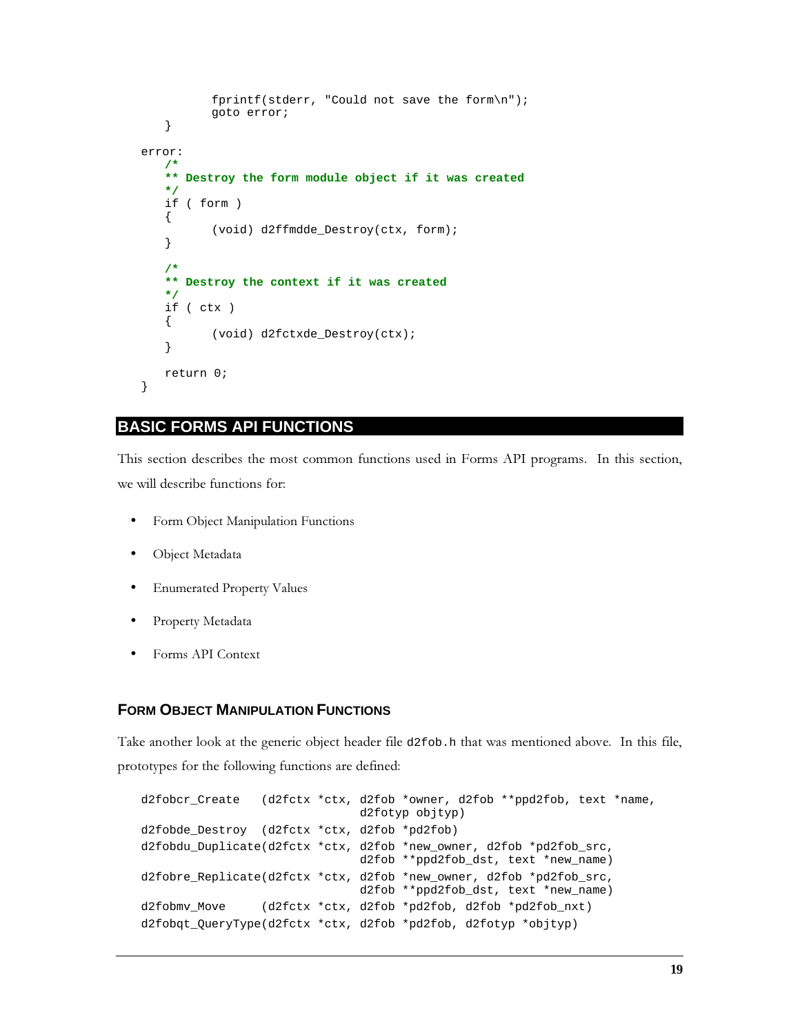```
            fprintf(stderr, "Could not save the form\n");
            goto error;
    }

error:
    /*
    ** Destroy the form module object if it was created
    */
    if ( form )
    {
            (void) d2ffmdde_Destroy(ctx, form);
    }

    /*
    ** Destroy the context if it was created
    */
    if ( ctx )
    {
            (void) d2fctxde_Destroy(ctx);
    }

    return 0;
}
```

## BASIC FORMS API FUNCTIONS

This section describes the most common functions used in Forms API programs. In this section, we will describe functions for:

- Form Object Manipulation Functions
- Object Metadata
- Enumerated Property Values
- Property Metadata
- Forms API Context

### FORM OBJECT MANIPULATION FUNCTIONS

Take another look at the generic object header file `d2fob.h` that was mentioned above. In this file, prototypes for the following functions are defined:

```
d2fobcr_Create   (d2fctx *ctx, d2fob *owner, d2fob **ppd2fob, text *name,
                               d2fotyp objtyp)
d2fobde_Destroy  (d2fctx *ctx, d2fob *pd2fob)
d2fobdu_Duplicate(d2fctx *ctx, d2fob *new_owner, d2fob *pd2fob_src,
                               d2fob **ppd2fob_dst, text *new_name)
d2fobre_Replicate(d2fctx *ctx, d2fob *new_owner, d2fob *pd2fob_src,
                               d2fob **ppd2fob_dst, text *new_name)
d2fobmv_Move     (d2fctx *ctx, d2fob *pd2fob, d2fob *pd2fob_nxt)
d2fobqt_QueryType(d2fctx *ctx, d2fob *pd2fob, d2fotyp *objtyp)
```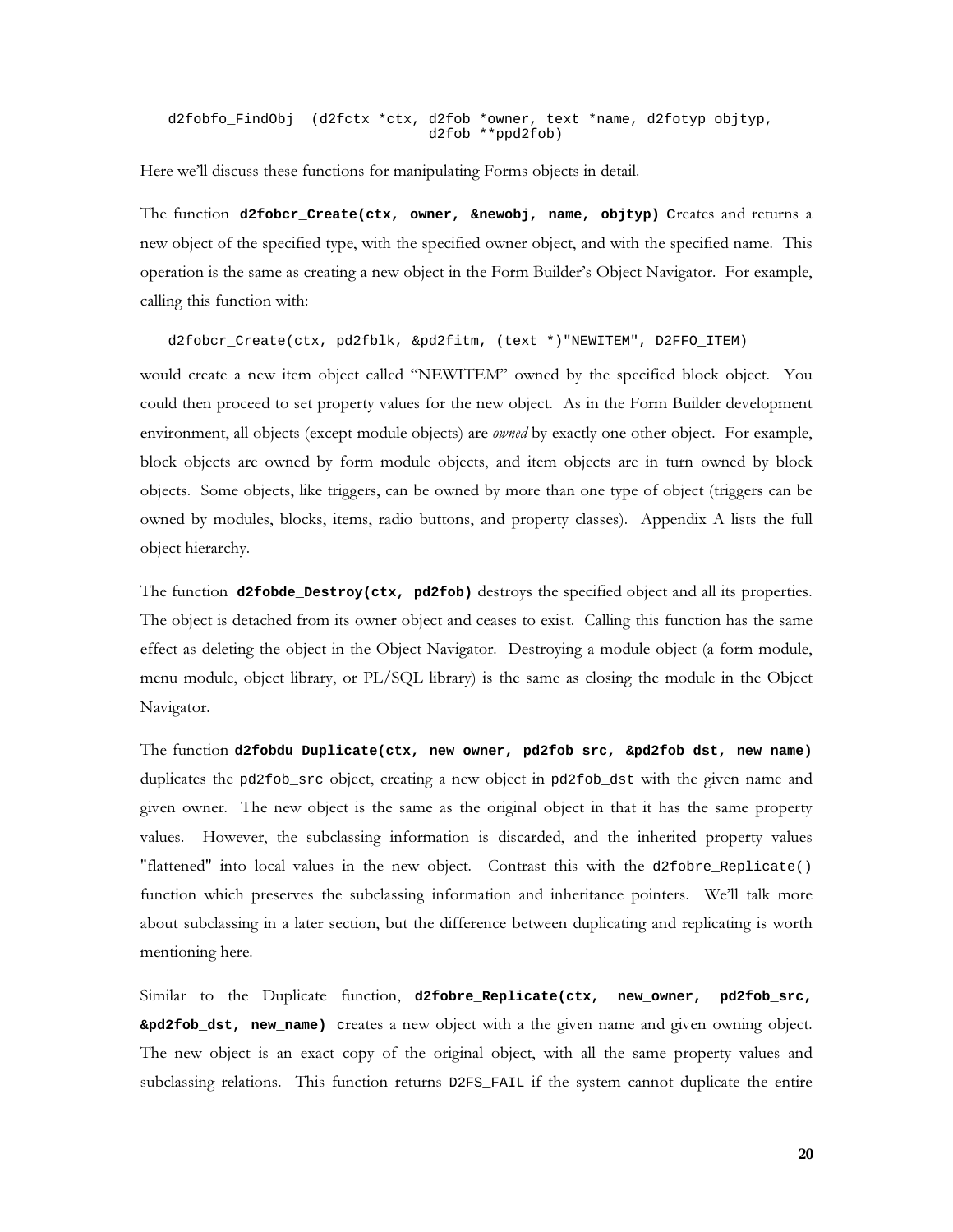```
d2fobfo_FindObj  (d2fctx *ctx, d2fob *owner, text *name, d2fotyp objtyp,
                              d2fob **ppd2fob)
```

Here we'll discuss these functions for manipulating Forms objects in detail.

The function **`d2fobcr_Create(ctx, owner, &newobj, name, objtyp)`** Creates and returns a new object of the specified type, with the specified owner object, and with the specified name. This operation is the same as creating a new object in the Form Builder's Object Navigator. For example, calling this function with:

```
d2fobcr_Create(ctx, pd2fblk, &pd2fitm, (text *)"NEWITEM", D2FFO_ITEM)
```

would create a new item object called "NEWITEM" owned by the specified block object. You could then proceed to set property values for the new object. As in the Form Builder development environment, all objects (except module objects) are *owned* by exactly one other object. For example, block objects are owned by form module objects, and item objects are in turn owned by block objects. Some objects, like triggers, can be owned by more than one type of object (triggers can be owned by modules, blocks, items, radio buttons, and property classes). Appendix A lists the full object hierarchy.

The function **`d2fobde_Destroy(ctx, pd2fob)`** destroys the specified object and all its properties. The object is detached from its owner object and ceases to exist. Calling this function has the same effect as deleting the object in the Object Navigator. Destroying a module object (a form module, menu module, object library, or PL/SQL library) is the same as closing the module in the Object Navigator.

The function **`d2fobdu_Duplicate(ctx, new_owner, pd2fob_src, &pd2fob_dst, new_name)`** duplicates the `pd2fob_src` object, creating a new object in `pd2fob_dst` with the given name and given owner. The new object is the same as the original object in that it has the same property values. However, the subclassing information is discarded, and the inherited property values "flattened" into local values in the new object. Contrast this with the `d2fobre_Replicate()` function which preserves the subclassing information and inheritance pointers. We'll talk more about subclassing in a later section, but the difference between duplicating and replicating is worth mentioning here.

Similar to the Duplicate function, **`d2fobre_Replicate(ctx, new_owner, pd2fob_src, &pd2fob_dst, new_name)`** creates a new object with a the given name and given owning object. The new object is an exact copy of the original object, with all the same property values and subclassing relations. This function returns `D2FS_FAIL` if the system cannot duplicate the entire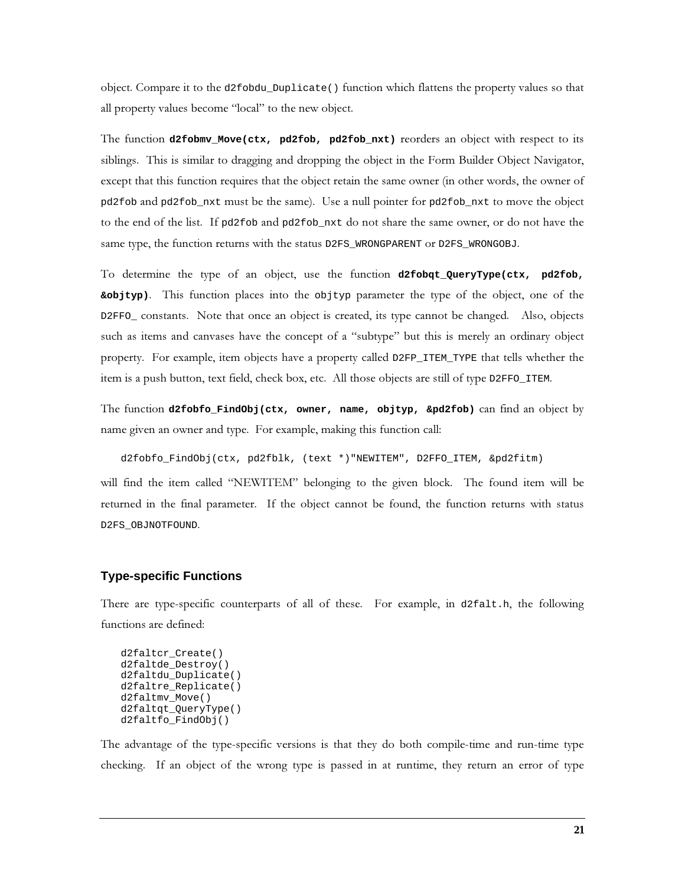object. Compare it to the `d2fobdu_Duplicate()` function which flattens the property values so that all property values become "local" to the new object.

The function **`d2fobmv_Move(ctx, pd2fob, pd2fob_nxt)`** reorders an object with respect to its siblings. This is similar to dragging and dropping the object in the Form Builder Object Navigator, except that this function requires that the object retain the same owner (in other words, the owner of `pd2fob` and `pd2fob_nxt` must be the same). Use a null pointer for `pd2fob_nxt` to move the object to the end of the list. If `pd2fob` and `pd2fob_nxt` do not share the same owner, or do not have the same type, the function returns with the status `D2FS_WRONGPARENT` or `D2FS_WRONGOBJ`.

To determine the type of an object, use the function **`d2fobqt_QueryType(ctx, pd2fob, &objtyp)`**. This function places into the `objtyp` parameter the type of the object, one of the `D2FFO_` constants. Note that once an object is created, its type cannot be changed. Also, objects such as items and canvases have the concept of a "subtype" but this is merely an ordinary object property. For example, item objects have a property called `D2FP_ITEM_TYPE` that tells whether the item is a push button, text field, check box, etc. All those objects are still of type `D2FFO_ITEM`.

The function **`d2fobfo_FindObj(ctx, owner, name, objtyp, &pd2fob)`** can find an object by name given an owner and type. For example, making this function call:

```
d2fobfo_FindObj(ctx, pd2fblk, (text *)"NEWITEM", D2FFO_ITEM, &pd2fitm)
```

will find the item called "NEWITEM" belonging to the given block. The found item will be returned in the final parameter. If the object cannot be found, the function returns with status `D2FS_OBJNOTFOUND`.

### Type-specific Functions

There are type-specific counterparts of all of these. For example, in `d2falt.h`, the following functions are defined:

```
d2faltcr_Create()
d2faltde_Destroy()
d2faltdu_Duplicate()
d2faltre_Replicate()
d2faltmv_Move()
d2faltqt_QueryType()
d2faltfo_FindObj()
```

The advantage of the type-specific versions is that they do both compile-time and run-time type checking. If an object of the wrong type is passed in at runtime, they return an error of type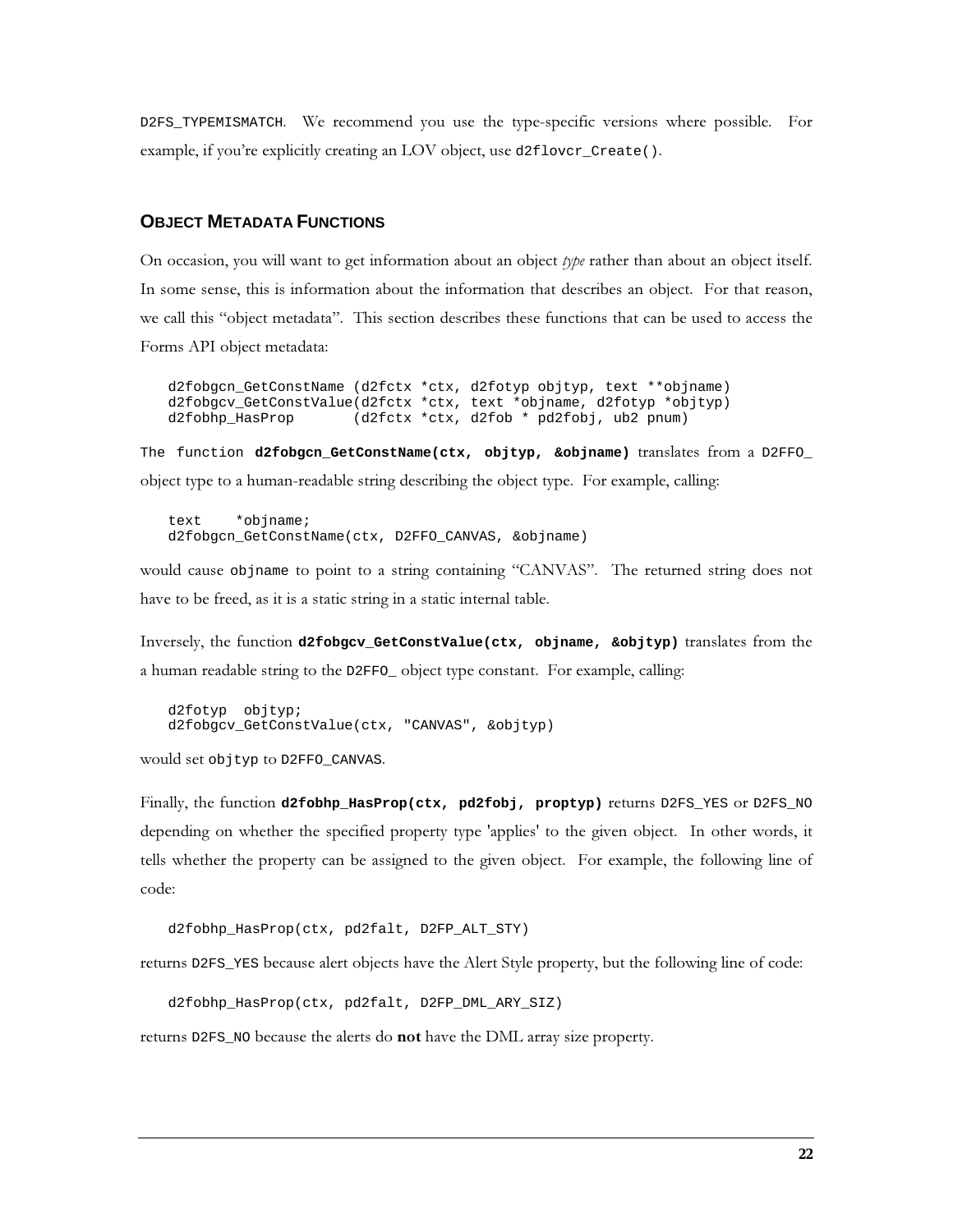D2FS_TYPEMISMATCH. We recommend you use the type-specific versions where possible. For example, if you're explicitly creating an LOV object, use d2flovcr_Create().

## OBJECT METADATA FUNCTIONS

On occasion, you will want to get information about an object *type* rather than about an object itself. In some sense, this is information about the information that describes an object. For that reason, we call this "object metadata". This section describes these functions that can be used to access the Forms API object metadata:

```
d2fobgcn_GetConstName (d2fctx *ctx, d2fotyp objtyp, text **objname)
d2fobgcv_GetConstValue(d2fctx *ctx, text *objname, d2fotyp *objtyp)
d2fobhp_HasProp       (d2fctx *ctx, d2fob * pd2fobj, ub2 pnum)
```

The function **d2fobgcn_GetConstName(ctx, objtyp, &objname)** translates from a D2FFO_ object type to a human-readable string describing the object type. For example, calling:

```
text    *objname;
d2fobgcn_GetConstName(ctx, D2FFO_CANVAS, &objname)
```

would cause objname to point to a string containing "CANVAS". The returned string does not have to be freed, as it is a static string in a static internal table.

Inversely, the function **d2fobgcv_GetConstValue(ctx, objname, &objtyp)** translates from the a human readable string to the D2FFO_ object type constant. For example, calling:

```
d2fotyp  objtyp;
d2fobgcv_GetConstValue(ctx, "CANVAS", &objtyp)
```

would set objtyp to D2FFO_CANVAS.

Finally, the function **d2fobhp_HasProp(ctx, pd2fobj, proptyp)** returns D2FS_YES or D2FS_NO depending on whether the specified property type 'applies' to the given object. In other words, it tells whether the property can be assigned to the given object. For example, the following line of code:

```
d2fobhp_HasProp(ctx, pd2falt, D2FP_ALT_STY)
```

returns D2FS_YES because alert objects have the Alert Style property, but the following line of code:

```
d2fobhp_HasProp(ctx, pd2falt, D2FP_DML_ARY_SIZ)
```

returns D2FS_NO because the alerts do **not** have the DML array size property.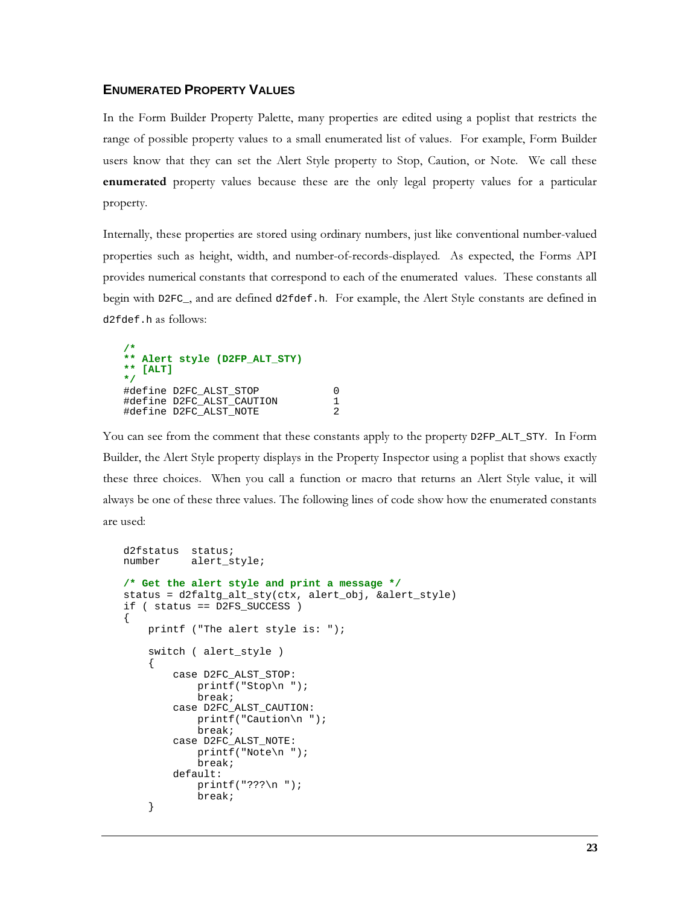### ENUMERATED PROPERTY VALUES

In the Form Builder Property Palette, many properties are edited using a poplist that restricts the range of possible property values to a small enumerated list of values. For example, Form Builder users know that they can set the Alert Style property to Stop, Caution, or Note. We call these **enumerated** property values because these are the only legal property values for a particular property.

Internally, these properties are stored using ordinary numbers, just like conventional number-valued properties such as height, width, and number-of-records-displayed. As expected, the Forms API provides numerical constants that correspond to each of the enumerated values. These constants all begin with `D2FC_`, and are defined `d2fdef.h`. For example, the Alert Style constants are defined in `d2fdef.h` as follows:

```
/*
** Alert style (D2FP_ALT_STY)
** [ALT]
*/
#define D2FC_ALST_STOP              0
#define D2FC_ALST_CAUTION           1
#define D2FC_ALST_NOTE              2
```

You can see from the comment that these constants apply to the property `D2FP_ALT_STY`. In Form Builder, the Alert Style property displays in the Property Inspector using a poplist that shows exactly these three choices. When you call a function or macro that returns an Alert Style value, it will always be one of these three values. The following lines of code show how the enumerated constants are used:

```
d2fstatus  status;
number     alert_style;

/* Get the alert style and print a message */
status = d2faltg_alt_sty(ctx, alert_obj, &alert_style)
if ( status == D2FS_SUCCESS )
{
    printf ("The alert style is: ");

    switch ( alert_style )
    {
        case D2FC_ALST_STOP:
            printf("Stop\n ");
            break;
        case D2FC_ALST_CAUTION:
            printf("Caution\n ");
            break;
        case D2FC_ALST_NOTE:
            printf("Note\n ");
            break;
        default:
            printf("???\n ");
            break;
    }
```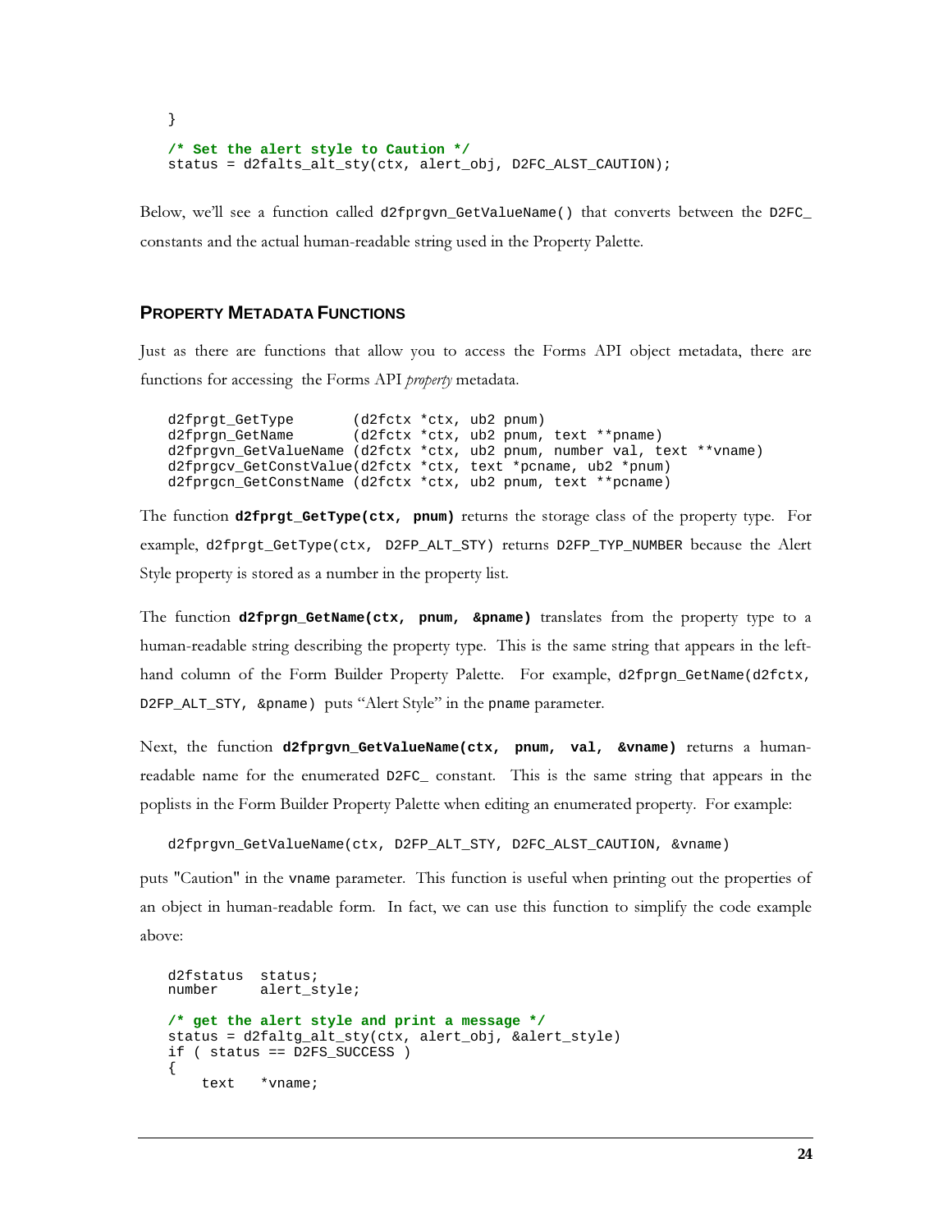```
}

/* Set the alert style to Caution */
status = d2falts_alt_sty(ctx, alert_obj, D2FC_ALST_CAUTION);
```

Below, we'll see a function called `d2fprgvn_GetValueName()` that converts between the `D2FC_` constants and the actual human-readable string used in the Property Palette.

## PROPERTY METADATA FUNCTIONS

Just as there are functions that allow you to access the Forms API object metadata, there are functions for accessing the Forms API *property* metadata.

```
d2fprgt_GetType       (d2fctx *ctx, ub2 pnum)
d2fprgn_GetName       (d2fctx *ctx, ub2 pnum, text **pname)
d2fprgvn_GetValueName (d2fctx *ctx, ub2 pnum, number val, text **vname)
d2fprgcv_GetConstValue(d2fctx *ctx, text *pcname, ub2 *pnum)
d2fprgcn_GetConstName (d2fctx *ctx, ub2 pnum, text **pcname)
```

The function **`d2fprgt_GetType(ctx, pnum)`** returns the storage class of the property type. For example, `d2fprgt_GetType(ctx, D2FP_ALT_STY)` returns `D2FP_TYP_NUMBER` because the Alert Style property is stored as a number in the property list.

The function **`d2fprgn_GetName(ctx, pnum, &pname)`** translates from the property type to a human-readable string describing the property type. This is the same string that appears in the left-hand column of the Form Builder Property Palette. For example, `d2fprgn_GetName(d2fctx, D2FP_ALT_STY, &pname)` puts "Alert Style" in the `pname` parameter.

Next, the function **`d2fprgvn_GetValueName(ctx, pnum, val, &vname)`** returns a human-readable name for the enumerated `D2FC_` constant. This is the same string that appears in the poplists in the Form Builder Property Palette when editing an enumerated property. For example:

```
d2fprgvn_GetValueName(ctx, D2FP_ALT_STY, D2FC_ALST_CAUTION, &vname)
```

puts "Caution" in the `vname` parameter. This function is useful when printing out the properties of an object in human-readable form. In fact, we can use this function to simplify the code example above:

```
d2fstatus  status;
number     alert_style;

/* get the alert style and print a message */
status = d2faltg_alt_sty(ctx, alert_obj, &alert_style)
if ( status == D2FS_SUCCESS )
{
    text   *vname;
```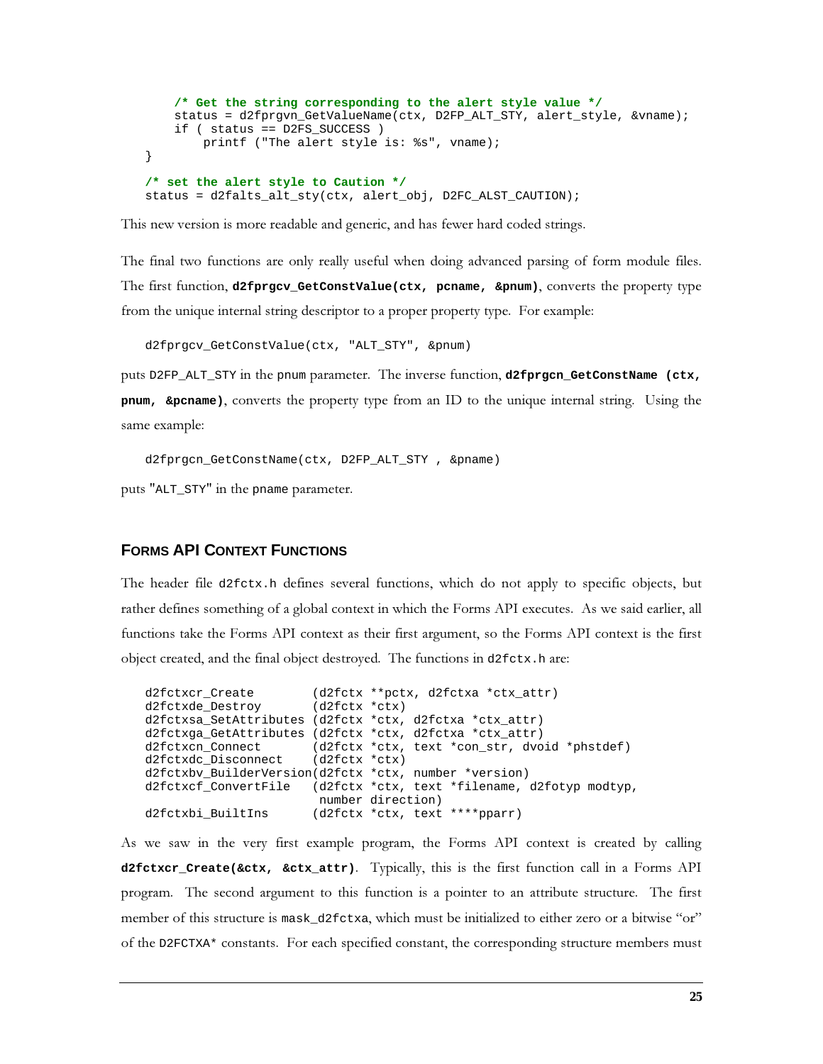```
    /* Get the string corresponding to the alert style value */
    status = d2fprgvn_GetValueName(ctx, D2FP_ALT_STY, alert_style, &vname);
    if ( status == D2FS_SUCCESS )
        printf ("The alert style is: %s", vname);
}

/* set the alert style to Caution */
status = d2falts_alt_sty(ctx, alert_obj, D2FC_ALST_CAUTION);
```

This new version is more readable and generic, and has fewer hard coded strings.

The final two functions are only really useful when doing advanced parsing of form module files. The first function, **`d2fprgcv_GetConstValue(ctx, pcname, &pnum)`**, converts the property type from the unique internal string descriptor to a proper property type. For example:

```
d2fprgcv_GetConstValue(ctx, "ALT_STY", &pnum)
```

puts `D2FP_ALT_STY` in the `pnum` parameter. The inverse function, **`d2fprgcn_GetConstName (ctx, pnum, &pcname)`**, converts the property type from an ID to the unique internal string. Using the same example:

```
d2fprgcn_GetConstName(ctx, D2FP_ALT_STY , &pname)
```

puts "`ALT_STY`" in the `pname` parameter.

### Forms API Context Functions

The header file `d2fctx.h` defines several functions, which do not apply to specific objects, but rather defines something of a global context in which the Forms API executes. As we said earlier, all functions take the Forms API context as their first argument, so the Forms API context is the first object created, and the final object destroyed. The functions in `d2fctx.h` are:

```
d2fctxcr_Create        (d2fctx **pctx, d2fctxa *ctx_attr)
d2fctxde_Destroy       (d2fctx *ctx)
d2fctxsa_SetAttributes (d2fctx *ctx, d2fctxa *ctx_attr)
d2fctxga_GetAttributes (d2fctx *ctx, d2fctxa *ctx_attr)
d2fctxcn_Connect       (d2fctx *ctx, text *con_str, dvoid *phstdef)
d2fctxdc_Disconnect    (d2fctx *ctx)
d2fctxbv_BuilderVersion(d2fctx *ctx, number *version)
d2fctxcf_ConvertFile   (d2fctx *ctx, text *filename, d2fotyp modtyp,
                        number direction)
d2fctxbi_BuiltIns      (d2fctx *ctx, text ****pparr)
```

As we saw in the very first example program, the Forms API context is created by calling **`d2fctxcr_Create(&ctx, &ctx_attr)`**. Typically, this is the first function call in a Forms API program. The second argument to this function is a pointer to an attribute structure. The first member of this structure is `mask_d2fctxa`, which must be initialized to either zero or a bitwise "or" of the `D2FCTXA*` constants. For each specified constant, the corresponding structure members must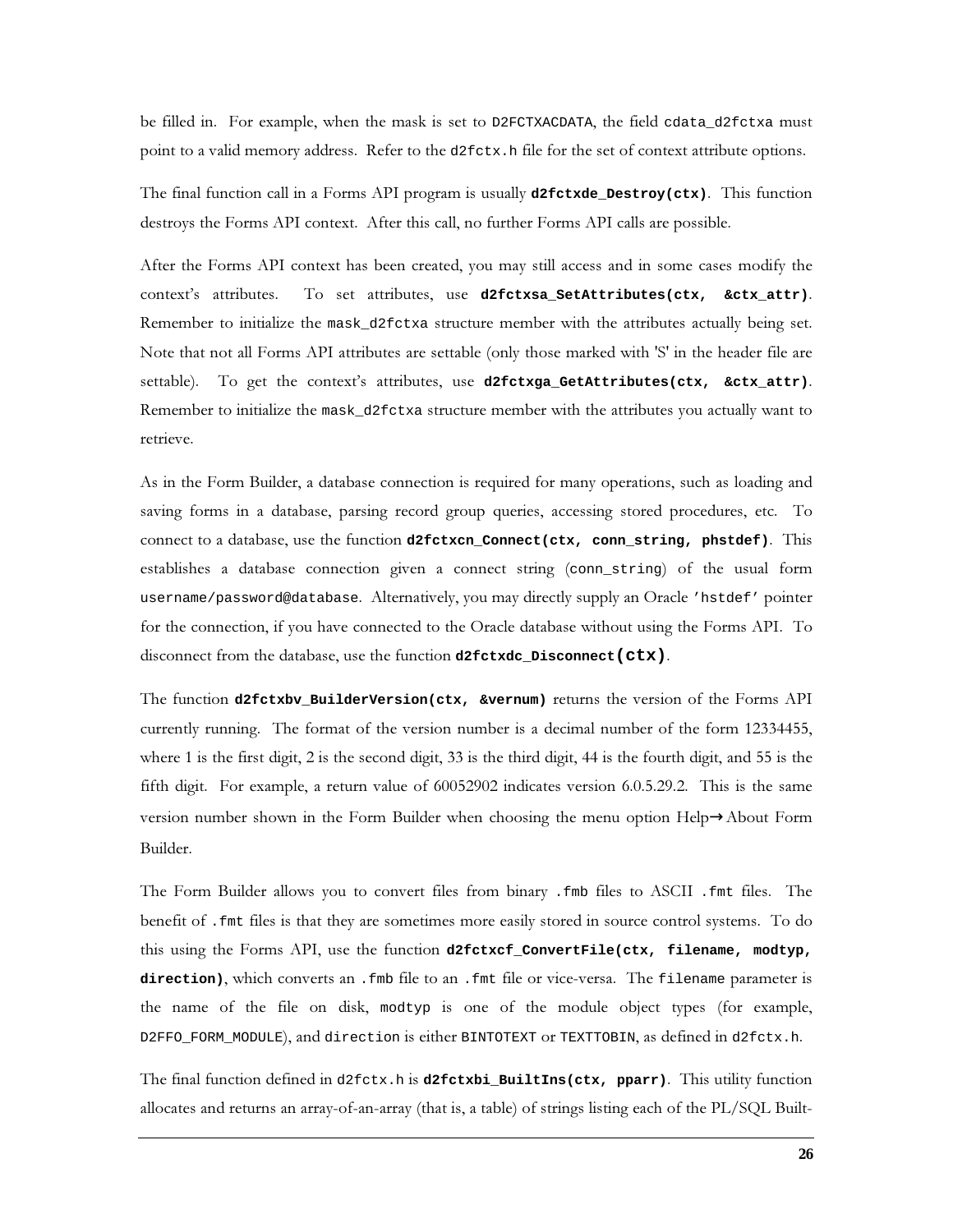be filled in. For example, when the mask is set to `D2FCTXACDATA`, the field `cdata_d2fctxa` must point to a valid memory address. Refer to the `d2fctx.h` file for the set of context attribute options.

The final function call in a Forms API program is usually **`d2fctxde_Destroy(ctx)`**. This function destroys the Forms API context. After this call, no further Forms API calls are possible.

After the Forms API context has been created, you may still access and in some cases modify the context's attributes. To set attributes, use **`d2fctxsa_SetAttributes(ctx, &ctx_attr)`**. Remember to initialize the `mask_d2fctxa` structure member with the attributes actually being set. Note that not all Forms API attributes are settable (only those marked with 'S' in the header file are settable). To get the context's attributes, use **`d2fctxga_GetAttributes(ctx, &ctx_attr)`**. Remember to initialize the `mask_d2fctxa` structure member with the attributes you actually want to retrieve.

As in the Form Builder, a database connection is required for many operations, such as loading and saving forms in a database, parsing record group queries, accessing stored procedures, etc. To connect to a database, use the function **`d2fctxcn_Connect(ctx, conn_string, phstdef)`**. This establishes a database connection given a connect string (`conn_string`) of the usual form `username/password@database`. Alternatively, you may directly supply an Oracle `'hstdef'` pointer for the connection, if you have connected to the Oracle database without using the Forms API. To disconnect from the database, use the function **`d2fctxdc_Disconnect(ctx)`**.

The function **`d2fctxbv_BuilderVersion(ctx, &vernum)`** returns the version of the Forms API currently running. The format of the version number is a decimal number of the form 12334455, where 1 is the first digit, 2 is the second digit, 33 is the third digit, 44 is the fourth digit, and 55 is the fifth digit. For example, a return value of 60052902 indicates version 6.0.5.29.2. This is the same version number shown in the Form Builder when choosing the menu option Help→About Form Builder.

The Form Builder allows you to convert files from binary `.fmb` files to ASCII `.fmt` files. The benefit of `.fmt` files is that they are sometimes more easily stored in source control systems. To do this using the Forms API, use the function **`d2fctxcf_ConvertFile(ctx, filename, modtyp, direction)`**, which converts an `.fmb` file to an `.fmt` file or vice-versa. The `filename` parameter is the name of the file on disk, `modtyp` is one of the module object types (for example, `D2FFO_FORM_MODULE`), and `direction` is either `BINTOTEXT` or `TEXTTOBIN`, as defined in `d2fctx.h`.

The final function defined in `d2fctx.h` is **`d2fctxbi_BuiltIns(ctx, pparr)`**. This utility function allocates and returns an array-of-an-array (that is, a table) of strings listing each of the PL/SQL Built-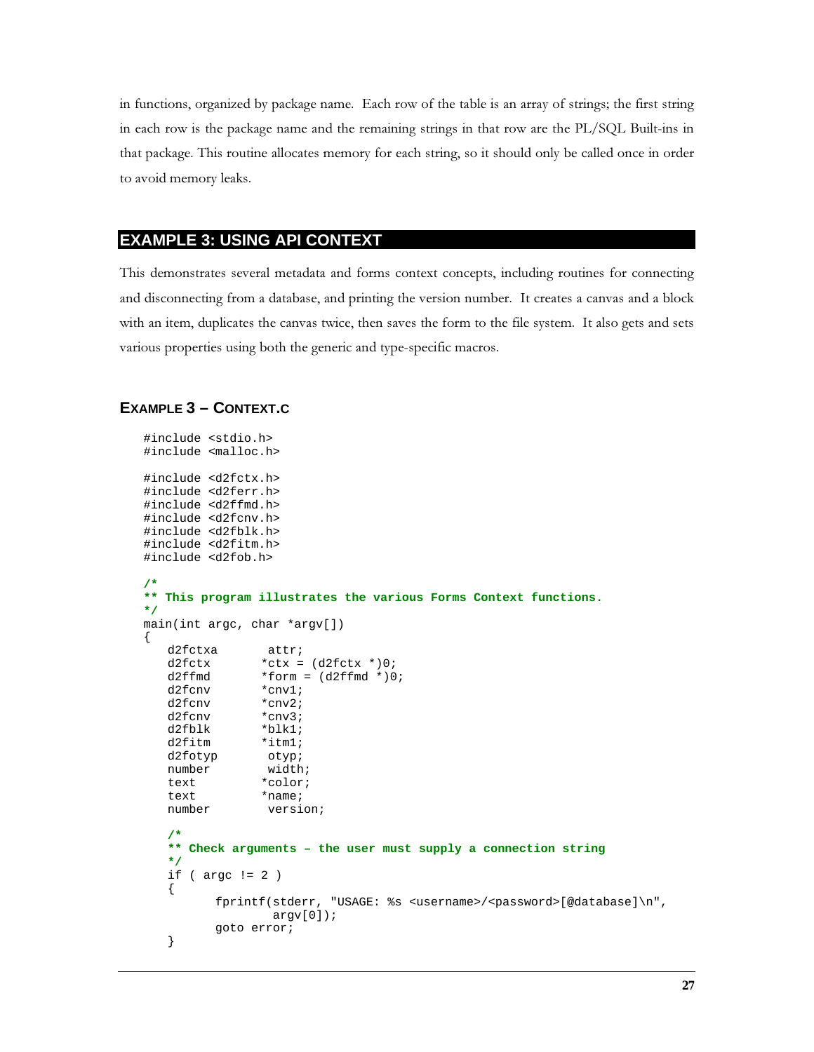in functions, organized by package name. Each row of the table is an array of strings; the first string in each row is the package name and the remaining strings in that row are the PL/SQL Built-ins in that package. This routine allocates memory for each string, so it should only be called once in order to avoid memory leaks.

## EXAMPLE 3: USING API CONTEXT

This demonstrates several metadata and forms context concepts, including routines for connecting and disconnecting from a database, and printing the version number. It creates a canvas and a block with an item, duplicates the canvas twice, then saves the form to the file system. It also gets and sets various properties using both the generic and type-specific macros.

### EXAMPLE 3 – CONTEXT.C

```
#include <stdio.h>
#include <malloc.h>

#include <d2fctx.h>
#include <d2ferr.h>
#include <d2ffmd.h>
#include <d2fcnv.h>
#include <d2fblk.h>
#include <d2fitm.h>
#include <d2fob.h>

/*
** This program illustrates the various Forms Context functions.
*/
main(int argc, char *argv[])
{
   d2fctxa       attr;
   d2fctx       *ctx = (d2fctx *)0;
   d2ffmd       *form = (d2ffmd *)0;
   d2fcnv       *cnv1;
   d2fcnv       *cnv2;
   d2fcnv       *cnv3;
   d2fblk       *blk1;
   d2fitm       *itm1;
   d2fotyp       otyp;
   number        width;
   text         *color;
   text         *name;
   number        version;

   /*
   ** Check arguments – the user must supply a connection string
   */
   if ( argc != 2 )
   {
         fprintf(stderr, "USAGE: %s <username>/<password>[@database]\n",
                 argv[0]);
         goto error;
   }
```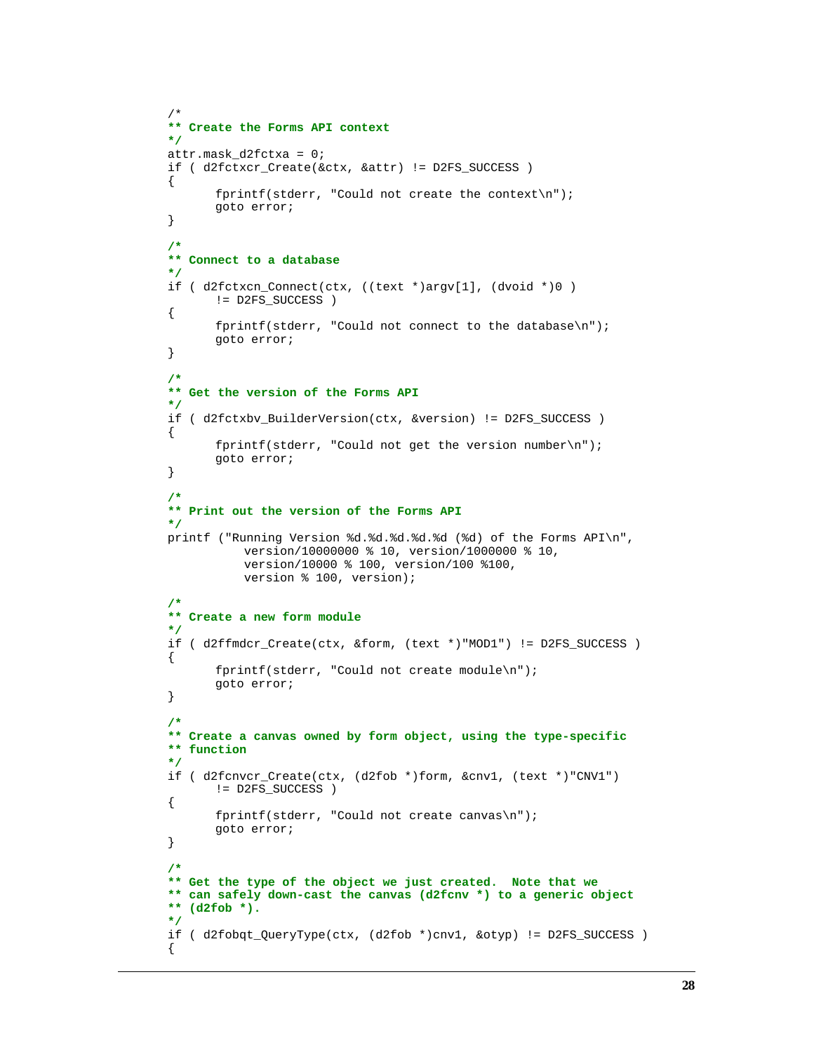```
/*
** Create the Forms API context
*/
attr.mask_d2fctxa = 0;
if ( d2fctxcr_Create(&ctx, &attr) != D2FS_SUCCESS )
{
      fprintf(stderr, "Could not create the context\n");
      goto error;
}

/*
** Connect to a database
*/
if ( d2fctxcn_Connect(ctx, ((text *)argv[1], (dvoid *)0 )
      != D2FS_SUCCESS )
{
      fprintf(stderr, "Could not connect to the database\n");
      goto error;
}

/*
** Get the version of the Forms API
*/
if ( d2fctxbv_BuilderVersion(ctx, &version) != D2FS_SUCCESS )
{
      fprintf(stderr, "Could not get the version number\n");
      goto error;
}

/*
** Print out the version of the Forms API
*/
printf ("Running Version %d.%d.%d.%d.%d (%d) of the Forms API\n",
          version/10000000 % 10, version/1000000 % 10,
          version/10000 % 100, version/100 %100,
          version % 100, version);

/*
** Create a new form module
*/
if ( d2ffmdcr_Create(ctx, &form, (text *)"MOD1") != D2FS_SUCCESS )
{
      fprintf(stderr, "Could not create module\n");
      goto error;
}

/*
** Create a canvas owned by form object, using the type-specific
** function
*/
if ( d2fcnvcr_Create(ctx, (d2fob *)form, &cnv1, (text *)"CNV1")
      != D2FS_SUCCESS )
{
      fprintf(stderr, "Could not create canvas\n");
      goto error;
}

/*
** Get the type of the object we just created.  Note that we
** can safely down-cast the canvas (d2fcnv *) to a generic object
** (d2fob *).
*/
if ( d2fobqt_QueryType(ctx, (d2fob *)cnv1, &otyp) != D2FS_SUCCESS )
{
```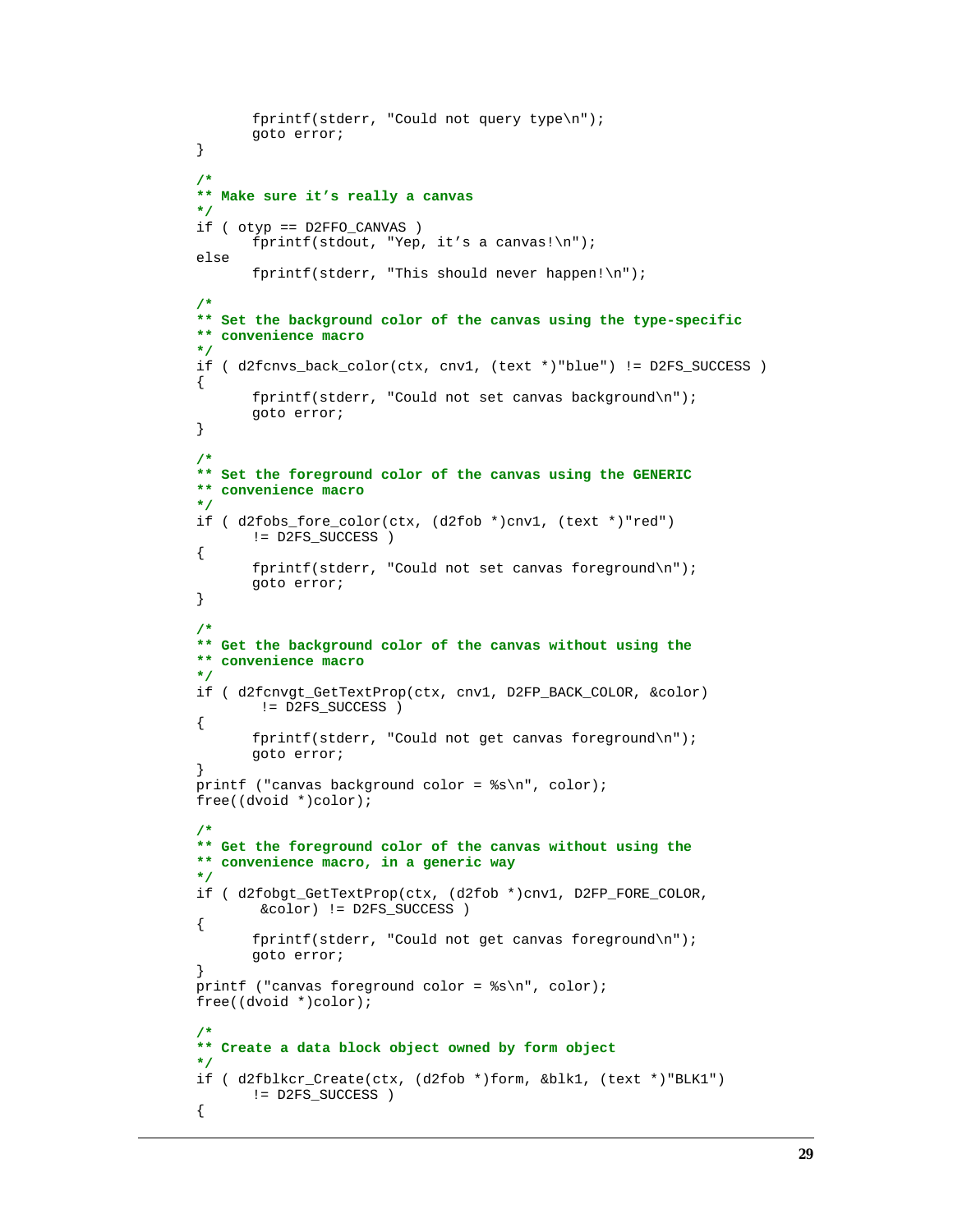```
        fprintf(stderr, "Could not query type\n");
        goto error;
}

/*
** Make sure it’s really a canvas
*/
if ( otyp == D2FFO_CANVAS )
        fprintf(stdout, "Yep, it’s a canvas!\n");
else
        fprintf(stderr, "This should never happen!\n");

/*
** Set the background color of the canvas using the type-specific
** convenience macro
*/
if ( d2fcnvs_back_color(ctx, cnv1, (text *)"blue") != D2FS_SUCCESS )
{
        fprintf(stderr, "Could not set canvas background\n");
        goto error;
}

/*
** Set the foreground color of the canvas using the GENERIC
** convenience macro
*/
if ( d2fobs_fore_color(ctx, (d2fob *)cnv1, (text *)"red")
        != D2FS_SUCCESS )
{
        fprintf(stderr, "Could not set canvas foreground\n");
        goto error;
}

/*
** Get the background color of the canvas without using the
** convenience macro
*/
if ( d2fcnvgt_GetTextProp(ctx, cnv1, D2FP_BACK_COLOR, &color)
         != D2FS_SUCCESS )
{
        fprintf(stderr, "Could not get canvas foreground\n");
        goto error;
}
printf ("canvas background color = %s\n", color);
free((dvoid *)color);

/*
** Get the foreground color of the canvas without using the
** convenience macro, in a generic way
*/
if ( d2fobgt_GetTextProp(ctx, (d2fob *)cnv1, D2FP_FORE_COLOR,
         &color) != D2FS_SUCCESS )
{
        fprintf(stderr, "Could not get canvas foreground\n");
        goto error;
}
printf ("canvas foreground color = %s\n", color);
free((dvoid *)color);

/*
** Create a data block object owned by form object
*/
if ( d2fblkcr_Create(ctx, (d2fob *)form, &blk1, (text *)"BLK1")
        != D2FS_SUCCESS )
{
```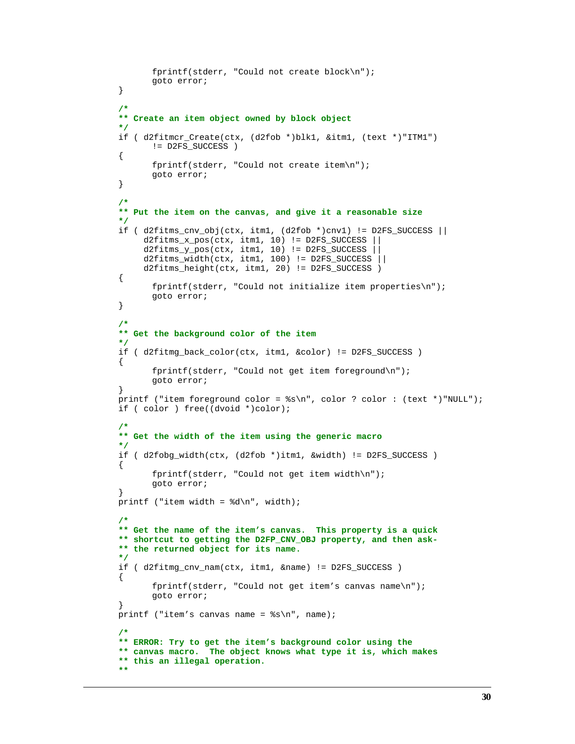```
        fprintf(stderr, "Could not create block\n");
        goto error;
}

/*
** Create an item object owned by block object
*/
if ( d2fitmcr_Create(ctx, (d2fob *)blk1, &itm1, (text *)"ITM1")
        != D2FS_SUCCESS )
{
        fprintf(stderr, "Could not create item\n");
        goto error;
}

/*
** Put the item on the canvas, and give it a reasonable size
*/
if ( d2fitms_cnv_obj(ctx, itm1, (d2fob *)cnv1) != D2FS_SUCCESS ||
     d2fitms_x_pos(ctx, itm1, 10) != D2FS_SUCCESS ||
     d2fitms_y_pos(ctx, itm1, 10) != D2FS_SUCCESS ||
     d2fitms_width(ctx, itm1, 100) != D2FS_SUCCESS ||
     d2fitms_height(ctx, itm1, 20) != D2FS_SUCCESS )
{
        fprintf(stderr, "Could not initialize item properties\n");
        goto error;
}

/*
** Get the background color of the item
*/
if ( d2fitmg_back_color(ctx, itm1, &color) != D2FS_SUCCESS )
{
        fprintf(stderr, "Could not get item foreground\n");
        goto error;
}
printf ("item foreground color = %s\n", color ? color : (text *)"NULL");
if ( color ) free((dvoid *)color);

/*
** Get the width of the item using the generic macro
*/
if ( d2fobg_width(ctx, (d2fob *)itm1, &width) != D2FS_SUCCESS )
{
        fprintf(stderr, "Could not get item width\n");
        goto error;
}
printf ("item width = %d\n", width);

/*
** Get the name of the item's canvas.  This property is a quick
** shortcut to getting the D2FP_CNV_OBJ property, and then ask-
** the returned object for its name.
*/
if ( d2fitmg_cnv_nam(ctx, itm1, &name) != D2FS_SUCCESS )
{
        fprintf(stderr, "Could not get item's canvas name\n");
        goto error;
}
printf ("item's canvas name = %s\n", name);

/*
** ERROR: Try to get the item's background color using the
** canvas macro.  The object knows what type it is, which makes
** this an illegal operation.
**
```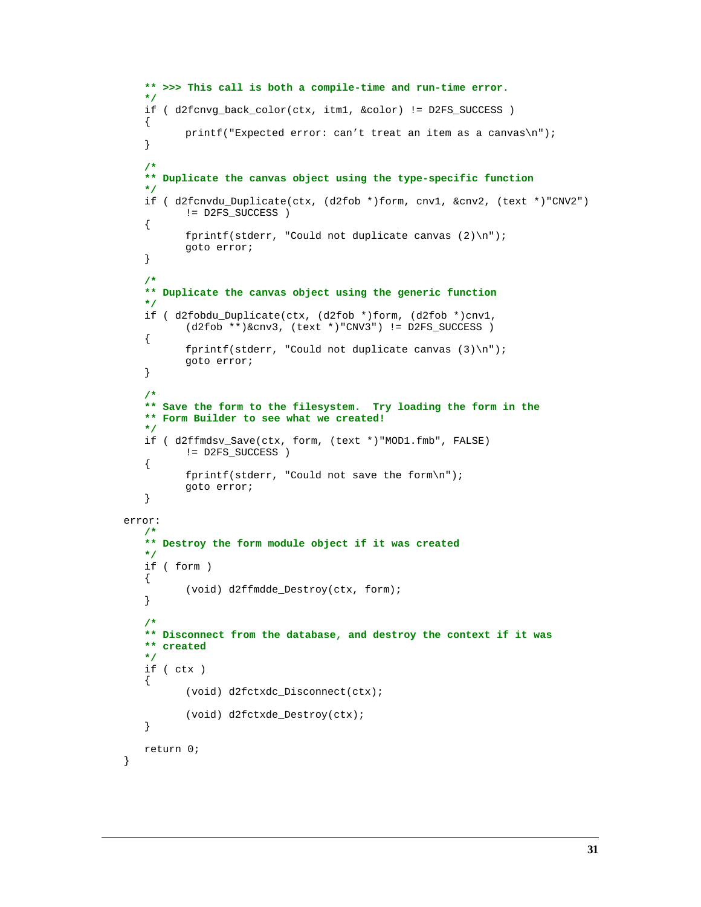```
    ** >>> This call is both a compile-time and run-time error.
    */
    if ( d2fcnvg_back_color(ctx, itm1, &color) != D2FS_SUCCESS )
    {
          printf("Expected error: can't treat an item as a canvas\n");
    }

    /*
    ** Duplicate the canvas object using the type-specific function
    */
    if ( d2fcnvdu_Duplicate(ctx, (d2fob *)form, cnv1, &cnv2, (text *)"CNV2")
          != D2FS_SUCCESS )
    {
          fprintf(stderr, "Could not duplicate canvas (2)\n");
          goto error;
    }

    /*
    ** Duplicate the canvas object using the generic function
    */
    if ( d2fobdu_Duplicate(ctx, (d2fob *)form, (d2fob *)cnv1,
          (d2fob **)&cnv3, (text *)"CNV3") != D2FS_SUCCESS )
    {
          fprintf(stderr, "Could not duplicate canvas (3)\n");
          goto error;
    }

    /*
    ** Save the form to the filesystem.  Try loading the form in the
    ** Form Builder to see what we created!
    */
    if ( d2ffmdsv_Save(ctx, form, (text *)"MOD1.fmb", FALSE)
          != D2FS_SUCCESS )
    {
          fprintf(stderr, "Could not save the form\n");
          goto error;
    }

error:
    /*
    ** Destroy the form module object if it was created
    */
    if ( form )
    {
          (void) d2ffmdde_Destroy(ctx, form);
    }

    /*
    ** Disconnect from the database, and destroy the context if it was
    ** created
    */
    if ( ctx )
    {
          (void) d2fctxdc_Disconnect(ctx);

          (void) d2fctxde_Destroy(ctx);
    }

    return 0;
}
```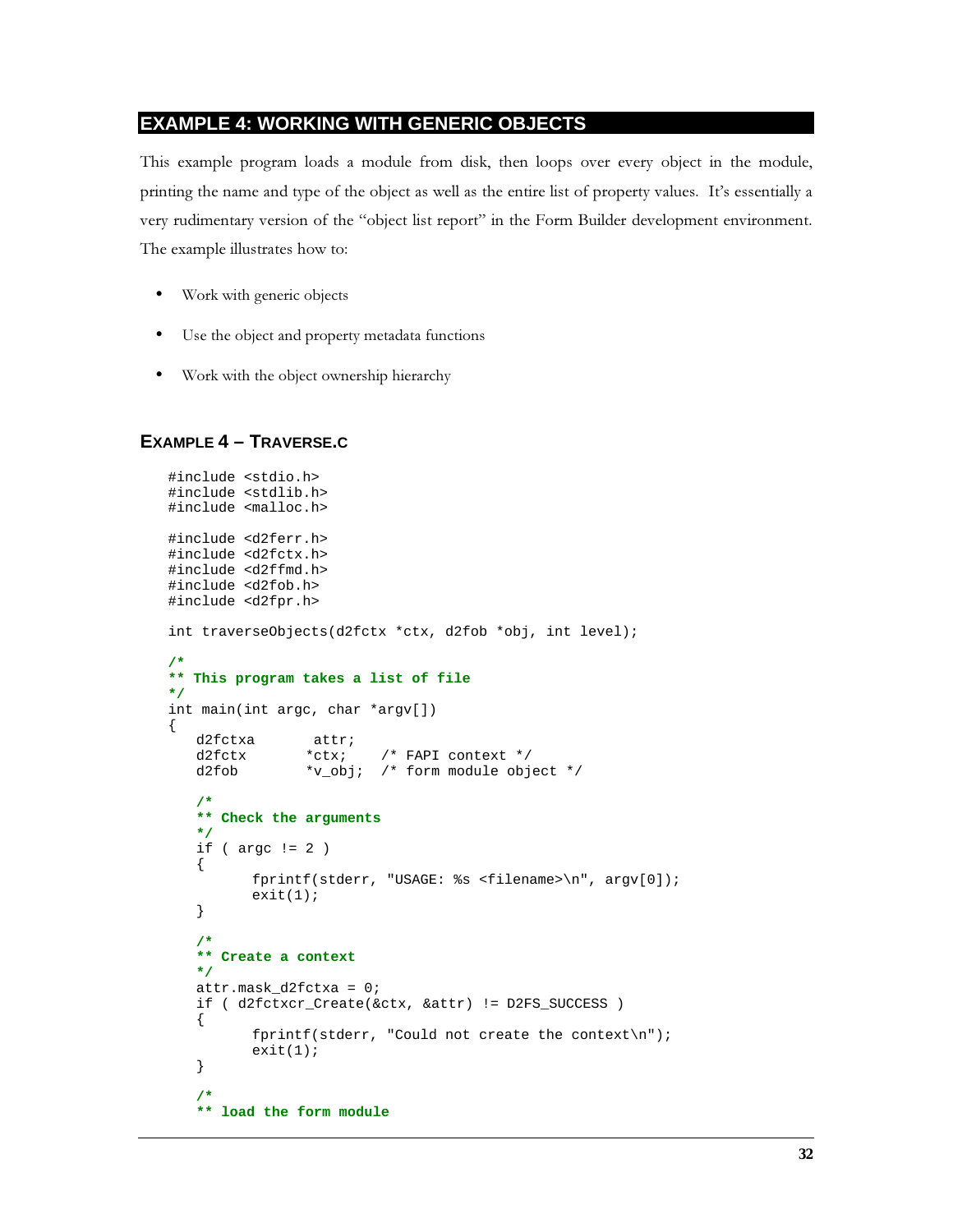## EXAMPLE 4: WORKING WITH GENERIC OBJECTS

This example program loads a module from disk, then loops over every object in the module, printing the name and type of the object as well as the entire list of property values. It's essentially a very rudimentary version of the "object list report" in the Form Builder development environment. The example illustrates how to:

- Work with generic objects
- Use the object and property metadata functions
- Work with the object ownership hierarchy

### EXAMPLE 4 – TRAVERSE.C

```
#include <stdio.h>
#include <stdlib.h>
#include <malloc.h>

#include <d2ferr.h>
#include <d2fctx.h>
#include <d2ffmd.h>
#include <d2fob.h>
#include <d2fpr.h>

int traverseObjects(d2fctx *ctx, d2fob *obj, int level);

/*
** This program takes a list of file
*/
int main(int argc, char *argv[])
{
   d2fctxa       attr;
   d2fctx       *ctx;    /* FAPI context */
   d2fob        *v_obj;  /* form module object */

   /*
   ** Check the arguments
   */
   if ( argc != 2 )
   {
         fprintf(stderr, "USAGE: %s <filename>\n", argv[0]);
         exit(1);
   }

   /*
   ** Create a context
   */
   attr.mask_d2fctxa = 0;
   if ( d2fctxcr_Create(&ctx, &attr) != D2FS_SUCCESS )
   {
         fprintf(stderr, "Could not create the context\n");
         exit(1);
   }

   /*
   ** load the form module
```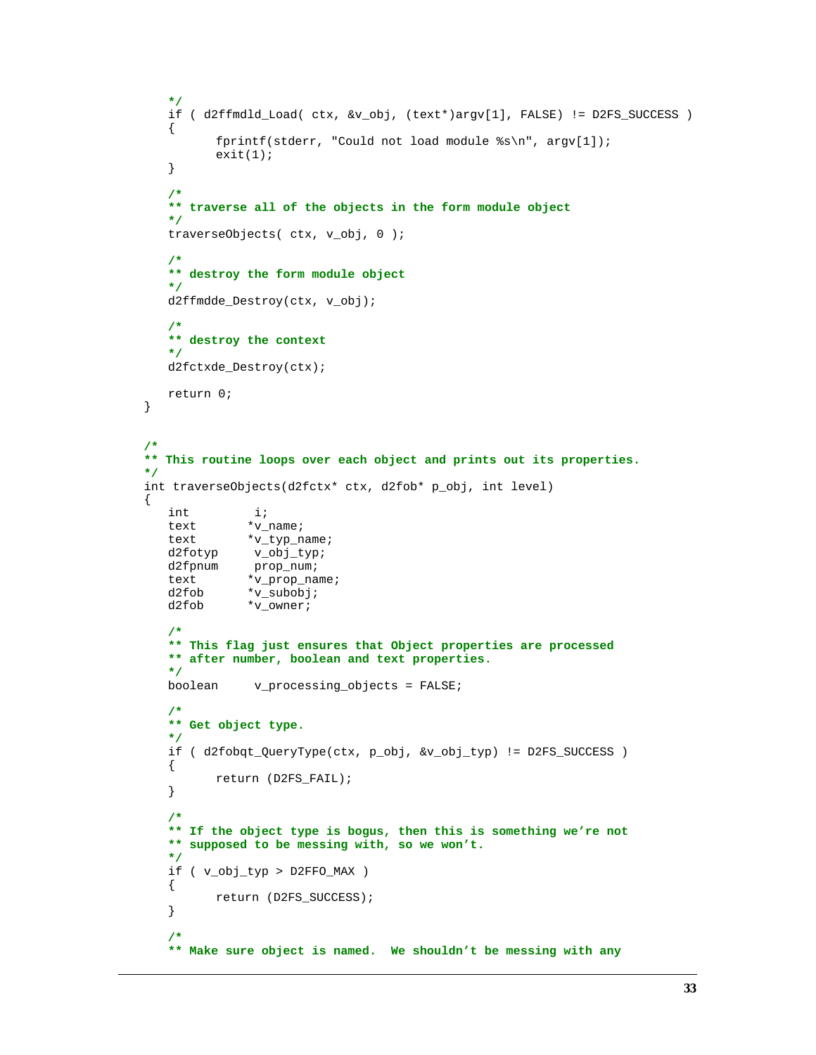```
    */
    if ( d2ffmdld_Load( ctx, &v_obj, (text*)argv[1], FALSE) != D2FS_SUCCESS )
    {
          fprintf(stderr, "Could not load module %s\n", argv[1]);
          exit(1);
    }

    /*
    ** traverse all of the objects in the form module object
    */
    traverseObjects( ctx, v_obj, 0 );

    /*
    ** destroy the form module object
    */
    d2ffmdde_Destroy(ctx, v_obj);

    /*
    ** destroy the context
    */
    d2fctxde_Destroy(ctx);

    return 0;
}


/*
** This routine loops over each object and prints out its properties.
*/
int traverseObjects(d2fctx* ctx, d2fob* p_obj, int level)
{
    int         i;
    text       *v_name;
    text       *v_typ_name;
    d2fotyp     v_obj_typ;
    d2fpnum     prop_num;
    text       *v_prop_name;
    d2fob      *v_subobj;
    d2fob      *v_owner;

    /*
    ** This flag just ensures that Object properties are processed
    ** after number, boolean and text properties.
    */
    boolean     v_processing_objects = FALSE;

    /*
    ** Get object type.
    */
    if ( d2fobqt_QueryType(ctx, p_obj, &v_obj_typ) != D2FS_SUCCESS )
    {
          return (D2FS_FAIL);
    }

    /*
    ** If the object type is bogus, then this is something we're not
    ** supposed to be messing with, so we won't.
    */
    if ( v_obj_typ > D2FFO_MAX )
    {
          return (D2FS_SUCCESS);
    }

    /*
    ** Make sure object is named.  We shouldn't be messing with any
```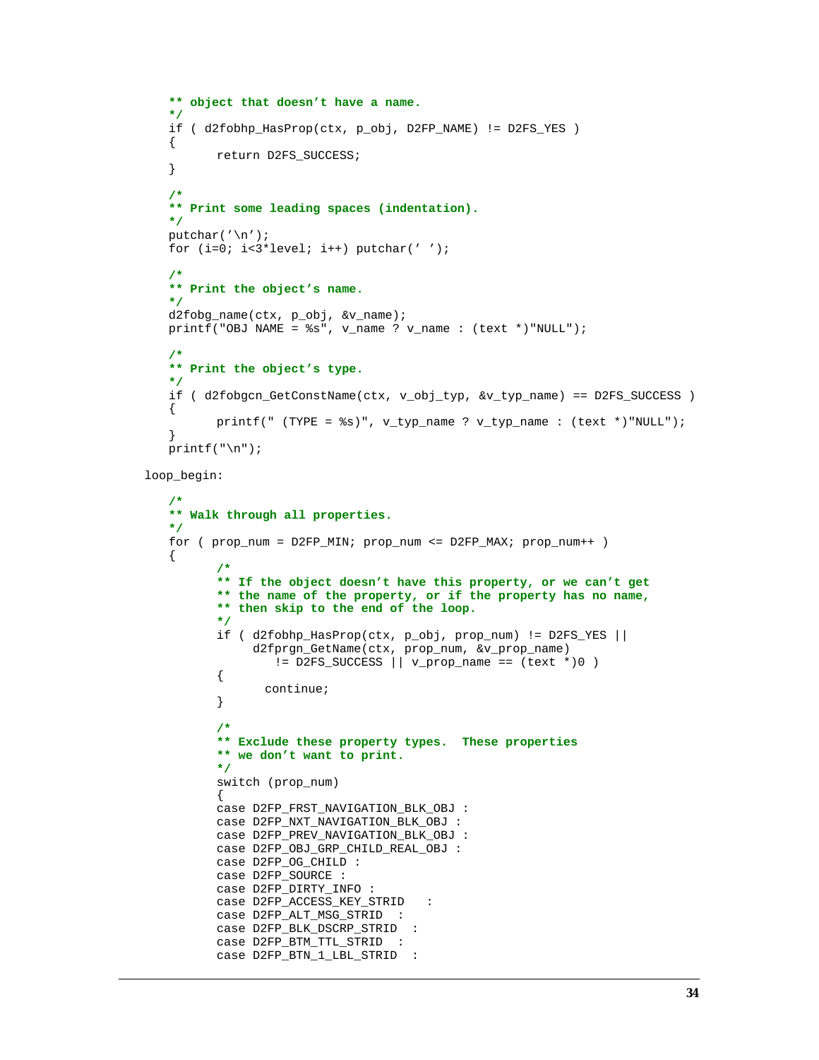```
    ** object that doesn't have a name.
    */
    if ( d2fobhp_HasProp(ctx, p_obj, D2FP_NAME) != D2FS_YES )
    {
          return D2FS_SUCCESS;
    }

    /*
    ** Print some leading spaces (indentation).
    */
    putchar('\n');
    for (i=0; i<3*level; i++) putchar(' ');

    /*
    ** Print the object's name.
    */
    d2fobg_name(ctx, p_obj, &v_name);
    printf("OBJ NAME = %s", v_name ? v_name : (text *)"NULL");

    /*
    ** Print the object's type.
    */
    if ( d2fobgcn_GetConstName(ctx, v_obj_typ, &v_typ_name) == D2FS_SUCCESS )
    {
          printf(" (TYPE = %s)", v_typ_name ? v_typ_name : (text *)"NULL");
    }
    printf("\n");

 loop_begin:

    /*
    ** Walk through all properties.
    */
    for ( prop_num = D2FP_MIN; prop_num <= D2FP_MAX; prop_num++ )
    {
          /*
          ** If the object doesn't have this property, or we can't get
          ** the name of the property, or if the property has no name,
          ** then skip to the end of the loop.
          */
          if ( d2fobhp_HasProp(ctx, p_obj, prop_num) != D2FS_YES ||
               d2fprgn_GetName(ctx, prop_num, &v_prop_name)
                  != D2FS_SUCCESS || v_prop_name == (text *)0 )
          {
                continue;
          }

          /*
          ** Exclude these property types.  These properties
          ** we don't want to print.
          */
          switch (prop_num)
          {
          case D2FP_FRST_NAVIGATION_BLK_OBJ :
          case D2FP_NXT_NAVIGATION_BLK_OBJ :
          case D2FP_PREV_NAVIGATION_BLK_OBJ :
          case D2FP_OBJ_GRP_CHILD_REAL_OBJ :
          case D2FP_OG_CHILD :
          case D2FP_SOURCE :
          case D2FP_DIRTY_INFO :
          case D2FP_ACCESS_KEY_STRID   :
          case D2FP_ALT_MSG_STRID  :
          case D2FP_BLK_DSCRP_STRID  :
          case D2FP_BTM_TTL_STRID  :
          case D2FP_BTN_1_LBL_STRID  :
```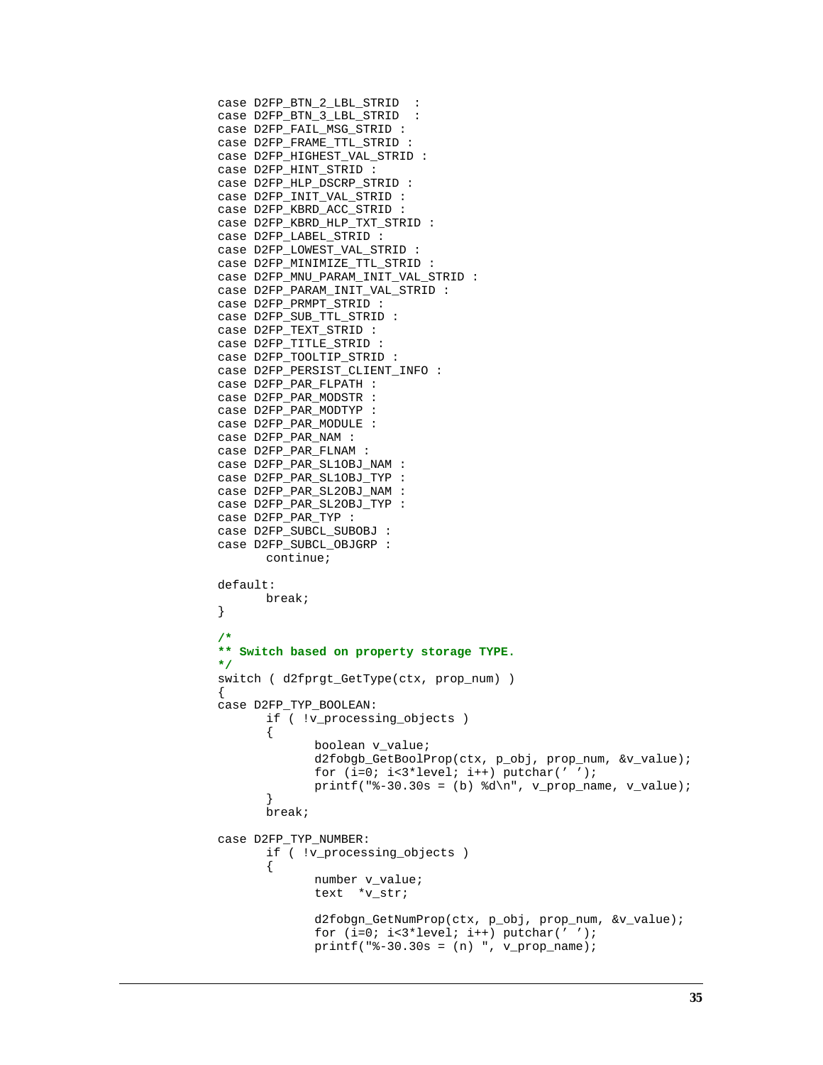```
case D2FP_BTN_2_LBL_STRID  :
case D2FP_BTN_3_LBL_STRID  :
case D2FP_FAIL_MSG_STRID :
case D2FP_FRAME_TTL_STRID :
case D2FP_HIGHEST_VAL_STRID :
case D2FP_HINT_STRID :
case D2FP_HLP_DSCRP_STRID :
case D2FP_INIT_VAL_STRID :
case D2FP_KBRD_ACC_STRID :
case D2FP_KBRD_HLP_TXT_STRID :
case D2FP_LABEL_STRID :
case D2FP_LOWEST_VAL_STRID :
case D2FP_MINIMIZE_TTL_STRID :
case D2FP_MNU_PARAM_INIT_VAL_STRID :
case D2FP_PARAM_INIT_VAL_STRID :
case D2FP_PRMPT_STRID :
case D2FP_SUB_TTL_STRID :
case D2FP_TEXT_STRID :
case D2FP_TITLE_STRID :
case D2FP_TOOLTIP_STRID :
case D2FP_PERSIST_CLIENT_INFO :
case D2FP_PAR_FLPATH :
case D2FP_PAR_MODSTR :
case D2FP_PAR_MODTYP :
case D2FP_PAR_MODULE :
case D2FP_PAR_NAM :
case D2FP_PAR_FLNAM :
case D2FP_PAR_SL1OBJ_NAM :
case D2FP_PAR_SL1OBJ_TYP :
case D2FP_PAR_SL2OBJ_NAM :
case D2FP_PAR_SL2OBJ_TYP :
case D2FP_PAR_TYP :
case D2FP_SUBCL_SUBOBJ :
case D2FP_SUBCL_OBJGRP :
       continue;

default:
       break;
}

/*
** Switch based on property storage TYPE.
*/
switch ( d2fprgt_GetType(ctx, prop_num) )
{
case D2FP_TYP_BOOLEAN:
       if ( !v_processing_objects )
       {
              boolean v_value;
              d2fobgb_GetBoolProp(ctx, p_obj, prop_num, &v_value);
              for (i=0; i<3*level; i++) putchar(' ');
              printf("%-30.30s = (b) %d\n", v_prop_name, v_value);
       }
       break;

case D2FP_TYP_NUMBER:
       if ( !v_processing_objects )
       {
              number v_value;
              text  *v_str;

              d2fobgn_GetNumProp(ctx, p_obj, prop_num, &v_value);
              for (i=0; i<3*level; i++) putchar(' ');
              printf("%-30.30s = (n) ", v_prop_name);
```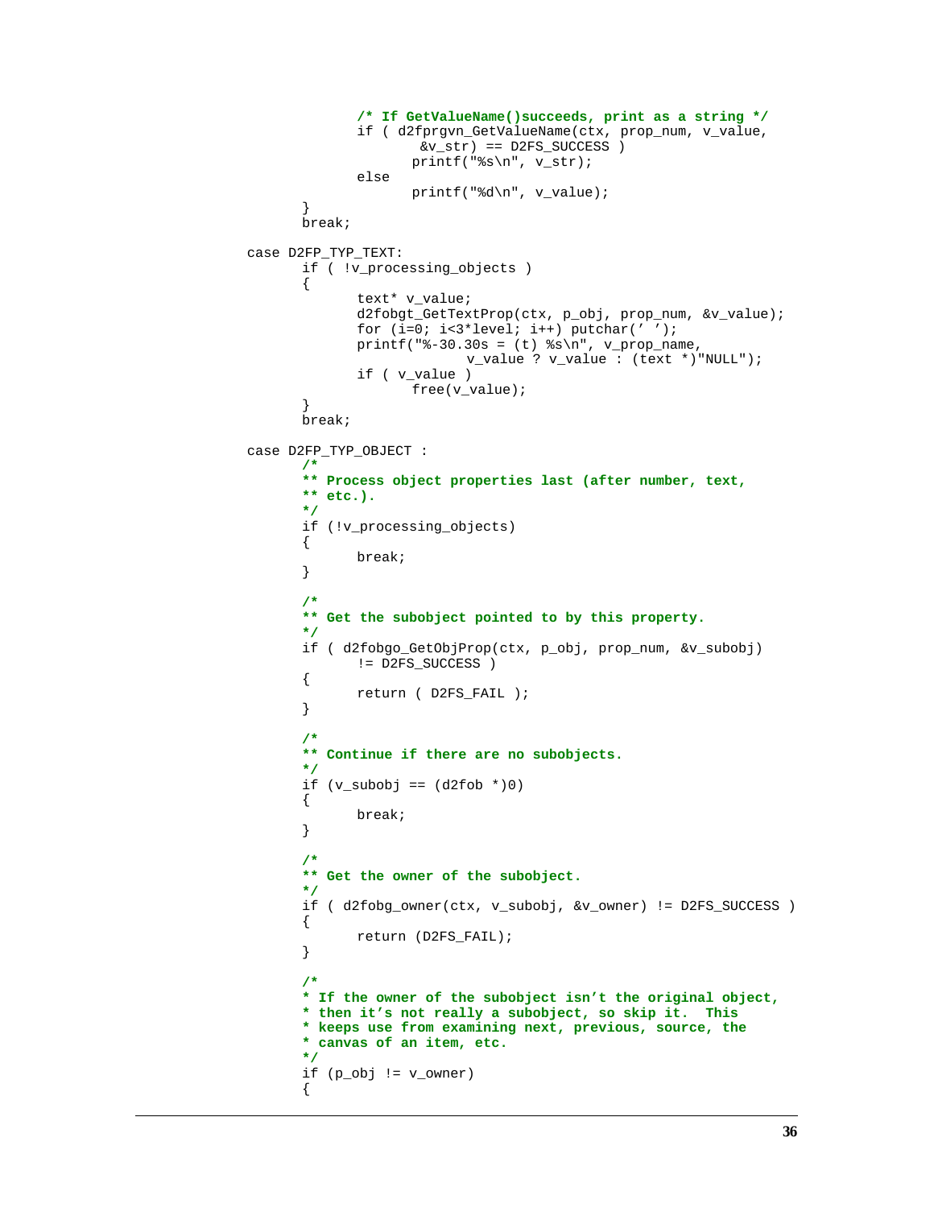```
                /* If GetValueName()succeeds, print as a string */
                if ( d2fprgvn_GetValueName(ctx, prop_num, v_value,
                       &v_str) == D2FS_SUCCESS )
                      printf("%s\n", v_str);
                else
                      printf("%d\n", v_value);
          }
          break;

    case D2FP_TYP_TEXT:
          if ( !v_processing_objects )
          {
                text* v_value;
                d2fobgt_GetTextProp(ctx, p_obj, prop_num, &v_value);
                for (i=0; i<3*level; i++) putchar(' ');
                printf("%-30.30s = (t) %s\n", v_prop_name,
                            v_value ? v_value : (text *)"NULL");
                if ( v_value )
                      free(v_value);
          }
          break;

    case D2FP_TYP_OBJECT :
          /*
          ** Process object properties last (after number, text,
          ** etc.).
          */
          if (!v_processing_objects)
          {
                break;
          }

          /*
          ** Get the subobject pointed to by this property.
          */
          if ( d2fobgo_GetObjProp(ctx, p_obj, prop_num, &v_subobj)
                != D2FS_SUCCESS )
          {
                return ( D2FS_FAIL );
          }

          /*
          ** Continue if there are no subobjects.
          */
          if (v_subobj == (d2fob *)0)
          {
                break;
          }

          /*
          ** Get the owner of the subobject.
          */
          if ( d2fobg_owner(ctx, v_subobj, &v_owner) != D2FS_SUCCESS )
          {
                return (D2FS_FAIL);
          }

          /*
          * If the owner of the subobject isn't the original object,
          * then it's not really a subobject, so skip it.  This
          * keeps use from examining next, previous, source, the
          * canvas of an item, etc.
          */
          if (p_obj != v_owner)
          {
```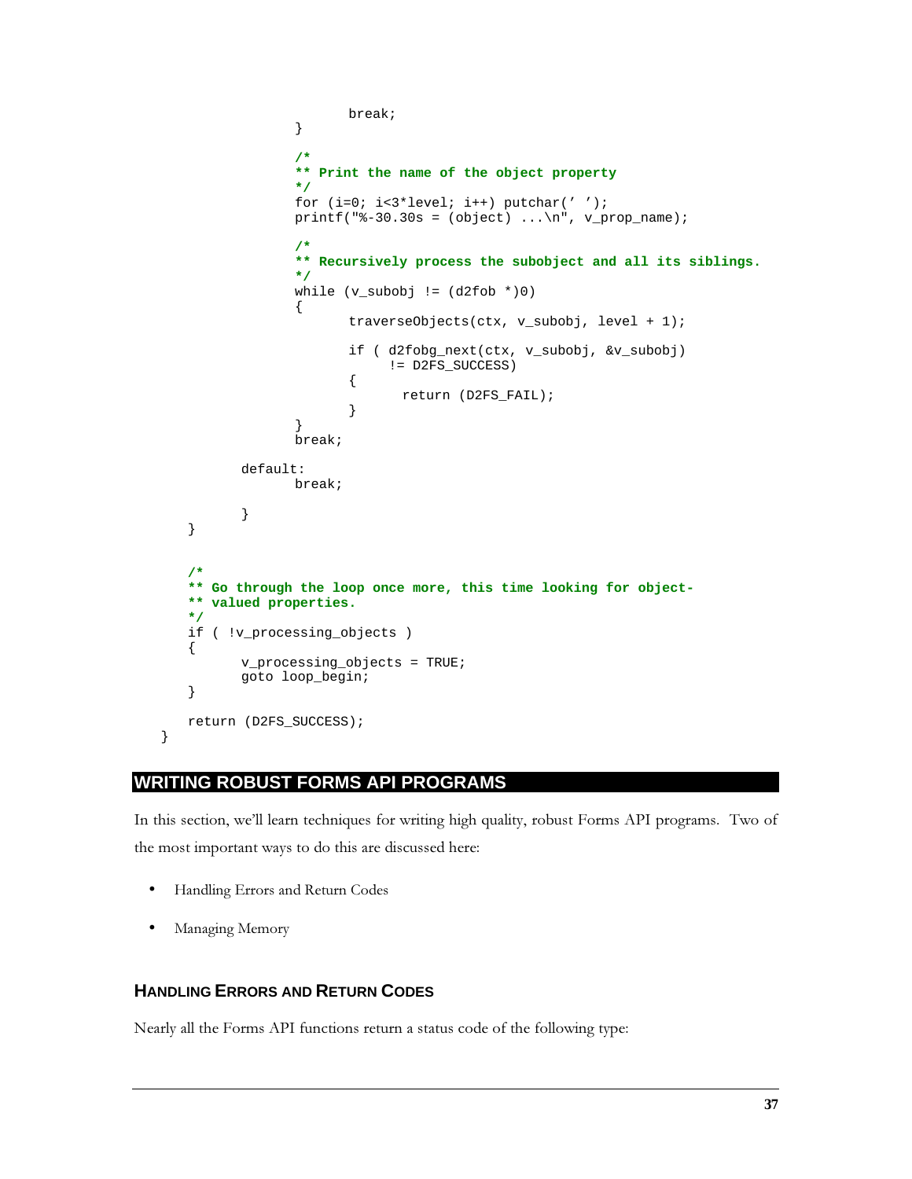```
                        break;
                    }

                    /*
                    ** Print the name of the object property
                    */
                    for (i=0; i<3*level; i++) putchar(' ');
                    printf("%-30.30s = (object) ...\n", v_prop_name);

                    /*
                    ** Recursively process the subobject and all its siblings.
                    */
                    while (v_subobj != (d2fob *)0)
                    {
                        traverseObjects(ctx, v_subobj, level + 1);

                        if ( d2fobg_next(ctx, v_subobj, &v_subobj)
                             != D2FS_SUCCESS)
                        {
                            return (D2FS_FAIL);
                        }
                    }
                    break;

                default:
                    break;

                }
    }


    /*
    ** Go through the loop once more, this time looking for object-
    ** valued properties.
    */
    if ( !v_processing_objects )
    {
        v_processing_objects = TRUE;
        goto loop_begin;
    }

    return (D2FS_SUCCESS);
}
```

## WRITING ROBUST FORMS API PROGRAMS

In this section, we'll learn techniques for writing high quality, robust Forms API programs. Two of the most important ways to do this are discussed here:

- Handling Errors and Return Codes
- Managing Memory

### HANDLING ERRORS AND RETURN CODES

Nearly all the Forms API functions return a status code of the following type: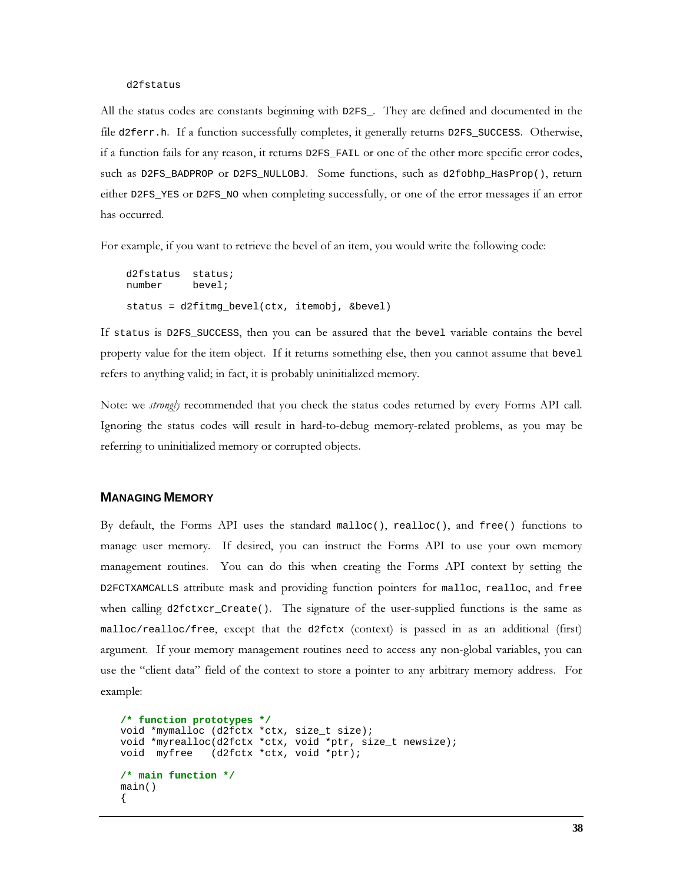```
d2fstatus
```

All the status codes are constants beginning with `D2FS_`. They are defined and documented in the file `d2ferr.h`. If a function successfully completes, it generally returns `D2FS_SUCCESS`. Otherwise, if a function fails for any reason, it returns `D2FS_FAIL` or one of the other more specific error codes, such as `D2FS_BADPROP` or `D2FS_NULLOBJ`. Some functions, such as `d2fobhp_HasProp()`, return either `D2FS_YES` or `D2FS_NO` when completing successfully, or one of the error messages if an error has occurred.

For example, if you want to retrieve the bevel of an item, you would write the following code:

```
d2fstatus  status;
number     bevel;

status = d2fitmg_bevel(ctx, itemobj, &bevel)
```

If `status` is `D2FS_SUCCESS`, then you can be assured that the `bevel` variable contains the bevel property value for the item object. If it returns something else, then you cannot assume that `bevel` refers to anything valid; in fact, it is probably uninitialized memory.

Note: we *strongly* recommended that you check the status codes returned by every Forms API call. Ignoring the status codes will result in hard-to-debug memory-related problems, as you may be referring to uninitialized memory or corrupted objects.

## MANAGING MEMORY

By default, the Forms API uses the standard `malloc()`, `realloc()`, and `free()` functions to manage user memory. If desired, you can instruct the Forms API to use your own memory management routines. You can do this when creating the Forms API context by setting the `D2FCTXAMCALLS` attribute mask and providing function pointers for `malloc`, `realloc`, and `free` when calling `d2fctxcr_Create()`. The signature of the user-supplied functions is the same as `malloc/realloc/free`, except that the `d2fctx` (context) is passed in as an additional (first) argument. If your memory management routines need to access any non-global variables, you can use the "client data" field of the context to store a pointer to any arbitrary memory address. For example:

```
/* function prototypes */
void *mymalloc (d2fctx *ctx, size_t size);
void *myrealloc(d2fctx *ctx, void *ptr, size_t newsize);
void  myfree   (d2fctx *ctx, void *ptr);

/* main function */
main()
{
```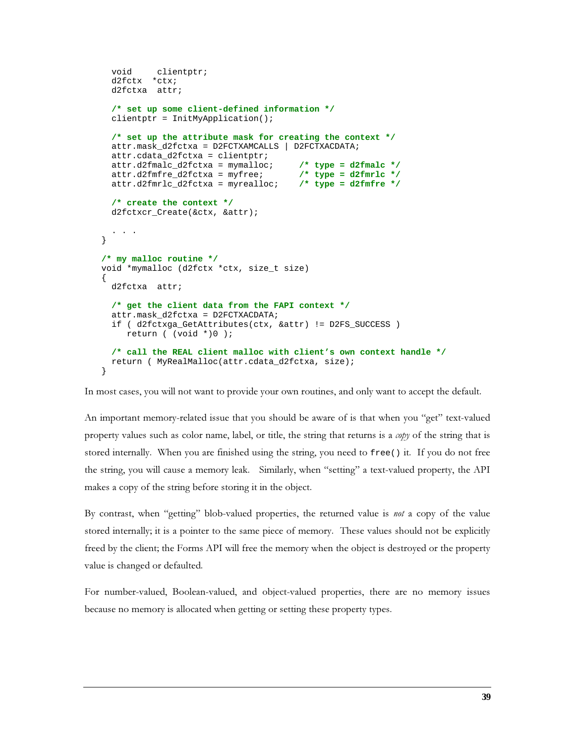```
  void     clientptr;
  d2fctx  *ctx;
  d2fctxa  attr;

  /* set up some client-defined information */
  clientptr = InitMyApplication();

  /* set up the attribute mask for creating the context */
  attr.mask_d2fctxa = D2FCTXAMCALLS | D2FCTXACDATA;
  attr.cdata_d2fctxa = clientptr;
  attr.d2fmalc_d2fctxa = mymalloc;     /* type = d2fmalc */
  attr.d2fmfre_d2fctxa = myfree;       /* type = d2fmrlc */
  attr.d2fmrlc_d2fctxa = myrealloc;    /* type = d2fmfre */

  /* create the context */
  d2fctxcr_Create(&ctx, &attr);

  . . .
}

/* my malloc routine */
void *mymalloc (d2fctx *ctx, size_t size)
{
  d2fctxa  attr;

  /* get the client data from the FAPI context */
  attr.mask_d2fctxa = D2FCTXACDATA;
  if ( d2fctxga_GetAttributes(ctx, &attr) != D2FS_SUCCESS )
     return ( (void *)0 );

  /* call the REAL client malloc with client's own context handle */
  return ( MyRealMalloc(attr.cdata_d2fctxa, size);
}
```

In most cases, you will not want to provide your own routines, and only want to accept the default.

An important memory-related issue that you should be aware of is that when you "get" text-valued property values such as color name, label, or title, the string that returns is a *copy* of the string that is stored internally. When you are finished using the string, you need to `free()` it. If you do not free the string, you will cause a memory leak. Similarly, when "setting" a text-valued property, the API makes a copy of the string before storing it in the object.

By contrast, when "getting" blob-valued properties, the returned value is *not* a copy of the value stored internally; it is a pointer to the same piece of memory. These values should not be explicitly freed by the client; the Forms API will free the memory when the object is destroyed or the property value is changed or defaulted.

For number-valued, Boolean-valued, and object-valued properties, there are no memory issues because no memory is allocated when getting or setting these property types.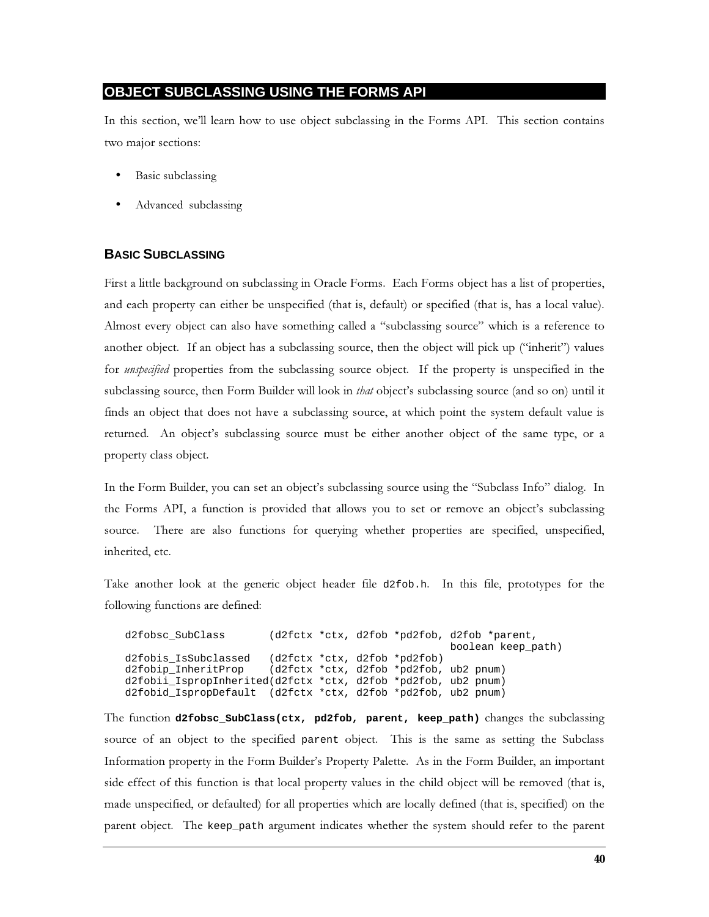## OBJECT SUBCLASSING USING THE FORMS API

In this section, we'll learn how to use object subclassing in the Forms API. This section contains two major sections:

- Basic subclassing
- Advanced subclassing

### BASIC SUBCLASSING

First a little background on subclassing in Oracle Forms. Each Forms object has a list of properties, and each property can either be unspecified (that is, default) or specified (that is, has a local value). Almost every object can also have something called a "subclassing source" which is a reference to another object. If an object has a subclassing source, then the object will pick up ("inherit") values for *unspecified* properties from the subclassing source object. If the property is unspecified in the subclassing source, then Form Builder will look in *that* object's subclassing source (and so on) until it finds an object that does not have a subclassing source, at which point the system default value is returned. An object's subclassing source must be either another object of the same type, or a property class object.

In the Form Builder, you can set an object's subclassing source using the "Subclass Info" dialog. In the Forms API, a function is provided that allows you to set or remove an object's subclassing source. There are also functions for querying whether properties are specified, unspecified, inherited, etc.

Take another look at the generic object header file `d2fob.h`. In this file, prototypes for the following functions are defined:

```
d2fobsc_SubClass       (d2fctx *ctx, d2fob *pd2fob, d2fob *parent,
                                                    boolean keep_path)
d2fobis_IsSubclassed   (d2fctx *ctx, d2fob *pd2fob)
d2fobip_InheritProp    (d2fctx *ctx, d2fob *pd2fob, ub2 pnum)
d2fobii_IspropInherited(d2fctx *ctx, d2fob *pd2fob, ub2 pnum)
d2fobid_IspropDefault  (d2fctx *ctx, d2fob *pd2fob, ub2 pnum)
```

The function **`d2fobsc_SubClass(ctx, pd2fob, parent, keep_path)`** changes the subclassing source of an object to the specified `parent` object. This is the same as setting the Subclass Information property in the Form Builder's Property Palette. As in the Form Builder, an important side effect of this function is that local property values in the child object will be removed (that is, made unspecified, or defaulted) for all properties which are locally defined (that is, specified) on the parent object. The `keep_path` argument indicates whether the system should refer to the parent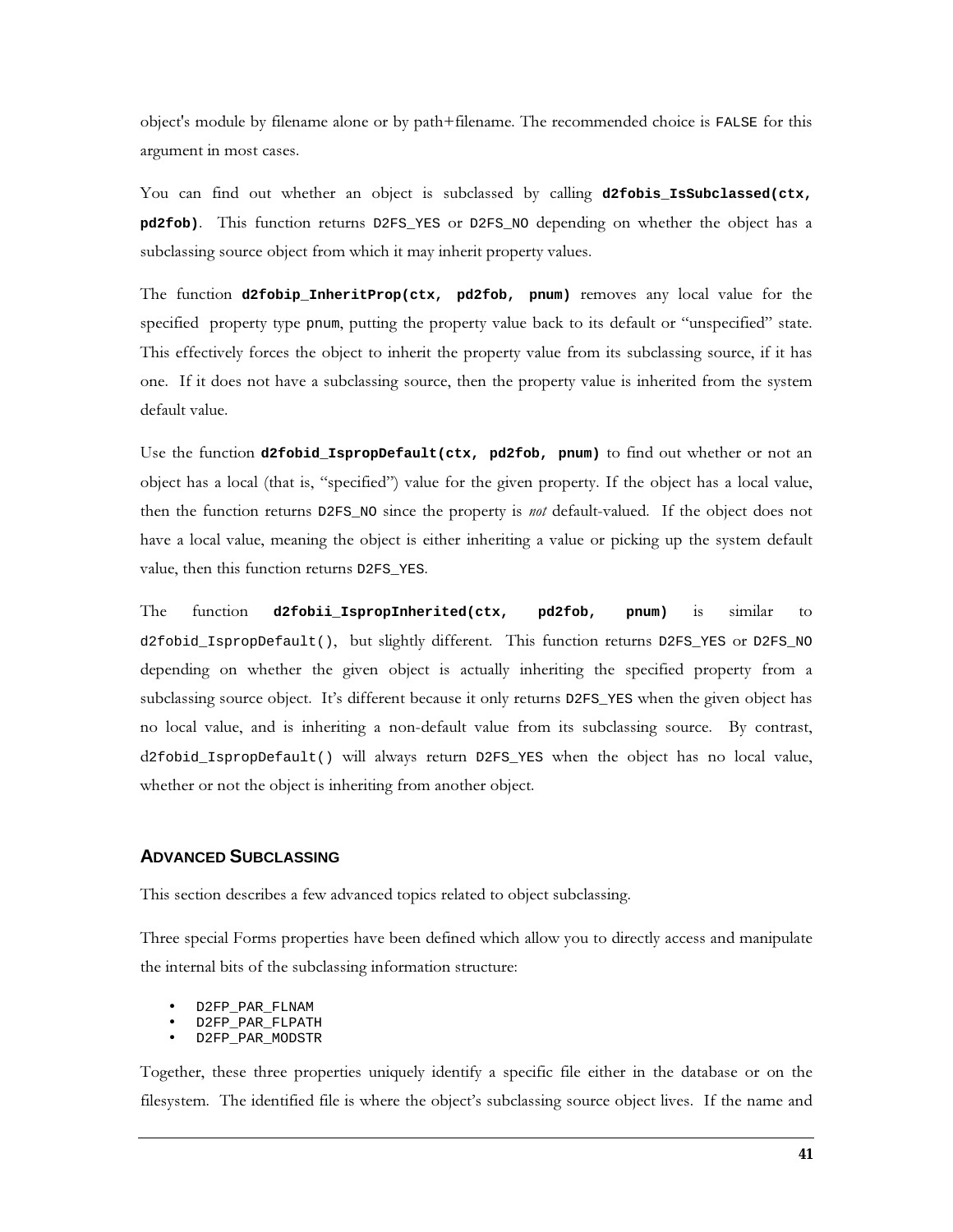object's module by filename alone or by path+filename. The recommended choice is `FALSE` for this argument in most cases.

You can find out whether an object is subclassed by calling **`d2fobis_IsSubclassed(ctx, pd2fob)`**. This function returns `D2FS_YES` or `D2FS_NO` depending on whether the object has a subclassing source object from which it may inherit property values.

The function **`d2fobip_InheritProp(ctx, pd2fob, pnum)`** removes any local value for the specified property type `pnum`, putting the property value back to its default or "unspecified" state. This effectively forces the object to inherit the property value from its subclassing source, if it has one. If it does not have a subclassing source, then the property value is inherited from the system default value.

Use the function **`d2fobid_IspropDefault(ctx, pd2fob, pnum)`** to find out whether or not an object has a local (that is, "specified") value for the given property. If the object has a local value, then the function returns `D2FS_NO` since the property is *not* default-valued. If the object does not have a local value, meaning the object is either inheriting a value or picking up the system default value, then this function returns `D2FS_YES`.

The function **`d2fobii_IspropInherited(ctx, pd2fob, pnum)`** is similar to `d2fobid_IspropDefault()`, but slightly different. This function returns `D2FS_YES` or `D2FS_NO` depending on whether the given object is actually inheriting the specified property from a subclassing source object. It's different because it only returns `D2FS_YES` when the given object has no local value, and is inheriting a non-default value from its subclassing source. By contrast, `d2fobid_IspropDefault()` will always return `D2FS_YES` when the object has no local value, whether or not the object is inheriting from another object.

## ADVANCED SUBCLASSING

This section describes a few advanced topics related to object subclassing.

Three special Forms properties have been defined which allow you to directly access and manipulate the internal bits of the subclassing information structure:

- `D2FP_PAR_FLNAM`
- `D2FP_PAR_FLPATH`
- `D2FP_PAR_MODSTR`

Together, these three properties uniquely identify a specific file either in the database or on the filesystem. The identified file is where the object's subclassing source object lives. If the name and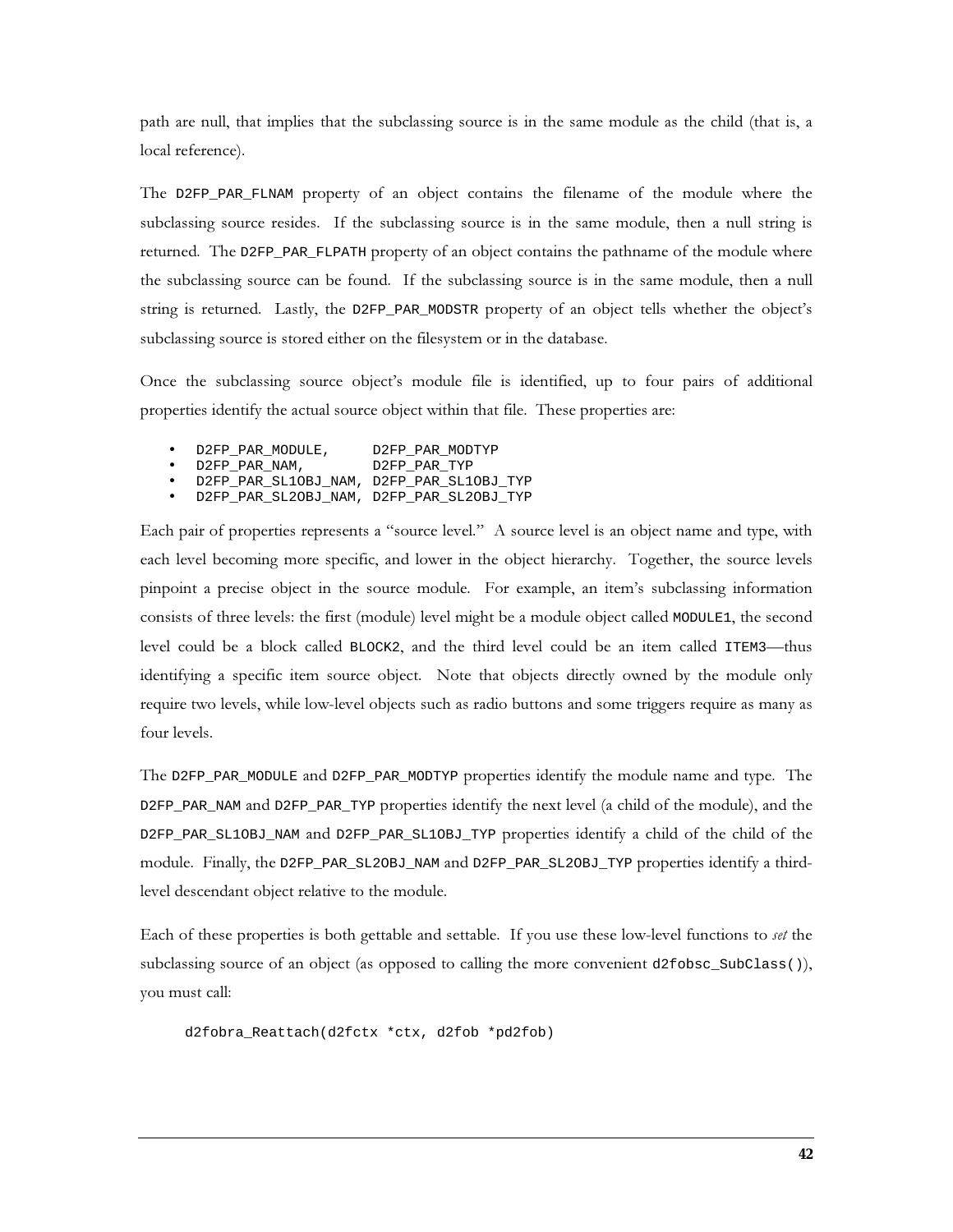path are null, that implies that the subclassing source is in the same module as the child (that is, a local reference).

The `D2FP_PAR_FLNAM` property of an object contains the filename of the module where the subclassing source resides. If the subclassing source is in the same module, then a null string is returned. The `D2FP_PAR_FLPATH` property of an object contains the pathname of the module where the subclassing source can be found. If the subclassing source is in the same module, then a null string is returned. Lastly, the `D2FP_PAR_MODSTR` property of an object tells whether the object's subclassing source is stored either on the filesystem or in the database.

Once the subclassing source object's module file is identified, up to four pairs of additional properties identify the actual source object within that file. These properties are:

- `D2FP_PAR_MODULE,      D2FP_PAR_MODTYP`
- `D2FP_PAR_NAM,         D2FP_PAR_TYP`
- `D2FP_PAR_SL1OBJ_NAM, D2FP_PAR_SL1OBJ_TYP`
- `D2FP_PAR_SL2OBJ_NAM, D2FP_PAR_SL2OBJ_TYP`

Each pair of properties represents a "source level." A source level is an object name and type, with each level becoming more specific, and lower in the object hierarchy. Together, the source levels pinpoint a precise object in the source module. For example, an item's subclassing information consists of three levels: the first (module) level might be a module object called `MODULE1`, the second level could be a block called `BLOCK2`, and the third level could be an item called `ITEM3`—thus identifying a specific item source object. Note that objects directly owned by the module only require two levels, while low-level objects such as radio buttons and some triggers require as many as four levels.

The `D2FP_PAR_MODULE` and `D2FP_PAR_MODTYP` properties identify the module name and type. The `D2FP_PAR_NAM` and `D2FP_PAR_TYP` properties identify the next level (a child of the module), and the `D2FP_PAR_SL1OBJ_NAM` and `D2FP_PAR_SL1OBJ_TYP` properties identify a child of the child of the module. Finally, the `D2FP_PAR_SL2OBJ_NAM` and `D2FP_PAR_SL2OBJ_TYP` properties identify a third-level descendant object relative to the module.

Each of these properties is both gettable and settable. If you use these low-level functions to *set* the subclassing source of an object (as opposed to calling the more convenient `d2fobsc_SubClass()`), you must call:

```
d2fobra_Reattach(d2fctx *ctx, d2fob *pd2fob)
```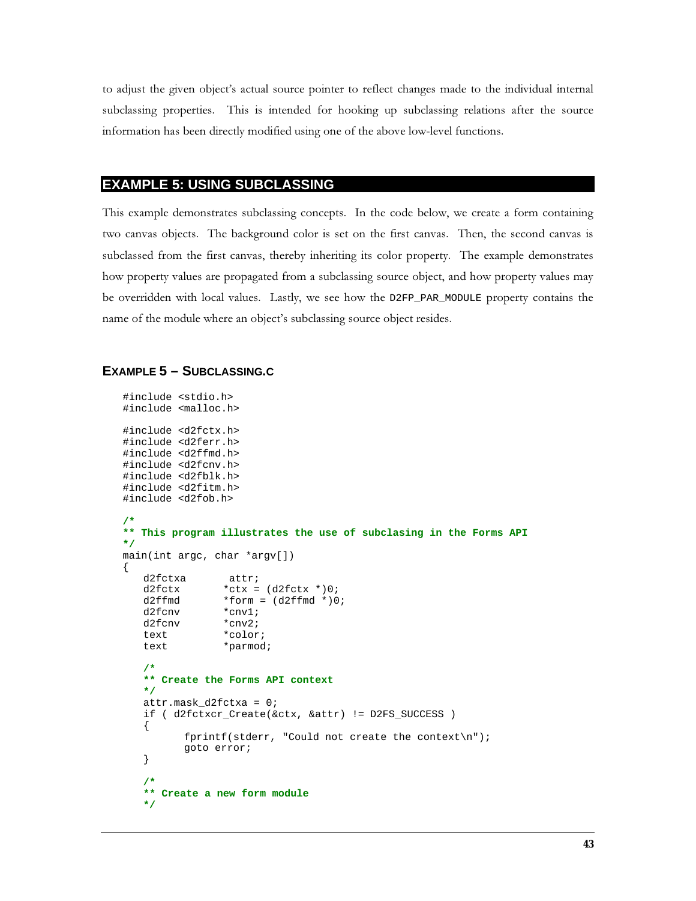to adjust the given object's actual source pointer to reflect changes made to the individual internal subclassing properties. This is intended for hooking up subclassing relations after the source information has been directly modified using one of the above low-level functions.

## EXAMPLE 5: USING SUBCLASSING

This example demonstrates subclassing concepts. In the code below, we create a form containing two canvas objects. The background color is set on the first canvas. Then, the second canvas is subclassed from the first canvas, thereby inheriting its color property. The example demonstrates how property values are propagated from a subclassing source object, and how property values may be overridden with local values. Lastly, we see how the `D2FP_PAR_MODULE` property contains the name of the module where an object's subclassing source object resides.

### EXAMPLE 5 – SUBCLASSING.C

```
#include <stdio.h>
#include <malloc.h>

#include <d2fctx.h>
#include <d2ferr.h>
#include <d2ffmd.h>
#include <d2fcnv.h>
#include <d2fblk.h>
#include <d2fitm.h>
#include <d2fob.h>

/*
** This program illustrates the use of subclasing in the Forms API
*/
main(int argc, char *argv[])
{
   d2fctxa       attr;
   d2fctx       *ctx = (d2fctx *)0;
   d2ffmd       *form = (d2ffmd *)0;
   d2fcnv       *cnv1;
   d2fcnv       *cnv2;
   text         *color;
   text         *parmod;

   /*
   ** Create the Forms API context
   */
   attr.mask_d2fctxa = 0;
   if ( d2fctxcr_Create(&ctx, &attr) != D2FS_SUCCESS )
   {
         fprintf(stderr, "Could not create the context\n");
         goto error;
   }

   /*
   ** Create a new form module
   */
```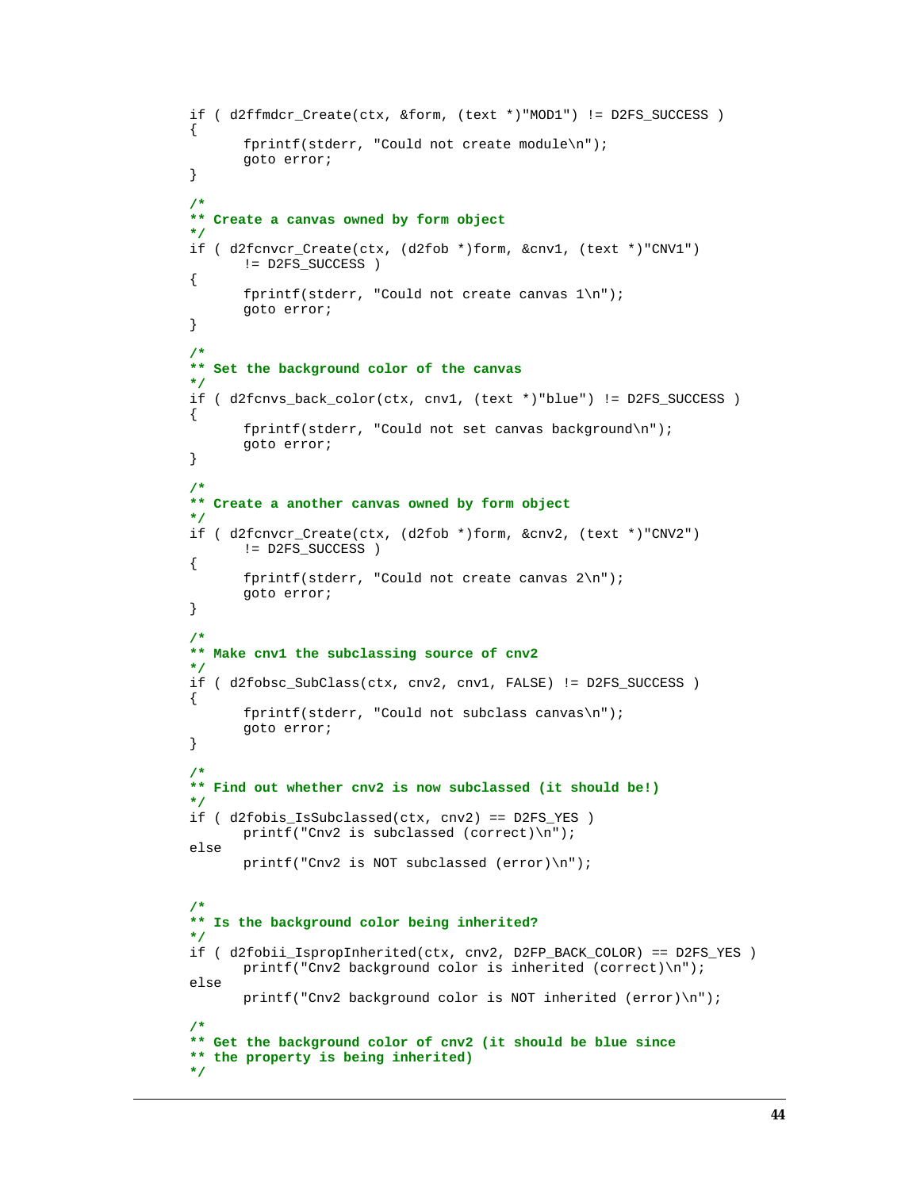```
if ( d2ffmdcr_Create(ctx, &form, (text *)"MOD1") != D2FS_SUCCESS )
{
      fprintf(stderr, "Could not create module\n");
      goto error;
}

/*
** Create a canvas owned by form object
*/
if ( d2fcnvcr_Create(ctx, (d2fob *)form, &cnv1, (text *)"CNV1")
      != D2FS_SUCCESS )
{
      fprintf(stderr, "Could not create canvas 1\n");
      goto error;
}

/*
** Set the background color of the canvas
*/
if ( d2fcnvs_back_color(ctx, cnv1, (text *)"blue") != D2FS_SUCCESS )
{
      fprintf(stderr, "Could not set canvas background\n");
      goto error;
}

/*
** Create a another canvas owned by form object
*/
if ( d2fcnvcr_Create(ctx, (d2fob *)form, &cnv2, (text *)"CNV2")
      != D2FS_SUCCESS )
{
      fprintf(stderr, "Could not create canvas 2\n");
      goto error;
}

/*
** Make cnv1 the subclassing source of cnv2
*/
if ( d2fobsc_SubClass(ctx, cnv2, cnv1, FALSE) != D2FS_SUCCESS )
{
      fprintf(stderr, "Could not subclass canvas\n");
      goto error;
}

/*
** Find out whether cnv2 is now subclassed (it should be!)
*/
if ( d2fobis_IsSubclassed(ctx, cnv2) == D2FS_YES )
      printf("Cnv2 is subclassed (correct)\n");
else
      printf("Cnv2 is NOT subclassed (error)\n");


/*
** Is the background color being inherited?
*/
if ( d2fobii_IspropInherited(ctx, cnv2, D2FP_BACK_COLOR) == D2FS_YES )
      printf("Cnv2 background color is inherited (correct)\n");
else
      printf("Cnv2 background color is NOT inherited (error)\n");

/*
** Get the background color of cnv2 (it should be blue since
** the property is being inherited)
*/
```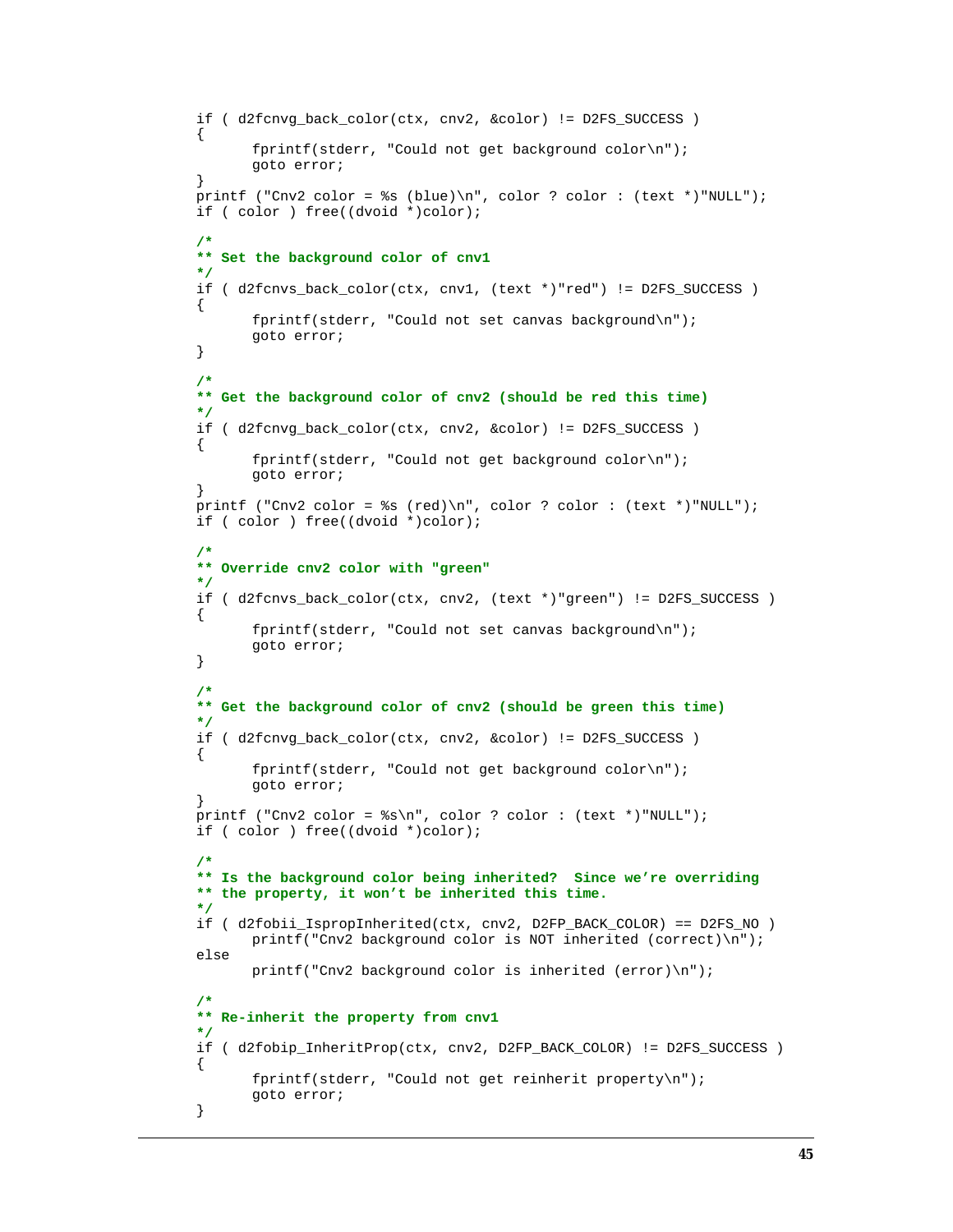```c
if ( d2fcnvg_back_color(ctx, cnv2, &color) != D2FS_SUCCESS )
{
      fprintf(stderr, "Could not get background color\n");
      goto error;
}
printf ("Cnv2 color = %s (blue)\n", color ? color : (text *)"NULL");
if ( color ) free((dvoid *)color);

/*
** Set the background color of cnv1
*/
if ( d2fcnvs_back_color(ctx, cnv1, (text *)"red") != D2FS_SUCCESS )
{
      fprintf(stderr, "Could not set canvas background\n");
      goto error;
}

/*
** Get the background color of cnv2 (should be red this time)
*/
if ( d2fcnvg_back_color(ctx, cnv2, &color) != D2FS_SUCCESS )
{
      fprintf(stderr, "Could not get background color\n");
      goto error;
}
printf ("Cnv2 color = %s (red)\n", color ? color : (text *)"NULL");
if ( color ) free((dvoid *)color);

/*
** Override cnv2 color with "green"
*/
if ( d2fcnvs_back_color(ctx, cnv2, (text *)"green") != D2FS_SUCCESS )
{
      fprintf(stderr, "Could not set canvas background\n");
      goto error;
}

/*
** Get the background color of cnv2 (should be green this time)
*/
if ( d2fcnvg_back_color(ctx, cnv2, &color) != D2FS_SUCCESS )
{
      fprintf(stderr, "Could not get background color\n");
      goto error;
}
printf ("Cnv2 color = %s\n", color ? color : (text *)"NULL");
if ( color ) free((dvoid *)color);

/*
** Is the background color being inherited?  Since we're overriding
** the property, it won't be inherited this time.
*/
if ( d2fobii_IspropInherited(ctx, cnv2, D2FP_BACK_COLOR) == D2FS_NO )
      printf("Cnv2 background color is NOT inherited (correct)\n");
else
      printf("Cnv2 background color is inherited (error)\n");

/*
** Re-inherit the property from cnv1
*/
if ( d2fobip_InheritProp(ctx, cnv2, D2FP_BACK_COLOR) != D2FS_SUCCESS )
{
      fprintf(stderr, "Could not get reinherit property\n");
      goto error;
}
```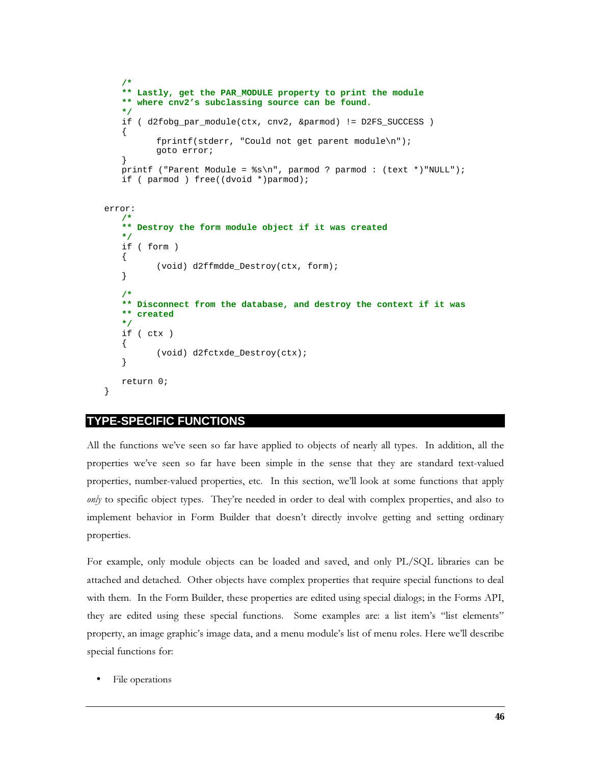```
    /*
    ** Lastly, get the PAR_MODULE property to print the module
    ** where cnv2's subclassing source can be found.
    */
    if ( d2fobg_par_module(ctx, cnv2, &parmod) != D2FS_SUCCESS )
    {
          fprintf(stderr, "Could not get parent module\n");
          goto error;
    }
    printf ("Parent Module = %s\n", parmod ? parmod : (text *)"NULL");
    if ( parmod ) free((dvoid *)parmod);


error:
    /*
    ** Destroy the form module object if it was created
    */
    if ( form )
    {
          (void) d2ffmdde_Destroy(ctx, form);
    }

    /*
    ** Disconnect from the database, and destroy the context if it was
    ** created
    */
    if ( ctx )
    {
          (void) d2fctxde_Destroy(ctx);
    }

    return 0;
}
```

## TYPE-SPECIFIC FUNCTIONS

All the functions we've seen so far have applied to objects of nearly all types. In addition, all the properties we've seen so far have been simple in the sense that they are standard text-valued properties, number-valued properties, etc. In this section, we'll look at some functions that apply *only* to specific object types. They're needed in order to deal with complex properties, and also to implement behavior in Form Builder that doesn't directly involve getting and setting ordinary properties.

For example, only module objects can be loaded and saved, and only PL/SQL libraries can be attached and detached. Other objects have complex properties that require special functions to deal with them. In the Form Builder, these properties are edited using special dialogs; in the Forms API, they are edited using these special functions. Some examples are: a list item's "list elements" property, an image graphic's image data, and a menu module's list of menu roles. Here we'll describe special functions for:

- File operations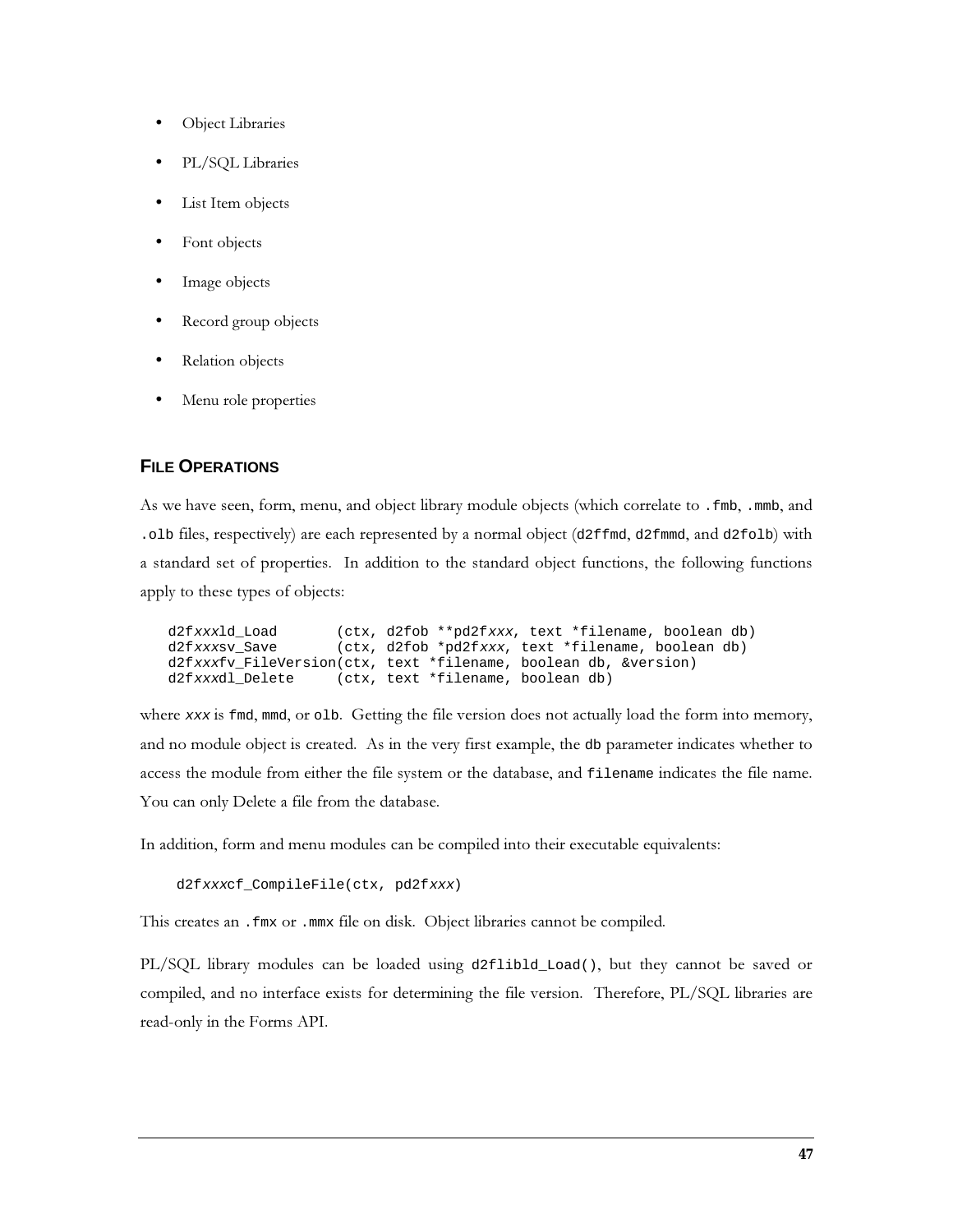- Object Libraries
- PL/SQL Libraries
- List Item objects
- Font objects
- Image objects
- Record group objects
- Relation objects
- Menu role properties

### FILE OPERATIONS

As we have seen, form, menu, and object library module objects (which correlate to `.fmb`, `.mmb`, and `.olb` files, respectively) are each represented by a normal object (`d2ffmd`, `d2fmmd`, and `d2folb`) with a standard set of properties. In addition to the standard object functions, the following functions apply to these types of objects:

```
d2fxxxld_Load       (ctx, d2fob **pd2fxxx, text *filename, boolean db)
d2fxxxsv_Save       (ctx, d2fob *pd2fxxx, text *filename, boolean db)
d2fxxxfv_FileVersion(ctx, text *filename, boolean db, &version)
d2fxxxdl_Delete     (ctx, text *filename, boolean db)
```

where *xxx* is `fmd`, `mmd`, or `olb`. Getting the file version does not actually load the form into memory, and no module object is created. As in the very first example, the `db` parameter indicates whether to access the module from either the file system or the database, and `filename` indicates the file name. You can only Delete a file from the database.

In addition, form and menu modules can be compiled into their executable equivalents:

```
d2fxxxcf_CompileFile(ctx, pd2fxxx)
```

This creates an `.fmx` or `.mmx` file on disk. Object libraries cannot be compiled.

PL/SQL library modules can be loaded using `d2flibld_Load()`, but they cannot be saved or compiled, and no interface exists for determining the file version. Therefore, PL/SQL libraries are read-only in the Forms API.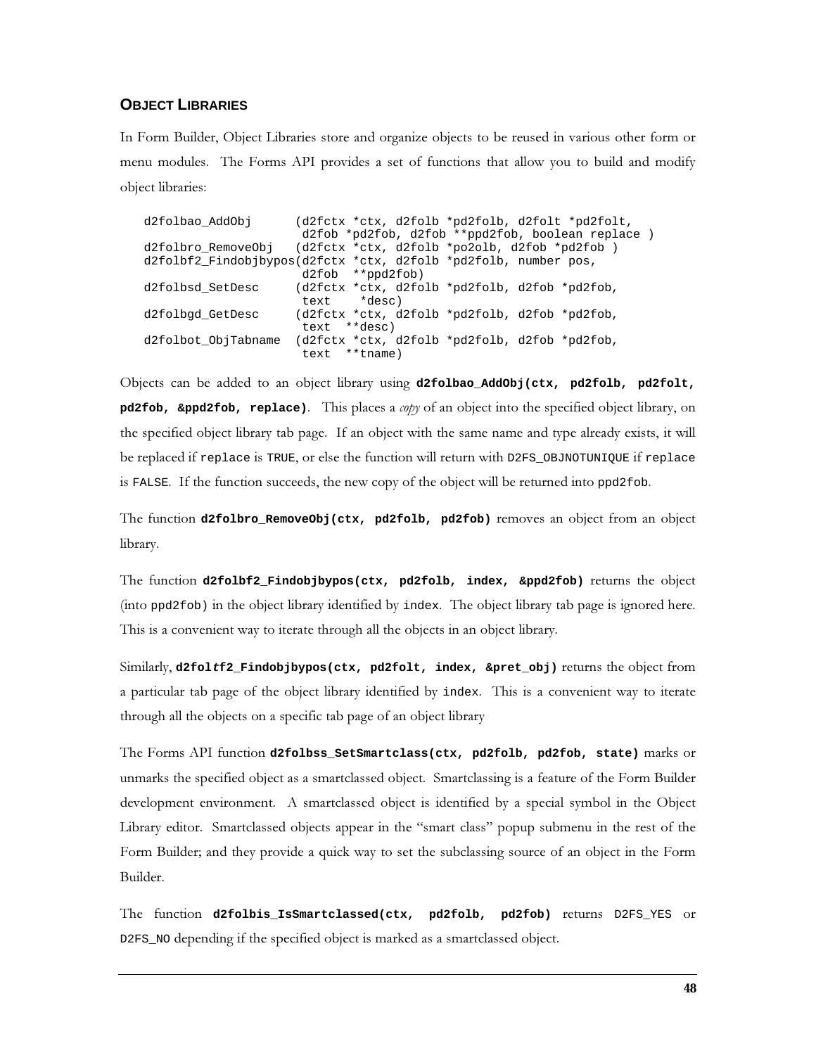### OBJECT LIBRARIES

In Form Builder, Object Libraries store and organize objects to be reused in various other form or menu modules. The Forms API provides a set of functions that allow you to build and modify object libraries:

```
d2folbao_AddObj      (d2fctx *ctx, d2folb *pd2folb, d2folt *pd2folt,
                      d2fob *pd2fob, d2fob **ppd2fob, boolean replace )
d2folbro_RemoveObj   (d2fctx *ctx, d2folb *po2olb, d2fob *pd2fob )
d2folbf2_Findobjbypos(d2fctx *ctx, d2folb *pd2folb, number pos,
                      d2fob  **ppd2fob)
d2folbsd_SetDesc     (d2fctx *ctx, d2folb *pd2folb, d2fob *pd2fob,
                      text    *desc)
d2folbgd_GetDesc     (d2fctx *ctx, d2folb *pd2folb, d2fob *pd2fob,
                      text  **desc)
d2folbot_ObjTabname  (d2fctx *ctx, d2folb *pd2folb, d2fob *pd2fob,
                      text  **tname)
```

Objects can be added to an object library using **`d2folbao_AddObj(ctx, pd2folb, pd2folt, pd2fob, &ppd2fob, replace)`**. This places a *copy* of an object into the specified object library, on the specified object library tab page. If an object with the same name and type already exists, it will be replaced if `replace` is `TRUE`, or else the function will return with `D2FS_OBJNOTUNIQUE` if `replace` is `FALSE`. If the function succeeds, the new copy of the object will be returned into `ppd2fob`.

The function **`d2folbro_RemoveObj(ctx, pd2folb, pd2fob)`** removes an object from an object library.

The function **`d2folbf2_Findobjbypos(ctx, pd2folb, index, &ppd2fob)`** returns the object (into `ppd2fob`) in the object library identified by `index`. The object library tab page is ignored here. This is a convenient way to iterate through all the objects in an object library.

Similarly, **`d2fol`*`t`*`f2_Findobjbypos(ctx, pd2folt, index, &pret_obj)`** returns the object from a particular tab page of the object library identified by `index`. This is a convenient way to iterate through all the objects on a specific tab page of an object library

The Forms API function **`d2folbss_SetSmartclass(ctx, pd2folb, pd2fob, state)`** marks or unmarks the specified object as a smartclassed object. Smartclassing is a feature of the Form Builder development environment. A smartclassed object is identified by a special symbol in the Object Library editor. Smartclassed objects appear in the "smart class" popup submenu in the rest of the Form Builder; and they provide a quick way to set the subclassing source of an object in the Form Builder.

The function **`d2folbis_IsSmartclassed(ctx, pd2folb, pd2fob)`** returns `D2FS_YES` or `D2FS_NO` depending if the specified object is marked as a smartclassed object.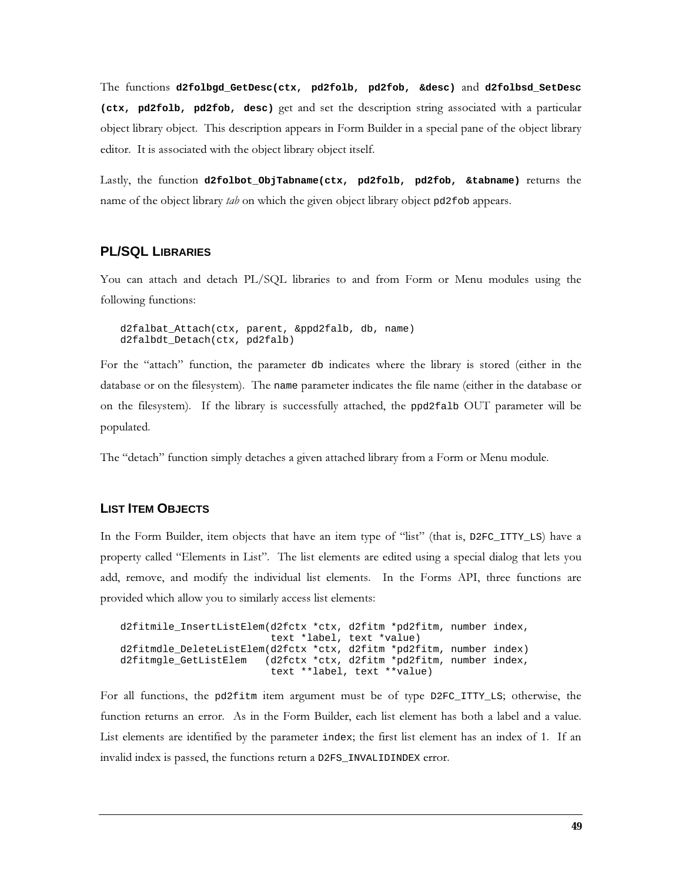The functions **`d2folbgd_GetDesc(ctx, pd2folb, pd2fob, &desc)`** and **`d2folbsd_SetDesc (ctx, pd2folb, pd2fob, desc)`** get and set the description string associated with a particular object library object. This description appears in Form Builder in a special pane of the object library editor. It is associated with the object library object itself.

Lastly, the function **`d2folbot_ObjTabname(ctx, pd2folb, pd2fob, &tabname)`** returns the name of the object library *tab* on which the given object library object `pd2fob` appears.

## PL/SQL LIBRARIES

You can attach and detach PL/SQL libraries to and from Form or Menu modules using the following functions:

```
d2falbat_Attach(ctx, parent, &ppd2falb, db, name)
d2falbdt_Detach(ctx, pd2falb)
```

For the "attach" function, the parameter `db` indicates where the library is stored (either in the database or on the filesystem). The `name` parameter indicates the file name (either in the database or on the filesystem). If the library is successfully attached, the `ppd2falb` OUT parameter will be populated.

The "detach" function simply detaches a given attached library from a Form or Menu module.

## LIST ITEM OBJECTS

In the Form Builder, item objects that have an item type of "list" (that is, `D2FC_ITTY_LS`) have a property called "Elements in List". The list elements are edited using a special dialog that lets you add, remove, and modify the individual list elements. In the Forms API, three functions are provided which allow you to similarly access list elements:

```
d2fitmile_InsertListElem(d2fctx *ctx, d2fitm *pd2fitm, number index,
                         text *label, text *value)
d2fitmdle_DeleteListElem(d2fctx *ctx, d2fitm *pd2fitm, number index)
d2fitmgle_GetListElem   (d2fctx *ctx, d2fitm *pd2fitm, number index,
                         text **label, text **value)
```

For all functions, the `pd2fitm` item argument must be of type `D2FC_ITTY_LS`; otherwise, the function returns an error. As in the Form Builder, each list element has both a label and a value. List elements are identified by the parameter `index`; the first list element has an index of 1. If an invalid index is passed, the functions return a `D2FS_INVALIDINDEX` error.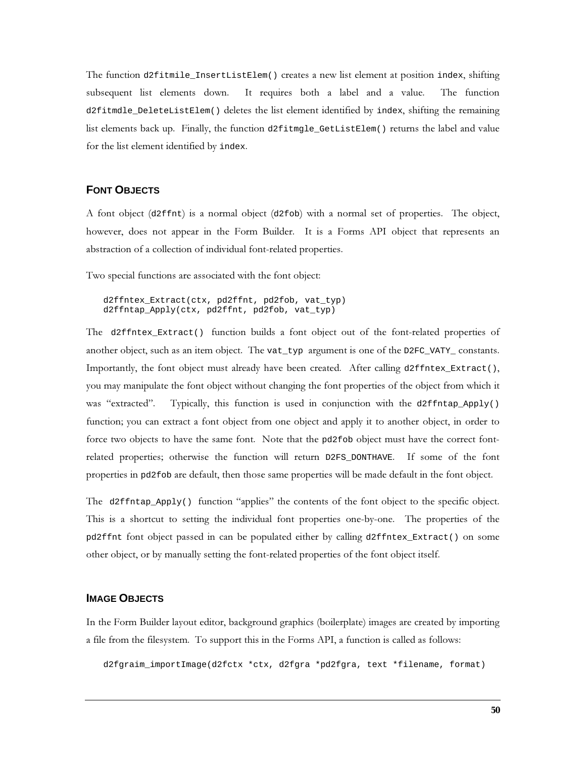The function `d2fitmile_InsertListElem()` creates a new list element at position `index`, shifting subsequent list elements down. It requires both a label and a value. The function `d2fitmdle_DeleteListElem()` deletes the list element identified by `index`, shifting the remaining list elements back up. Finally, the function `d2fitmgle_GetListElem()` returns the label and value for the list element identified by `index`.

### FONT OBJECTS

A font object (`d2ffnt`) is a normal object (`d2fob`) with a normal set of properties. The object, however, does not appear in the Form Builder. It is a Forms API object that represents an abstraction of a collection of individual font-related properties.

Two special functions are associated with the font object:

```
d2ffntex_Extract(ctx, pd2ffnt, pd2fob, vat_typ)
d2ffntap_Apply(ctx, pd2ffnt, pd2fob, vat_typ)
```

The `d2ffntex_Extract()` function builds a font object out of the font-related properties of another object, such as an item object. The `vat_typ` argument is one of the `D2FC_VATY_` constants. Importantly, the font object must already have been created. After calling `d2ffntex_Extract()`, you may manipulate the font object without changing the font properties of the object from which it was "extracted". Typically, this function is used in conjunction with the `d2ffntap_Apply()` function; you can extract a font object from one object and apply it to another object, in order to force two objects to have the same font. Note that the `pd2fob` object must have the correct font-related properties; otherwise the function will return `D2FS_DONTHAVE`. If some of the font properties in `pd2fob` are default, then those same properties will be made default in the font object.

The `d2ffntap_Apply()` function "applies" the contents of the font object to the specific object. This is a shortcut to setting the individual font properties one-by-one. The properties of the `pd2ffnt` font object passed in can be populated either by calling `d2ffntex_Extract()` on some other object, or by manually setting the font-related properties of the font object itself.

### IMAGE OBJECTS

In the Form Builder layout editor, background graphics (boilerplate) images are created by importing a file from the filesystem. To support this in the Forms API, a function is called as follows:

```
d2fgraim_importImage(d2fctx *ctx, d2fgra *pd2fgra, text *filename, format)
```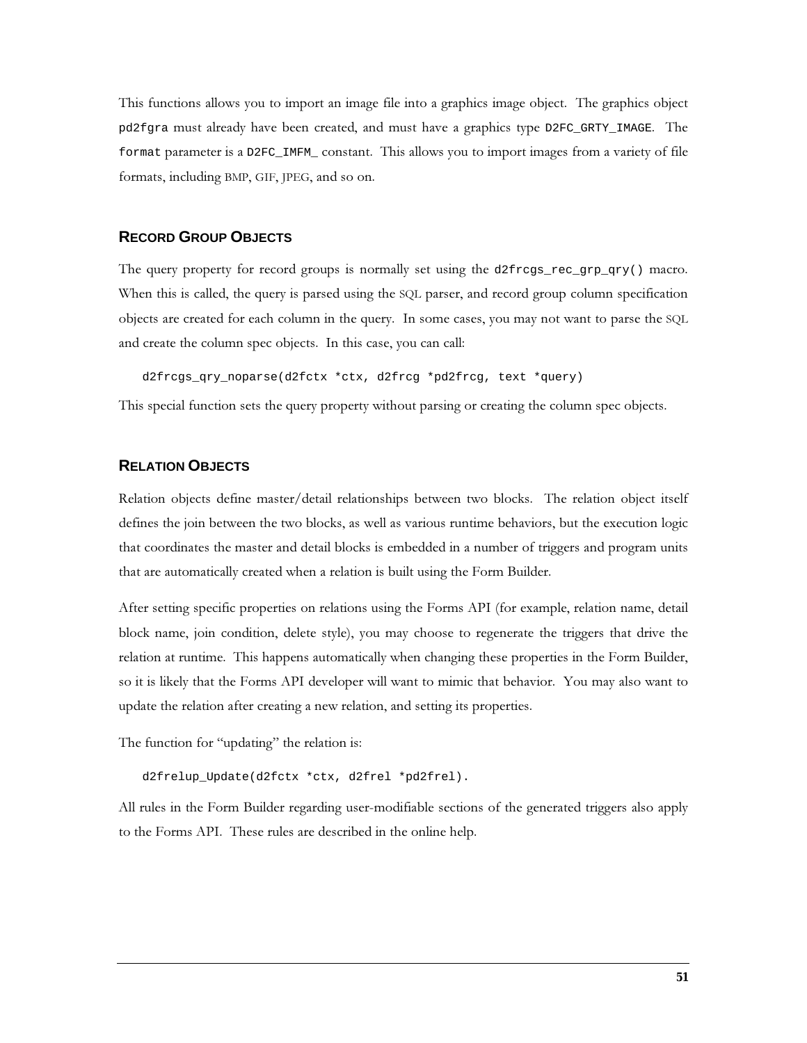This functions allows you to import an image file into a graphics image object. The graphics object `pd2fgra` must already have been created, and must have a graphics type `D2FC_GRTY_IMAGE`. The `format` parameter is a `D2FC_IMFM_` constant. This allows you to import images from a variety of file formats, including BMP, GIF, JPEG, and so on.

## RECORD GROUP OBJECTS

The query property for record groups is normally set using the `d2frcgs_rec_grp_qry()` macro. When this is called, the query is parsed using the SQL parser, and record group column specification objects are created for each column in the query. In some cases, you may not want to parse the SQL and create the column spec objects. In this case, you can call:

```
d2frcgs_qry_noparse(d2fctx *ctx, d2frcg *pd2frcg, text *query)
```

This special function sets the query property without parsing or creating the column spec objects.

## RELATION OBJECTS

Relation objects define master/detail relationships between two blocks. The relation object itself defines the join between the two blocks, as well as various runtime behaviors, but the execution logic that coordinates the master and detail blocks is embedded in a number of triggers and program units that are automatically created when a relation is built using the Form Builder.

After setting specific properties on relations using the Forms API (for example, relation name, detail block name, join condition, delete style), you may choose to regenerate the triggers that drive the relation at runtime. This happens automatically when changing these properties in the Form Builder, so it is likely that the Forms API developer will want to mimic that behavior. You may also want to update the relation after creating a new relation, and setting its properties.

The function for "updating" the relation is:

```
d2frelup_Update(d2fctx *ctx, d2frel *pd2frel).
```

All rules in the Form Builder regarding user-modifiable sections of the generated triggers also apply to the Forms API. These rules are described in the online help.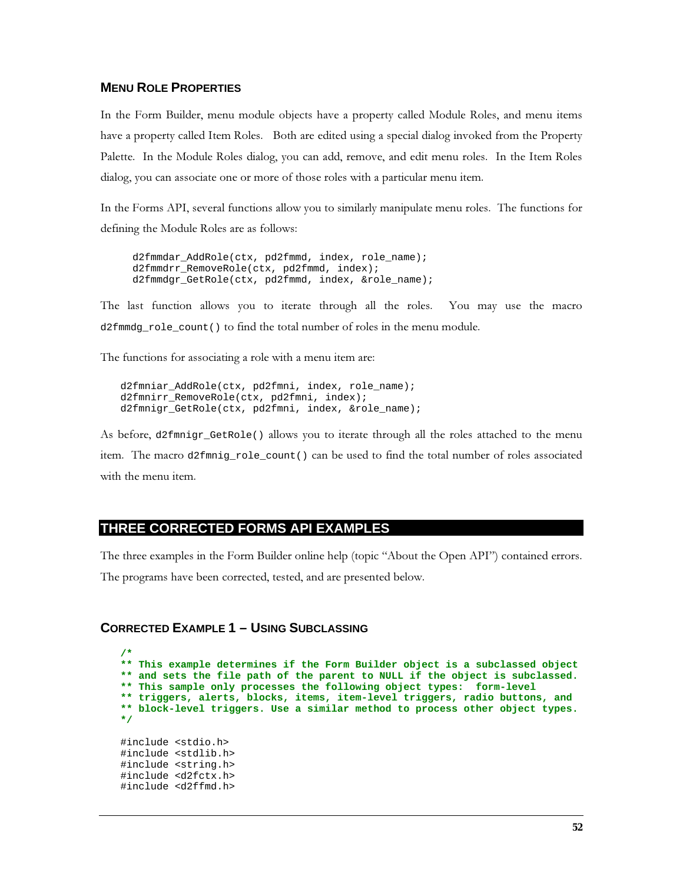### Menu Role Properties

In the Form Builder, menu module objects have a property called Module Roles, and menu items have a property called Item Roles. Both are edited using a special dialog invoked from the Property Palette. In the Module Roles dialog, you can add, remove, and edit menu roles. In the Item Roles dialog, you can associate one or more of those roles with a particular menu item.

In the Forms API, several functions allow you to similarly manipulate menu roles. The functions for defining the Module Roles are as follows:

```
d2fmmdar_AddRole(ctx, pd2fmmd, index, role_name);
d2fmmdrr_RemoveRole(ctx, pd2fmmd, index);
d2fmmdgr_GetRole(ctx, pd2fmmd, index, &role_name);
```

The last function allows you to iterate through all the roles. You may use the macro `d2fmmdg_role_count()` to find the total number of roles in the menu module.

The functions for associating a role with a menu item are:

```
d2fmniar_AddRole(ctx, pd2fmni, index, role_name);
d2fmnirr_RemoveRole(ctx, pd2fmni, index);
d2fmnigr_GetRole(ctx, pd2fmni, index, &role_name);
```

As before, `d2fmnigr_GetRole()` allows you to iterate through all the roles attached to the menu item. The macro `d2fmnig_role_count()` can be used to find the total number of roles associated with the menu item.

## THREE CORRECTED FORMS API EXAMPLES

The three examples in the Form Builder online help (topic "About the Open API") contained errors. The programs have been corrected, tested, and are presented below.

### Corrected Example 1 – Using Subclassing

```
/*
** This example determines if the Form Builder object is a subclassed object
** and sets the file path of the parent to NULL if the object is subclassed.
** This sample only processes the following object types:  form-level
** triggers, alerts, blocks, items, item-level triggers, radio buttons, and
** block-level triggers. Use a similar method to process other object types.
*/

#include <stdio.h>
#include <stdlib.h>
#include <string.h>
#include <d2fctx.h>
#include <d2ffmd.h>
```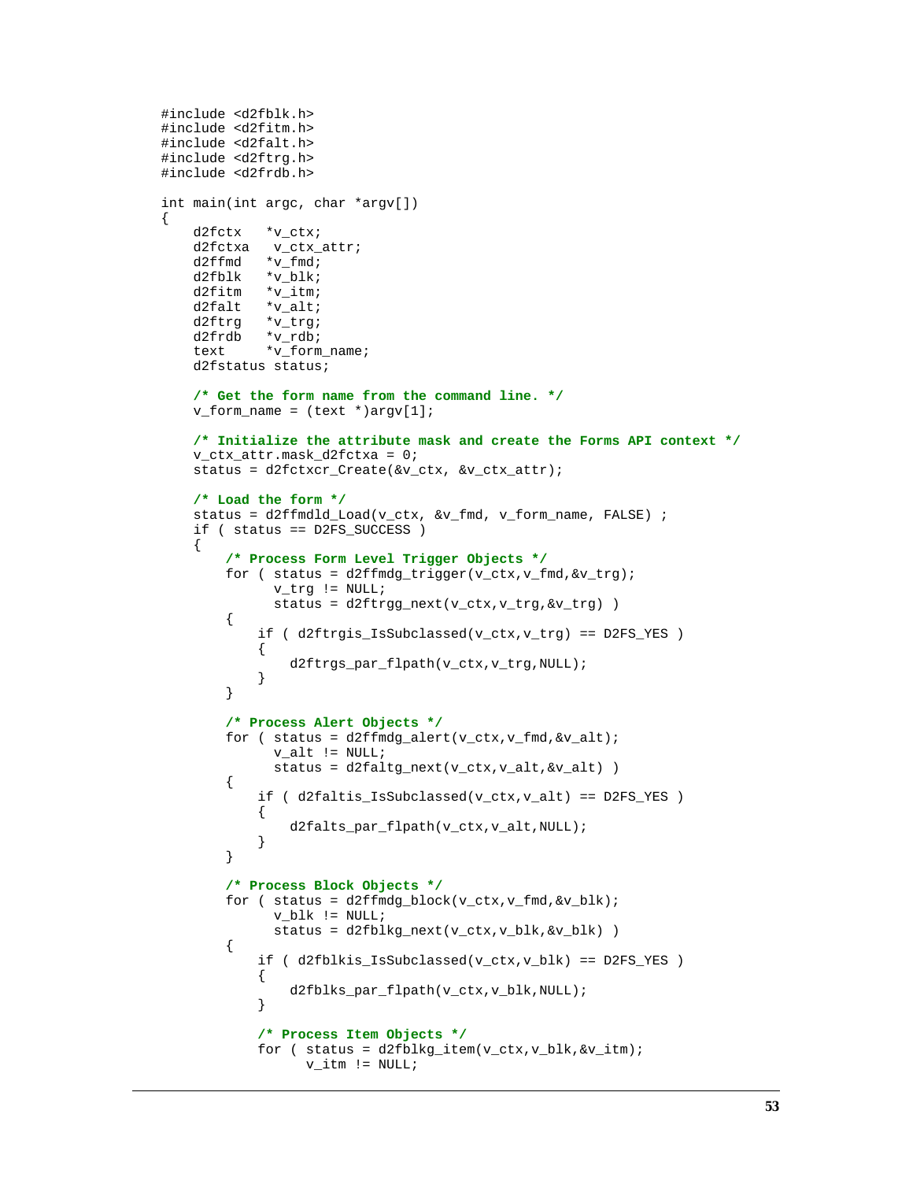```
#include <d2fblk.h>
#include <d2fitm.h>
#include <d2falt.h>
#include <d2ftrg.h>
#include <d2frdb.h>

int main(int argc, char *argv[])
{
    d2fctx   *v_ctx;
    d2fctxa   v_ctx_attr;
    d2ffmd   *v_fmd;
    d2fblk   *v_blk;
    d2fitm   *v_itm;
    d2falt   *v_alt;
    d2ftrg   *v_trg;
    d2frdb   *v_rdb;
    text     *v_form_name;
    d2fstatus status;

    /* Get the form name from the command line. */
    v_form_name = (text *)argv[1];

    /* Initialize the attribute mask and create the Forms API context */
    v_ctx_attr.mask_d2fctxa = 0;
    status = d2fctxcr_Create(&v_ctx, &v_ctx_attr);

    /* Load the form */
    status = d2ffmdld_Load(v_ctx, &v_fmd, v_form_name, FALSE) ;
    if ( status == D2FS_SUCCESS )
    {
        /* Process Form Level Trigger Objects */
        for ( status = d2ffmdg_trigger(v_ctx,v_fmd,&v_trg);
              v_trg != NULL;
              status = d2ftrgg_next(v_ctx,v_trg,&v_trg) )
        {
            if ( d2ftrgis_IsSubclassed(v_ctx,v_trg) == D2FS_YES )
            {
                d2ftrgs_par_flpath(v_ctx,v_trg,NULL);
            }
        }

        /* Process Alert Objects */
        for ( status = d2ffmdg_alert(v_ctx,v_fmd,&v_alt);
              v_alt != NULL;
              status = d2faltg_next(v_ctx,v_alt,&v_alt) )
        {
            if ( d2faltis_IsSubclassed(v_ctx,v_alt) == D2FS_YES )
            {
                d2falts_par_flpath(v_ctx,v_alt,NULL);
            }
        }

        /* Process Block Objects */
        for ( status = d2ffmdg_block(v_ctx,v_fmd,&v_blk);
              v_blk != NULL;
              status = d2fblkg_next(v_ctx,v_blk,&v_blk) )
        {
            if ( d2fblkis_IsSubclassed(v_ctx,v_blk) == D2FS_YES )
            {
                d2fblks_par_flpath(v_ctx,v_blk,NULL);
            }

            /* Process Item Objects */
            for ( status = d2fblkg_item(v_ctx,v_blk,&v_itm);
                  v_itm != NULL;
```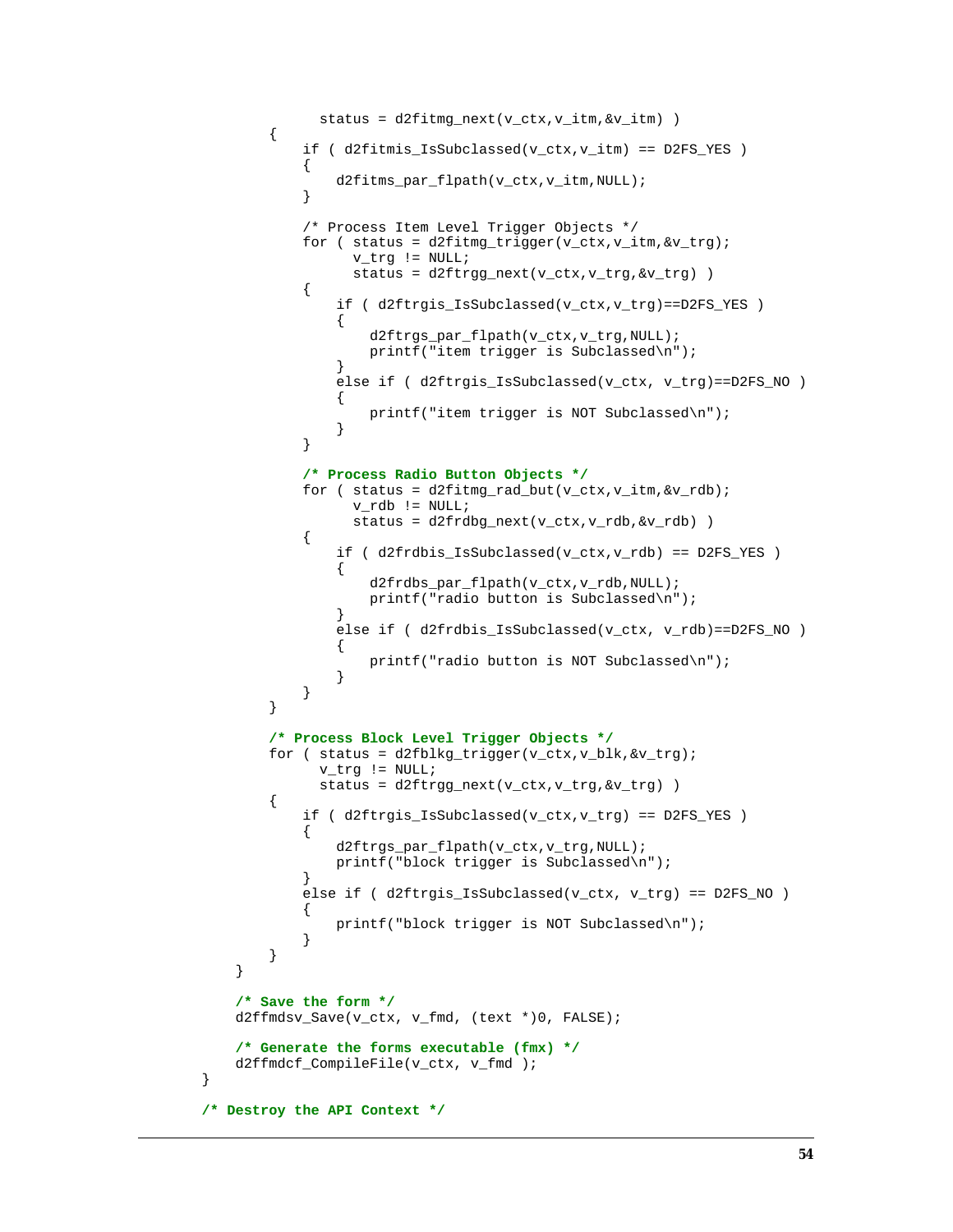```
              status = d2fitmg_next(v_ctx,v_itm,&v_itm) )
        {
            if ( d2fitmis_IsSubclassed(v_ctx,v_itm) == D2FS_YES )
            {
                d2fitms_par_flpath(v_ctx,v_itm,NULL);
            }

            /* Process Item Level Trigger Objects */
            for ( status = d2fitmg_trigger(v_ctx,v_itm,&v_trg);
                  v_trg != NULL;
                  status = d2ftrgg_next(v_ctx,v_trg,&v_trg) )
            {
                if ( d2ftrgis_IsSubclassed(v_ctx,v_trg)==D2FS_YES )
                {
                    d2ftrgs_par_flpath(v_ctx,v_trg,NULL);
                    printf("item trigger is Subclassed\n");
                }
                else if ( d2ftrgis_IsSubclassed(v_ctx, v_trg)==D2FS_NO )
                {
                    printf("item trigger is NOT Subclassed\n");
                }
            }

            /* Process Radio Button Objects */
            for ( status = d2fitmg_rad_but(v_ctx,v_itm,&v_rdb);
                  v_rdb != NULL;
                  status = d2frdbg_next(v_ctx,v_rdb,&v_rdb) )
            {
                if ( d2frdbis_IsSubclassed(v_ctx,v_rdb) == D2FS_YES )
                {
                    d2frdbs_par_flpath(v_ctx,v_rdb,NULL);
                    printf("radio button is Subclassed\n");
                }
                else if ( d2frdbis_IsSubclassed(v_ctx, v_rdb)==D2FS_NO )
                {
                    printf("radio button is NOT Subclassed\n");
                }
            }
        }

        /* Process Block Level Trigger Objects */
        for ( status = d2fblkg_trigger(v_ctx,v_blk,&v_trg);
              v_trg != NULL;
              status = d2ftrgg_next(v_ctx,v_trg,&v_trg) )
        {
            if ( d2ftrgis_IsSubclassed(v_ctx,v_trg) == D2FS_YES )
            {
                d2ftrgs_par_flpath(v_ctx,v_trg,NULL);
                printf("block trigger is Subclassed\n");
            }
            else if ( d2ftrgis_IsSubclassed(v_ctx, v_trg) == D2FS_NO )
            {
                printf("block trigger is NOT Subclassed\n");
            }
        }
    }

    /* Save the form */
    d2ffmdsv_Save(v_ctx, v_fmd, (text *)0, FALSE);

    /* Generate the forms executable (fmx) */
    d2ffmdcf_CompileFile(v_ctx, v_fmd );
}

/* Destroy the API Context */
```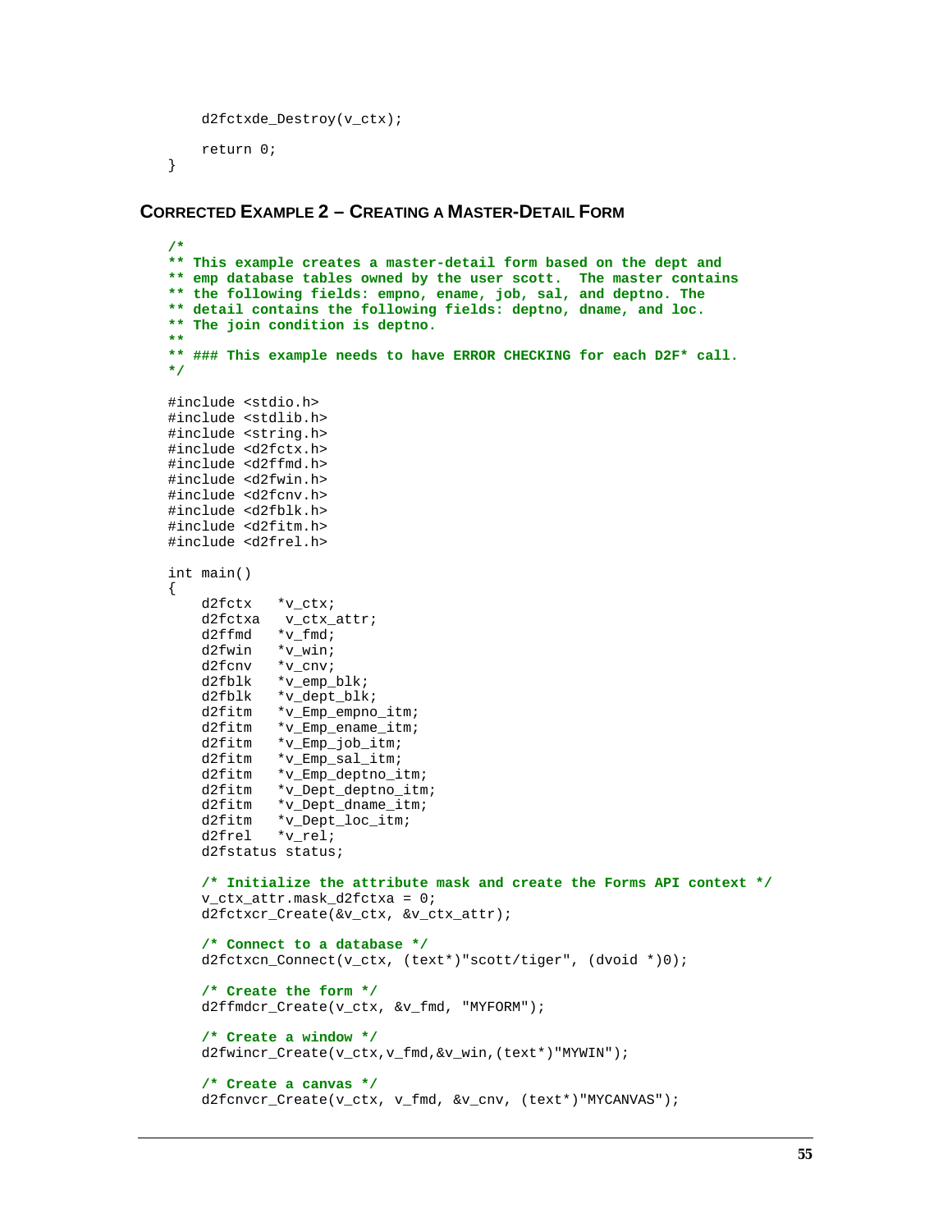```c
    d2fctxde_Destroy(v_ctx);

    return 0;
}
```

## Corrected Example 2 – Creating a Master-Detail Form

```c
/*
** This example creates a master-detail form based on the dept and
** emp database tables owned by the user scott.  The master contains
** the following fields: empno, ename, job, sal, and deptno. The
** detail contains the following fields: deptno, dname, and loc.
** The join condition is deptno.
**
** ### This example needs to have ERROR CHECKING for each D2F* call.
*/

#include <stdio.h>
#include <stdlib.h>
#include <string.h>
#include <d2fctx.h>
#include <d2ffmd.h>
#include <d2fwin.h>
#include <d2fcnv.h>
#include <d2fblk.h>
#include <d2fitm.h>
#include <d2frel.h>

int main()
{
    d2fctx   *v_ctx;
    d2fctxa   v_ctx_attr;
    d2ffmd   *v_fmd;
    d2fwin   *v_win;
    d2fcnv   *v_cnv;
    d2fblk   *v_emp_blk;
    d2fblk   *v_dept_blk;
    d2fitm   *v_Emp_empno_itm;
    d2fitm   *v_Emp_ename_itm;
    d2fitm   *v_Emp_job_itm;
    d2fitm   *v_Emp_sal_itm;
    d2fitm   *v_Emp_deptno_itm;
    d2fitm   *v_Dept_deptno_itm;
    d2fitm   *v_Dept_dname_itm;
    d2fitm   *v_Dept_loc_itm;
    d2frel   *v_rel;
    d2fstatus status;

    /* Initialize the attribute mask and create the Forms API context */
    v_ctx_attr.mask_d2fctxa = 0;
    d2fctxcr_Create(&v_ctx, &v_ctx_attr);

    /* Connect to a database */
    d2fctxcn_Connect(v_ctx, (text*)"scott/tiger", (dvoid *)0);

    /* Create the form */
    d2ffmdcr_Create(v_ctx, &v_fmd, "MYFORM");

    /* Create a window */
    d2fwincr_Create(v_ctx,v_fmd,&v_win,(text*)"MYWIN");

    /* Create a canvas */
    d2fcnvcr_Create(v_ctx, v_fmd, &v_cnv, (text*)"MYCANVAS");
```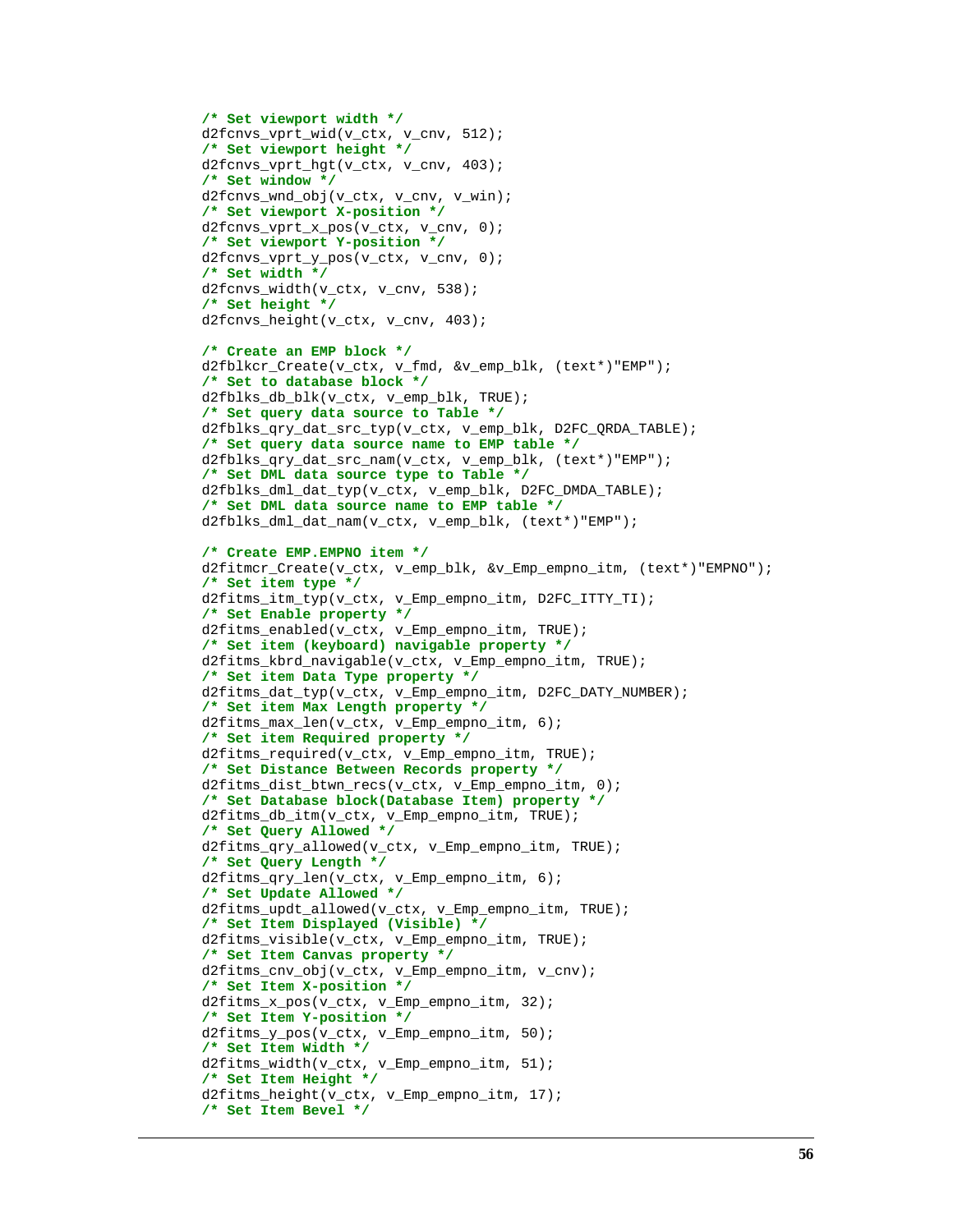```
/* Set viewport width */
d2fcnvs_vprt_wid(v_ctx, v_cnv, 512);
/* Set viewport height */
d2fcnvs_vprt_hgt(v_ctx, v_cnv, 403);
/* Set window */
d2fcnvs_wnd_obj(v_ctx, v_cnv, v_win);
/* Set viewport X-position */
d2fcnvs_vprt_x_pos(v_ctx, v_cnv, 0);
/* Set viewport Y-position */
d2fcnvs_vprt_y_pos(v_ctx, v_cnv, 0);
/* Set width */
d2fcnvs_width(v_ctx, v_cnv, 538);
/* Set height */
d2fcnvs_height(v_ctx, v_cnv, 403);

/* Create an EMP block */
d2fblkcr_Create(v_ctx, v_fmd, &v_emp_blk, (text*)"EMP");
/* Set to database block */
d2fblks_db_blk(v_ctx, v_emp_blk, TRUE);
/* Set query data source to Table */
d2fblks_qry_dat_src_typ(v_ctx, v_emp_blk, D2FC_QRDA_TABLE);
/* Set query data source name to EMP table */
d2fblks_qry_dat_src_nam(v_ctx, v_emp_blk, (text*)"EMP");
/* Set DML data source type to Table */
d2fblks_dml_dat_typ(v_ctx, v_emp_blk, D2FC_DMDA_TABLE);
/* Set DML data source name to EMP table */
d2fblks_dml_dat_nam(v_ctx, v_emp_blk, (text*)"EMP");

/* Create EMP.EMPNO item */
d2fitmcr_Create(v_ctx, v_emp_blk, &v_Emp_empno_itm, (text*)"EMPNO");
/* Set item type */
d2fitms_itm_typ(v_ctx, v_Emp_empno_itm, D2FC_ITTY_TI);
/* Set Enable property */
d2fitms_enabled(v_ctx, v_Emp_empno_itm, TRUE);
/* Set item (keyboard) navigable property */
d2fitms_kbrd_navigable(v_ctx, v_Emp_empno_itm, TRUE);
/* Set item Data Type property */
d2fitms_dat_typ(v_ctx, v_Emp_empno_itm, D2FC_DATY_NUMBER);
/* Set item Max Length property */
d2fitms_max_len(v_ctx, v_Emp_empno_itm, 6);
/* Set item Required property */
d2fitms_required(v_ctx, v_Emp_empno_itm, TRUE);
/* Set Distance Between Records property */
d2fitms_dist_btwn_recs(v_ctx, v_Emp_empno_itm, 0);
/* Set Database block(Database Item) property */
d2fitms_db_itm(v_ctx, v_Emp_empno_itm, TRUE);
/* Set Query Allowed */
d2fitms_qry_allowed(v_ctx, v_Emp_empno_itm, TRUE);
/* Set Query Length */
d2fitms_qry_len(v_ctx, v_Emp_empno_itm, 6);
/* Set Update Allowed */
d2fitms_updt_allowed(v_ctx, v_Emp_empno_itm, TRUE);
/* Set Item Displayed (Visible) */
d2fitms_visible(v_ctx, v_Emp_empno_itm, TRUE);
/* Set Item Canvas property */
d2fitms_cnv_obj(v_ctx, v_Emp_empno_itm, v_cnv);
/* Set Item X-position */
d2fitms_x_pos(v_ctx, v_Emp_empno_itm, 32);
/* Set Item Y-position */
d2fitms_y_pos(v_ctx, v_Emp_empno_itm, 50);
/* Set Item Width */
d2fitms_width(v_ctx, v_Emp_empno_itm, 51);
/* Set Item Height */
d2fitms_height(v_ctx, v_Emp_empno_itm, 17);
/* Set Item Bevel */
```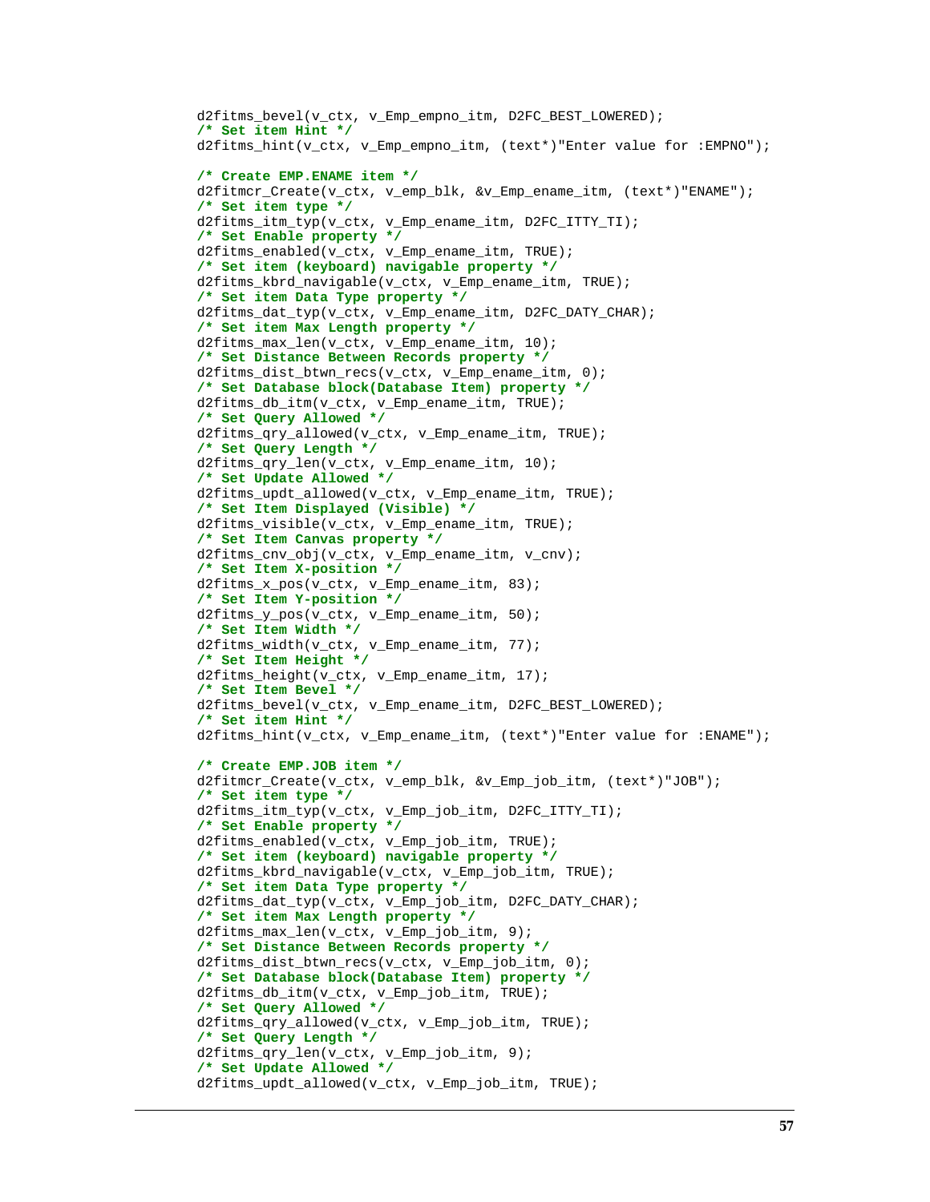```
d2fitms_bevel(v_ctx, v_Emp_empno_itm, D2FC_BEST_LOWERED);
/* Set item Hint */
d2fitms_hint(v_ctx, v_Emp_empno_itm, (text*)"Enter value for :EMPNO");

/* Create EMP.ENAME item */
d2fitmcr_Create(v_ctx, v_emp_blk, &v_Emp_ename_itm, (text*)"ENAME");
/* Set item type */
d2fitms_itm_typ(v_ctx, v_Emp_ename_itm, D2FC_ITTY_TI);
/* Set Enable property */
d2fitms_enabled(v_ctx, v_Emp_ename_itm, TRUE);
/* Set item (keyboard) navigable property */
d2fitms_kbrd_navigable(v_ctx, v_Emp_ename_itm, TRUE);
/* Set item Data Type property */
d2fitms_dat_typ(v_ctx, v_Emp_ename_itm, D2FC_DATY_CHAR);
/* Set item Max Length property */
d2fitms_max_len(v_ctx, v_Emp_ename_itm, 10);
/* Set Distance Between Records property */
d2fitms_dist_btwn_recs(v_ctx, v_Emp_ename_itm, 0);
/* Set Database block(Database Item) property */
d2fitms_db_itm(v_ctx, v_Emp_ename_itm, TRUE);
/* Set Query Allowed */
d2fitms_qry_allowed(v_ctx, v_Emp_ename_itm, TRUE);
/* Set Query Length */
d2fitms_qry_len(v_ctx, v_Emp_ename_itm, 10);
/* Set Update Allowed */
d2fitms_updt_allowed(v_ctx, v_Emp_ename_itm, TRUE);
/* Set Item Displayed (Visible) */
d2fitms_visible(v_ctx, v_Emp_ename_itm, TRUE);
/* Set Item Canvas property */
d2fitms_cnv_obj(v_ctx, v_Emp_ename_itm, v_cnv);
/* Set Item X-position */
d2fitms_x_pos(v_ctx, v_Emp_ename_itm, 83);
/* Set Item Y-position */
d2fitms_y_pos(v_ctx, v_Emp_ename_itm, 50);
/* Set Item Width */
d2fitms_width(v_ctx, v_Emp_ename_itm, 77);
/* Set Item Height */
d2fitms_height(v_ctx, v_Emp_ename_itm, 17);
/* Set Item Bevel */
d2fitms_bevel(v_ctx, v_Emp_ename_itm, D2FC_BEST_LOWERED);
/* Set item Hint */
d2fitms_hint(v_ctx, v_Emp_ename_itm, (text*)"Enter value for :ENAME");

/* Create EMP.JOB item */
d2fitmcr_Create(v_ctx, v_emp_blk, &v_Emp_job_itm, (text*)"JOB");
/* Set item type */
d2fitms_itm_typ(v_ctx, v_Emp_job_itm, D2FC_ITTY_TI);
/* Set Enable property */
d2fitms_enabled(v_ctx, v_Emp_job_itm, TRUE);
/* Set item (keyboard) navigable property */
d2fitms_kbrd_navigable(v_ctx, v_Emp_job_itm, TRUE);
/* Set item Data Type property */
d2fitms_dat_typ(v_ctx, v_Emp_job_itm, D2FC_DATY_CHAR);
/* Set item Max Length property */
d2fitms_max_len(v_ctx, v_Emp_job_itm, 9);
/* Set Distance Between Records property */
d2fitms_dist_btwn_recs(v_ctx, v_Emp_job_itm, 0);
/* Set Database block(Database Item) property */
d2fitms_db_itm(v_ctx, v_Emp_job_itm, TRUE);
/* Set Query Allowed */
d2fitms_qry_allowed(v_ctx, v_Emp_job_itm, TRUE);
/* Set Query Length */
d2fitms_qry_len(v_ctx, v_Emp_job_itm, 9);
/* Set Update Allowed */
d2fitms_updt_allowed(v_ctx, v_Emp_job_itm, TRUE);
```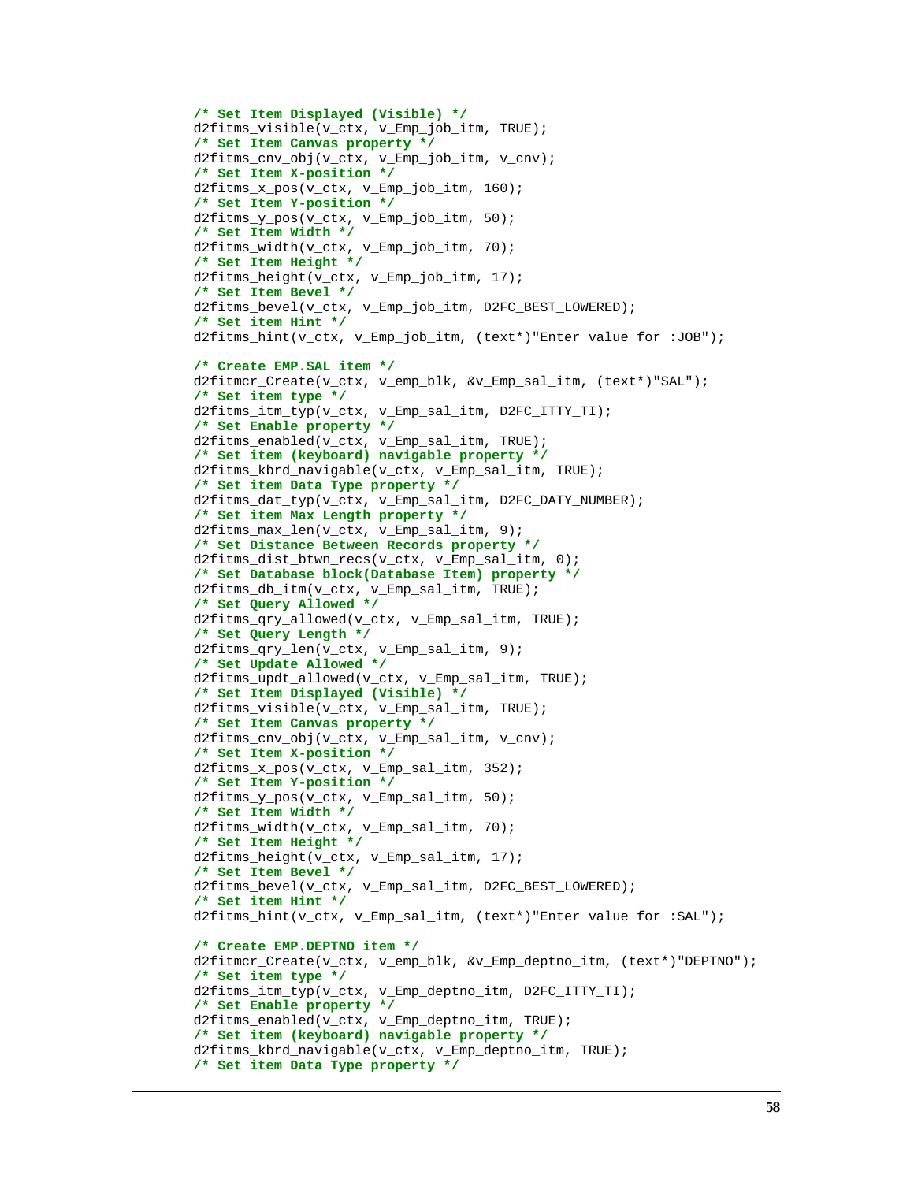```
/* Set Item Displayed (Visible) */
d2fitms_visible(v_ctx, v_Emp_job_itm, TRUE);
/* Set Item Canvas property */
d2fitms_cnv_obj(v_ctx, v_Emp_job_itm, v_cnv);
/* Set Item X-position */
d2fitms_x_pos(v_ctx, v_Emp_job_itm, 160);
/* Set Item Y-position */
d2fitms_y_pos(v_ctx, v_Emp_job_itm, 50);
/* Set Item Width */
d2fitms_width(v_ctx, v_Emp_job_itm, 70);
/* Set Item Height */
d2fitms_height(v_ctx, v_Emp_job_itm, 17);
/* Set Item Bevel */
d2fitms_bevel(v_ctx, v_Emp_job_itm, D2FC_BEST_LOWERED);
/* Set item Hint */
d2fitms_hint(v_ctx, v_Emp_job_itm, (text*)"Enter value for :JOB");

/* Create EMP.SAL item */
d2fitmcr_Create(v_ctx, v_emp_blk, &v_Emp_sal_itm, (text*)"SAL");
/* Set item type */
d2fitms_itm_typ(v_ctx, v_Emp_sal_itm, D2FC_ITTY_TI);
/* Set Enable property */
d2fitms_enabled(v_ctx, v_Emp_sal_itm, TRUE);
/* Set item (keyboard) navigable property */
d2fitms_kbrd_navigable(v_ctx, v_Emp_sal_itm, TRUE);
/* Set item Data Type property */
d2fitms_dat_typ(v_ctx, v_Emp_sal_itm, D2FC_DATY_NUMBER);
/* Set item Max Length property */
d2fitms_max_len(v_ctx, v_Emp_sal_itm, 9);
/* Set Distance Between Records property */
d2fitms_dist_btwn_recs(v_ctx, v_Emp_sal_itm, 0);
/* Set Database block(Database Item) property */
d2fitms_db_itm(v_ctx, v_Emp_sal_itm, TRUE);
/* Set Query Allowed */
d2fitms_qry_allowed(v_ctx, v_Emp_sal_itm, TRUE);
/* Set Query Length */
d2fitms_qry_len(v_ctx, v_Emp_sal_itm, 9);
/* Set Update Allowed */
d2fitms_updt_allowed(v_ctx, v_Emp_sal_itm, TRUE);
/* Set Item Displayed (Visible) */
d2fitms_visible(v_ctx, v_Emp_sal_itm, TRUE);
/* Set Item Canvas property */
d2fitms_cnv_obj(v_ctx, v_Emp_sal_itm, v_cnv);
/* Set Item X-position */
d2fitms_x_pos(v_ctx, v_Emp_sal_itm, 352);
/* Set Item Y-position */
d2fitms_y_pos(v_ctx, v_Emp_sal_itm, 50);
/* Set Item Width */
d2fitms_width(v_ctx, v_Emp_sal_itm, 70);
/* Set Item Height */
d2fitms_height(v_ctx, v_Emp_sal_itm, 17);
/* Set Item Bevel */
d2fitms_bevel(v_ctx, v_Emp_sal_itm, D2FC_BEST_LOWERED);
/* Set item Hint */
d2fitms_hint(v_ctx, v_Emp_sal_itm, (text*)"Enter value for :SAL");

/* Create EMP.DEPTNO item */
d2fitmcr_Create(v_ctx, v_emp_blk, &v_Emp_deptno_itm, (text*)"DEPTNO");
/* Set item type */
d2fitms_itm_typ(v_ctx, v_Emp_deptno_itm, D2FC_ITTY_TI);
/* Set Enable property */
d2fitms_enabled(v_ctx, v_Emp_deptno_itm, TRUE);
/* Set item (keyboard) navigable property */
d2fitms_kbrd_navigable(v_ctx, v_Emp_deptno_itm, TRUE);
/* Set item Data Type property */
```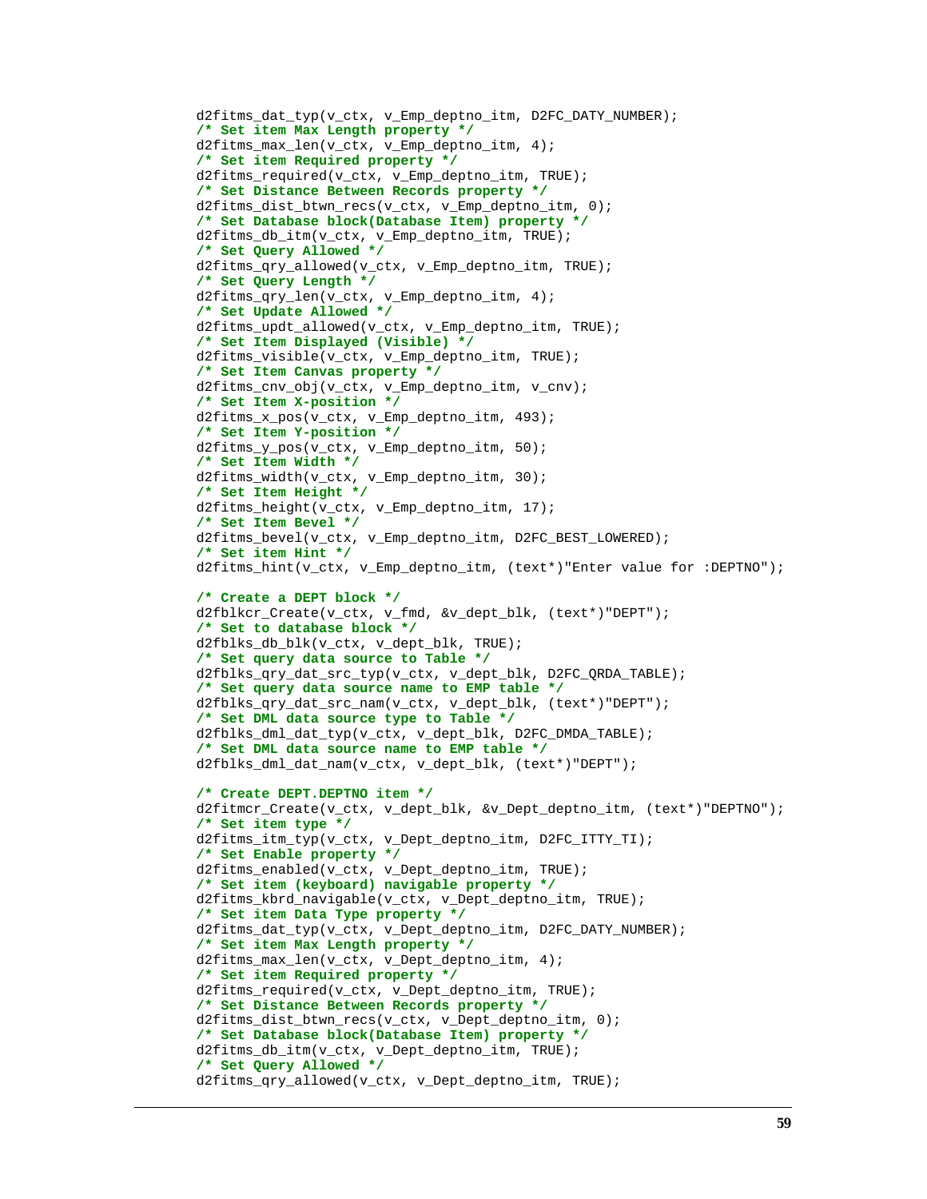```
d2fitms_dat_typ(v_ctx, v_Emp_deptno_itm, D2FC_DATY_NUMBER);
/* Set item Max Length property */
d2fitms_max_len(v_ctx, v_Emp_deptno_itm, 4);
/* Set item Required property */
d2fitms_required(v_ctx, v_Emp_deptno_itm, TRUE);
/* Set Distance Between Records property */
d2fitms_dist_btwn_recs(v_ctx, v_Emp_deptno_itm, 0);
/* Set Database block(Database Item) property */
d2fitms_db_itm(v_ctx, v_Emp_deptno_itm, TRUE);
/* Set Query Allowed */
d2fitms_qry_allowed(v_ctx, v_Emp_deptno_itm, TRUE);
/* Set Query Length */
d2fitms_qry_len(v_ctx, v_Emp_deptno_itm, 4);
/* Set Update Allowed */
d2fitms_updt_allowed(v_ctx, v_Emp_deptno_itm, TRUE);
/* Set Item Displayed (Visible) */
d2fitms_visible(v_ctx, v_Emp_deptno_itm, TRUE);
/* Set Item Canvas property */
d2fitms_cnv_obj(v_ctx, v_Emp_deptno_itm, v_cnv);
/* Set Item X-position */
d2fitms_x_pos(v_ctx, v_Emp_deptno_itm, 493);
/* Set Item Y-position */
d2fitms_y_pos(v_ctx, v_Emp_deptno_itm, 50);
/* Set Item Width */
d2fitms_width(v_ctx, v_Emp_deptno_itm, 30);
/* Set Item Height */
d2fitms_height(v_ctx, v_Emp_deptno_itm, 17);
/* Set Item Bevel */
d2fitms_bevel(v_ctx, v_Emp_deptno_itm, D2FC_BEST_LOWERED);
/* Set item Hint */
d2fitms_hint(v_ctx, v_Emp_deptno_itm, (text*)"Enter value for :DEPTNO");

/* Create a DEPT block */
d2fblkcr_Create(v_ctx, v_fmd, &v_dept_blk, (text*)"DEPT");
/* Set to database block */
d2fblks_db_blk(v_ctx, v_dept_blk, TRUE);
/* Set query data source to Table */
d2fblks_qry_dat_src_typ(v_ctx, v_dept_blk, D2FC_QRDA_TABLE);
/* Set query data source name to EMP table */
d2fblks_qry_dat_src_nam(v_ctx, v_dept_blk, (text*)"DEPT");
/* Set DML data source type to Table */
d2fblks_dml_dat_typ(v_ctx, v_dept_blk, D2FC_DMDA_TABLE);
/* Set DML data source name to EMP table */
d2fblks_dml_dat_nam(v_ctx, v_dept_blk, (text*)"DEPT");

/* Create DEPT.DEPTNO item */
d2fitmcr_Create(v_ctx, v_dept_blk, &v_Dept_deptno_itm, (text*)"DEPTNO");
/* Set item type */
d2fitms_itm_typ(v_ctx, v_Dept_deptno_itm, D2FC_ITTY_TI);
/* Set Enable property */
d2fitms_enabled(v_ctx, v_Dept_deptno_itm, TRUE);
/* Set item (keyboard) navigable property */
d2fitms_kbrd_navigable(v_ctx, v_Dept_deptno_itm, TRUE);
/* Set item Data Type property */
d2fitms_dat_typ(v_ctx, v_Dept_deptno_itm, D2FC_DATY_NUMBER);
/* Set item Max Length property */
d2fitms_max_len(v_ctx, v_Dept_deptno_itm, 4);
/* Set item Required property */
d2fitms_required(v_ctx, v_Dept_deptno_itm, TRUE);
/* Set Distance Between Records property */
d2fitms_dist_btwn_recs(v_ctx, v_Dept_deptno_itm, 0);
/* Set Database block(Database Item) property */
d2fitms_db_itm(v_ctx, v_Dept_deptno_itm, TRUE);
/* Set Query Allowed */
d2fitms_qry_allowed(v_ctx, v_Dept_deptno_itm, TRUE);
```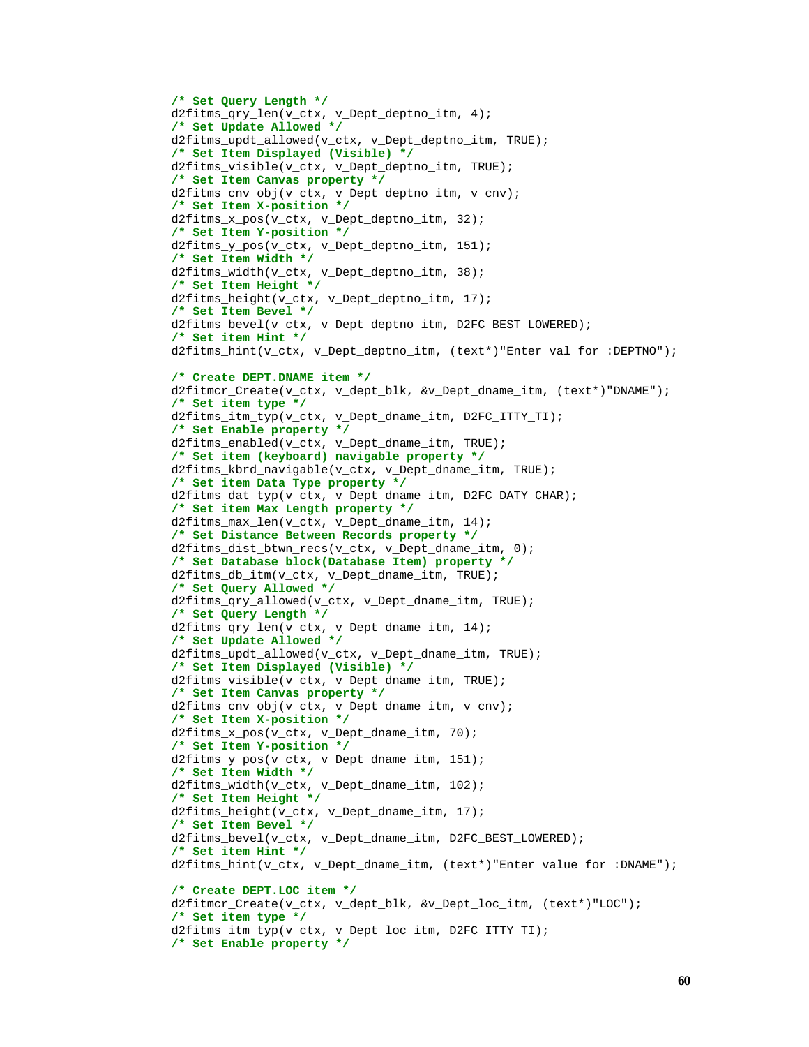```
/* Set Query Length */
d2fitms_qry_len(v_ctx, v_Dept_deptno_itm, 4);
/* Set Update Allowed */
d2fitms_updt_allowed(v_ctx, v_Dept_deptno_itm, TRUE);
/* Set Item Displayed (Visible) */
d2fitms_visible(v_ctx, v_Dept_deptno_itm, TRUE);
/* Set Item Canvas property */
d2fitms_cnv_obj(v_ctx, v_Dept_deptno_itm, v_cnv);
/* Set Item X-position */
d2fitms_x_pos(v_ctx, v_Dept_deptno_itm, 32);
/* Set Item Y-position */
d2fitms_y_pos(v_ctx, v_Dept_deptno_itm, 151);
/* Set Item Width */
d2fitms_width(v_ctx, v_Dept_deptno_itm, 38);
/* Set Item Height */
d2fitms_height(v_ctx, v_Dept_deptno_itm, 17);
/* Set Item Bevel */
d2fitms_bevel(v_ctx, v_Dept_deptno_itm, D2FC_BEST_LOWERED);
/* Set item Hint */
d2fitms_hint(v_ctx, v_Dept_deptno_itm, (text*)"Enter val for :DEPTNO");

/* Create DEPT.DNAME item */
d2fitmcr_Create(v_ctx, v_dept_blk, &v_Dept_dname_itm, (text*)"DNAME");
/* Set item type */
d2fitms_itm_typ(v_ctx, v_Dept_dname_itm, D2FC_ITTY_TI);
/* Set Enable property */
d2fitms_enabled(v_ctx, v_Dept_dname_itm, TRUE);
/* Set item (keyboard) navigable property */
d2fitms_kbrd_navigable(v_ctx, v_Dept_dname_itm, TRUE);
/* Set item Data Type property */
d2fitms_dat_typ(v_ctx, v_Dept_dname_itm, D2FC_DATY_CHAR);
/* Set item Max Length property */
d2fitms_max_len(v_ctx, v_Dept_dname_itm, 14);
/* Set Distance Between Records property */
d2fitms_dist_btwn_recs(v_ctx, v_Dept_dname_itm, 0);
/* Set Database block(Database Item) property */
d2fitms_db_itm(v_ctx, v_Dept_dname_itm, TRUE);
/* Set Query Allowed */
d2fitms_qry_allowed(v_ctx, v_Dept_dname_itm, TRUE);
/* Set Query Length */
d2fitms_qry_len(v_ctx, v_Dept_dname_itm, 14);
/* Set Update Allowed */
d2fitms_updt_allowed(v_ctx, v_Dept_dname_itm, TRUE);
/* Set Item Displayed (Visible) */
d2fitms_visible(v_ctx, v_Dept_dname_itm, TRUE);
/* Set Item Canvas property */
d2fitms_cnv_obj(v_ctx, v_Dept_dname_itm, v_cnv);
/* Set Item X-position */
d2fitms_x_pos(v_ctx, v_Dept_dname_itm, 70);
/* Set Item Y-position */
d2fitms_y_pos(v_ctx, v_Dept_dname_itm, 151);
/* Set Item Width */
d2fitms_width(v_ctx, v_Dept_dname_itm, 102);
/* Set Item Height */
d2fitms_height(v_ctx, v_Dept_dname_itm, 17);
/* Set Item Bevel */
d2fitms_bevel(v_ctx, v_Dept_dname_itm, D2FC_BEST_LOWERED);
/* Set item Hint */
d2fitms_hint(v_ctx, v_Dept_dname_itm, (text*)"Enter value for :DNAME");

/* Create DEPT.LOC item */
d2fitmcr_Create(v_ctx, v_dept_blk, &v_Dept_loc_itm, (text*)"LOC");
/* Set item type */
d2fitms_itm_typ(v_ctx, v_Dept_loc_itm, D2FC_ITTY_TI);
/* Set Enable property */
```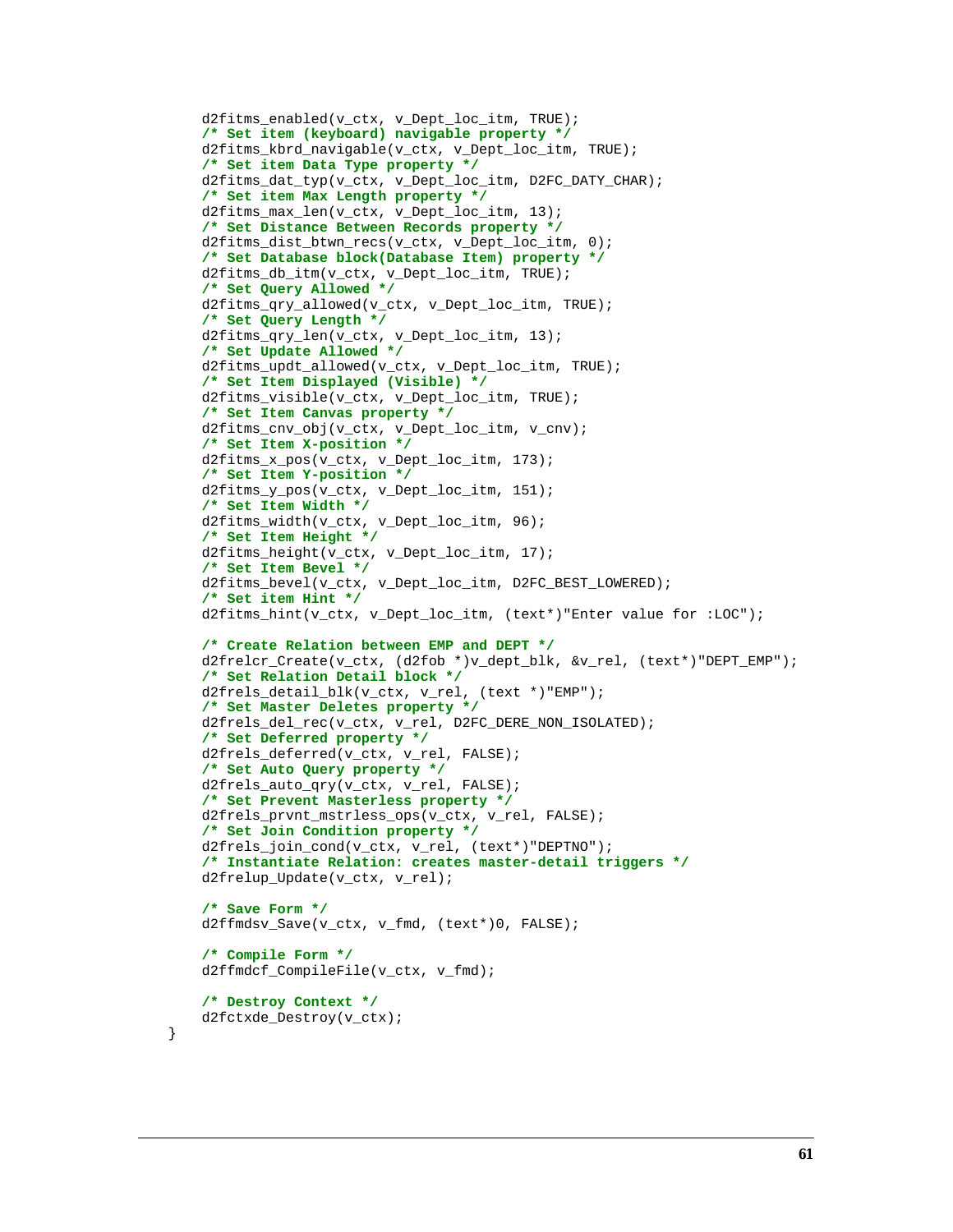```
    d2fitms_enabled(v_ctx, v_Dept_loc_itm, TRUE);
    /* Set item (keyboard) navigable property */
    d2fitms_kbrd_navigable(v_ctx, v_Dept_loc_itm, TRUE);
    /* Set item Data Type property */
    d2fitms_dat_typ(v_ctx, v_Dept_loc_itm, D2FC_DATY_CHAR);
    /* Set item Max Length property */
    d2fitms_max_len(v_ctx, v_Dept_loc_itm, 13);
    /* Set Distance Between Records property */
    d2fitms_dist_btwn_recs(v_ctx, v_Dept_loc_itm, 0);
    /* Set Database block(Database Item) property */
    d2fitms_db_itm(v_ctx, v_Dept_loc_itm, TRUE);
    /* Set Query Allowed */
    d2fitms_qry_allowed(v_ctx, v_Dept_loc_itm, TRUE);
    /* Set Query Length */
    d2fitms_qry_len(v_ctx, v_Dept_loc_itm, 13);
    /* Set Update Allowed */
    d2fitms_updt_allowed(v_ctx, v_Dept_loc_itm, TRUE);
    /* Set Item Displayed (Visible) */
    d2fitms_visible(v_ctx, v_Dept_loc_itm, TRUE);
    /* Set Item Canvas property */
    d2fitms_cnv_obj(v_ctx, v_Dept_loc_itm, v_cnv);
    /* Set Item X-position */
    d2fitms_x_pos(v_ctx, v_Dept_loc_itm, 173);
    /* Set Item Y-position */
    d2fitms_y_pos(v_ctx, v_Dept_loc_itm, 151);
    /* Set Item Width */
    d2fitms_width(v_ctx, v_Dept_loc_itm, 96);
    /* Set Item Height */
    d2fitms_height(v_ctx, v_Dept_loc_itm, 17);
    /* Set Item Bevel */
    d2fitms_bevel(v_ctx, v_Dept_loc_itm, D2FC_BEST_LOWERED);
    /* Set item Hint */
    d2fitms_hint(v_ctx, v_Dept_loc_itm, (text*)"Enter value for :LOC");

    /* Create Relation between EMP and DEPT */
    d2frelcr_Create(v_ctx, (d2fob *)v_dept_blk, &v_rel, (text*)"DEPT_EMP");
    /* Set Relation Detail block */
    d2frels_detail_blk(v_ctx, v_rel, (text *)"EMP");
    /* Set Master Deletes property */
    d2frels_del_rec(v_ctx, v_rel, D2FC_DERE_NON_ISOLATED);
    /* Set Deferred property */
    d2frels_deferred(v_ctx, v_rel, FALSE);
    /* Set Auto Query property */
    d2frels_auto_qry(v_ctx, v_rel, FALSE);
    /* Set Prevent Masterless property */
    d2frels_prvnt_mstrless_ops(v_ctx, v_rel, FALSE);
    /* Set Join Condition property */
    d2frels_join_cond(v_ctx, v_rel, (text*)"DEPTNO");
    /* Instantiate Relation: creates master-detail triggers */
    d2frelup_Update(v_ctx, v_rel);

    /* Save Form */
    d2ffmdsv_Save(v_ctx, v_fmd, (text*)0, FALSE);

    /* Compile Form */
    d2ffmdcf_CompileFile(v_ctx, v_fmd);

    /* Destroy Context */
    d2fctxde_Destroy(v_ctx);
}
```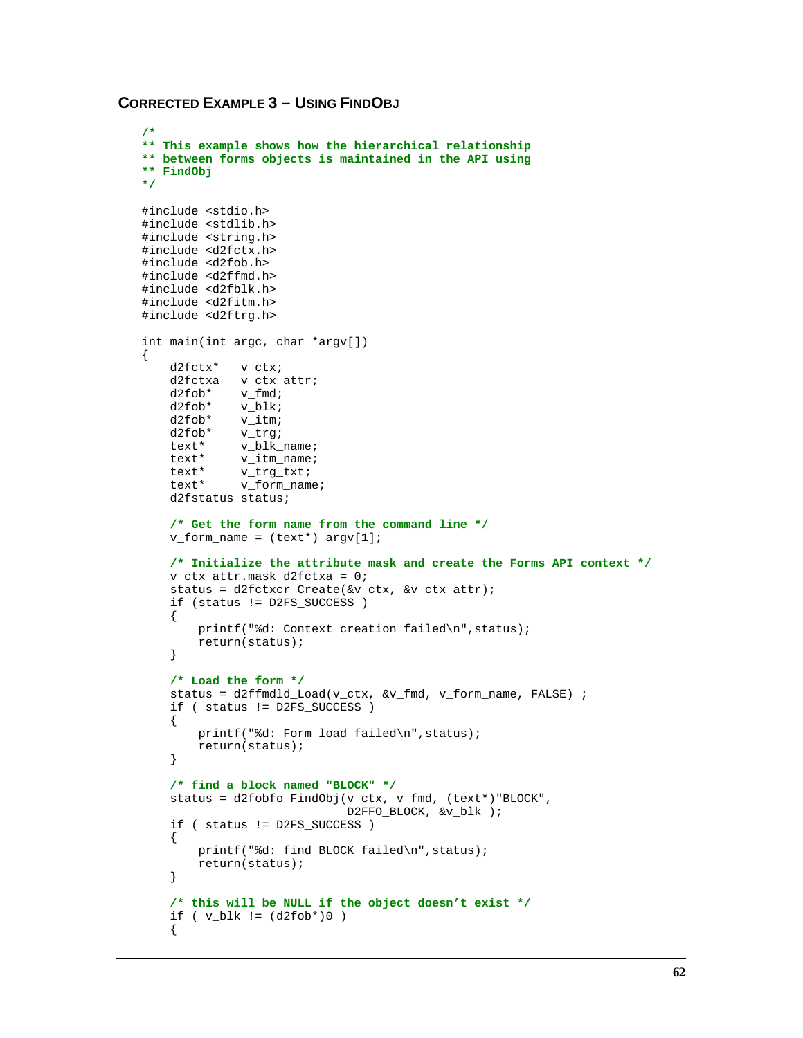### Corrected Example 3 – Using FindObj

```
/*
** This example shows how the hierarchical relationship
** between forms objects is maintained in the API using
** FindObj
*/

#include <stdio.h>
#include <stdlib.h>
#include <string.h>
#include <d2fctx.h>
#include <d2fob.h>
#include <d2ffmd.h>
#include <d2fblk.h>
#include <d2fitm.h>
#include <d2ftrg.h>

int main(int argc, char *argv[])
{
    d2fctx*   v_ctx;
    d2fctxa   v_ctx_attr;
    d2fob*    v_fmd;
    d2fob*    v_blk;
    d2fob*    v_itm;
    d2fob*    v_trg;
    text*     v_blk_name;
    text*     v_itm_name;
    text*     v_trg_txt;
    text*     v_form_name;
    d2fstatus status;

    /* Get the form name from the command line */
    v_form_name = (text*) argv[1];

    /* Initialize the attribute mask and create the Forms API context */
    v_ctx_attr.mask_d2fctxa = 0;
    status = d2fctxcr_Create(&v_ctx, &v_ctx_attr);
    if (status != D2FS_SUCCESS )
    {
        printf("%d: Context creation failed\n",status);
        return(status);
    }

    /* Load the form */
    status = d2ffmdld_Load(v_ctx, &v_fmd, v_form_name, FALSE) ;
    if ( status != D2FS_SUCCESS )
    {
        printf("%d: Form load failed\n",status);
        return(status);
    }

    /* find a block named "BLOCK" */
    status = d2fobfo_FindObj(v_ctx, v_fmd, (text*)"BLOCK",
                             D2FFO_BLOCK, &v_blk );
    if ( status != D2FS_SUCCESS )
    {
        printf("%d: find BLOCK failed\n",status);
        return(status);
    }

    /* this will be NULL if the object doesn't exist */
    if ( v_blk != (d2fob*)0 )
    {
```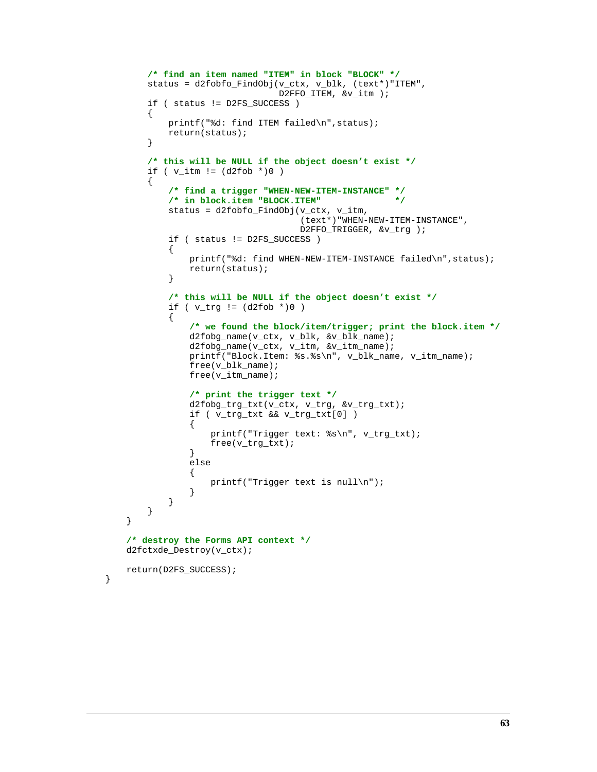```
        /* find an item named "ITEM" in block "BLOCK" */
        status = d2fobfo_FindObj(v_ctx, v_blk, (text*)"ITEM",
                                 D2FFO_ITEM, &v_itm );
        if ( status != D2FS_SUCCESS )
        {
            printf("%d: find ITEM failed\n",status);
            return(status);
        }

        /* this will be NULL if the object doesn't exist */
        if ( v_itm != (d2fob *)0 )
        {
            /* find a trigger "WHEN-NEW-ITEM-INSTANCE" */
            /* in block.item "BLOCK.ITEM"             */
            status = d2fobfo_FindObj(v_ctx, v_itm,
                                     (text*)"WHEN-NEW-ITEM-INSTANCE",
                                     D2FFO_TRIGGER, &v_trg );
            if ( status != D2FS_SUCCESS )
            {
                printf("%d: find WHEN-NEW-ITEM-INSTANCE failed\n",status);
                return(status);
            }

            /* this will be NULL if the object doesn't exist */
            if ( v_trg != (d2fob *)0 )
            {
                /* we found the block/item/trigger; print the block.item */
                d2fobg_name(v_ctx, v_blk, &v_blk_name);
                d2fobg_name(v_ctx, v_itm, &v_itm_name);
                printf("Block.Item: %s.%s\n", v_blk_name, v_itm_name);
                free(v_blk_name);
                free(v_itm_name);

                /* print the trigger text */
                d2fobg_trg_txt(v_ctx, v_trg, &v_trg_txt);
                if ( v_trg_txt && v_trg_txt[0] )
                {
                    printf("Trigger text: %s\n", v_trg_txt);
                    free(v_trg_txt);
                }
                else
                {
                    printf("Trigger text is null\n");
                }
            }
        }
    }

    /* destroy the Forms API context */
    d2fctxde_Destroy(v_ctx);

    return(D2FS_SUCCESS);
}
```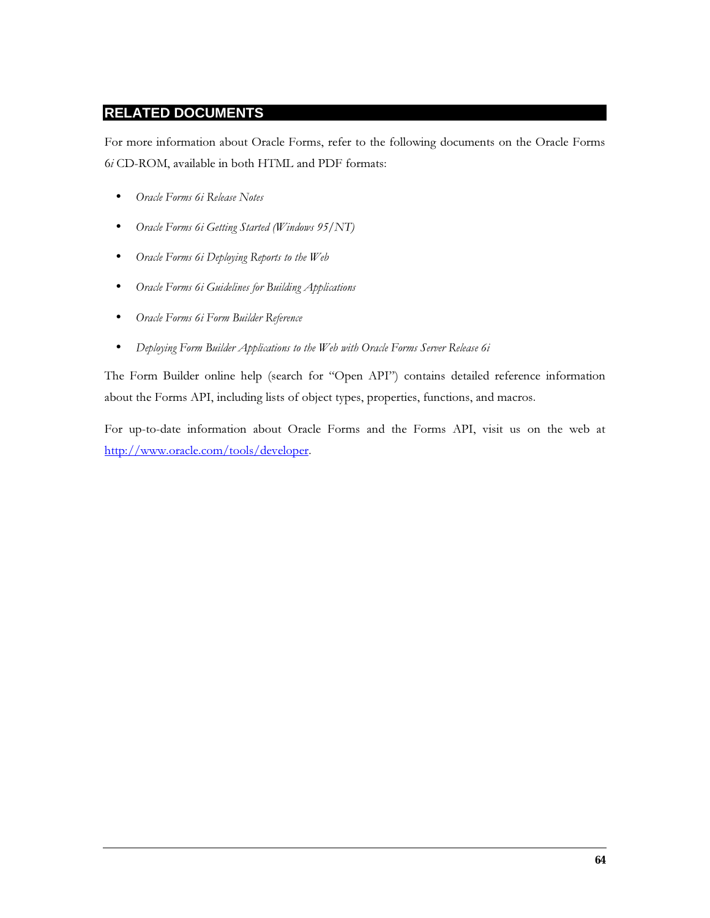## RELATED DOCUMENTS

For more information about Oracle Forms, refer to the following documents on the Oracle Forms 6*i* CD-ROM, available in both HTML and PDF formats:

- *Oracle Forms 6i Release Notes*
- *Oracle Forms 6i Getting Started (Windows 95/NT)*
- *Oracle Forms 6i Deploying Reports to the Web*
- *Oracle Forms 6i Guidelines for Building Applications*
- *Oracle Forms 6i Form Builder Reference*
- *Deploying Form Builder Applications to the Web with Oracle Forms Server Release 6i*

The Form Builder online help (search for "Open API") contains detailed reference information about the Forms API, including lists of object types, properties, functions, and macros.

For up-to-date information about Oracle Forms and the Forms API, visit us on the web at [http://www.oracle.com/tools/developer](http://www.oracle.com/tools/developer).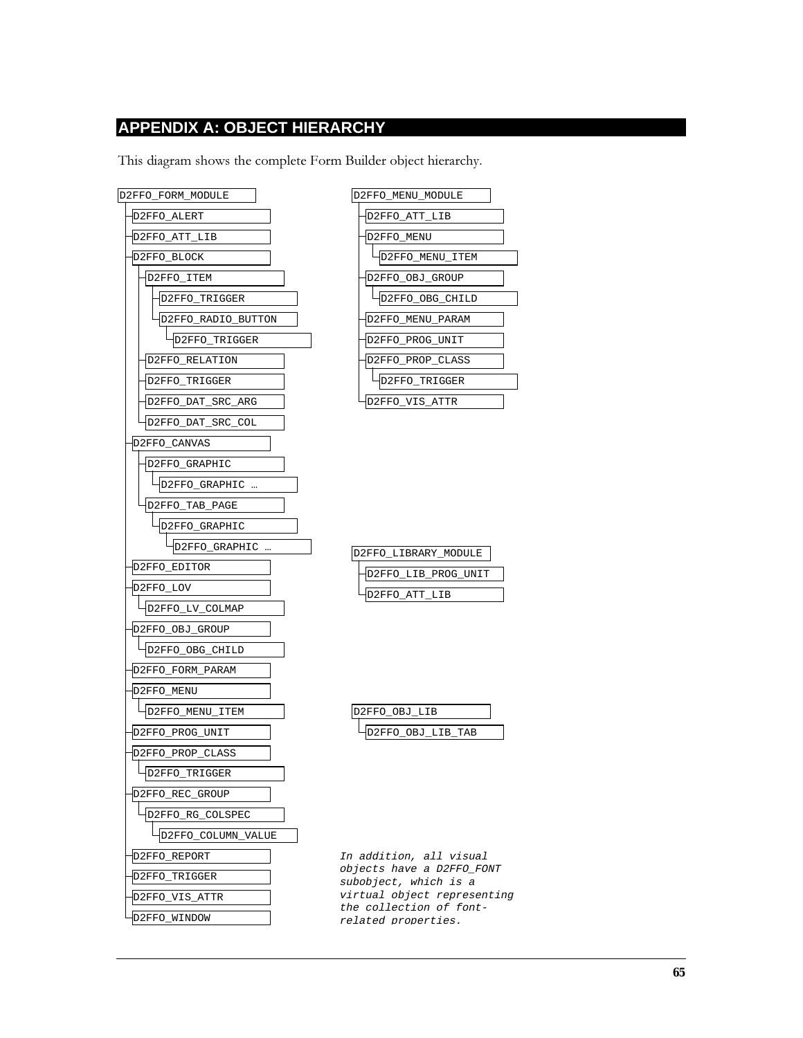## APPENDIX A: OBJECT HIERARCHY

This diagram shows the complete Form Builder object hierarchy.

```
D2FFO_FORM_MODULE
├─D2FFO_ALERT
├─D2FFO_ATT_LIB
├─D2FFO_BLOCK
│  ├─D2FFO_ITEM
│  │  ├─D2FFO_TRIGGER
│  │  └─D2FFO_RADIO_BUTTON
│  │     └─D2FFO_TRIGGER
│  ├─D2FFO_RELATION
│  ├─D2FFO_TRIGGER
│  ├─D2FFO_DAT_SRC_ARG
│  └─D2FFO_DAT_SRC_COL
├─D2FFO_CANVAS
│  ├─D2FFO_GRAPHIC
│  │  └─D2FFO_GRAPHIC …
│  └─D2FFO_TAB_PAGE
│     └─D2FFO_GRAPHIC
│        └─D2FFO_GRAPHIC …
├─D2FFO_EDITOR
├─D2FFO_LOV
│  └─D2FFO_LV_COLMAP
├─D2FFO_OBJ_GROUP
│  └─D2FFO_OBG_CHILD
├─D2FFO_FORM_PARAM
├─D2FFO_MENU
│  └─D2FFO_MENU_ITEM
├─D2FFO_PROG_UNIT
├─D2FFO_PROP_CLASS
│  └─D2FFO_TRIGGER
├─D2FFO_REC_GROUP
│  └─D2FFO_RG_COLSPEC
│     └─D2FFO_COLUMN_VALUE
├─D2FFO_REPORT
├─D2FFO_TRIGGER
├─D2FFO_VIS_ATTR
└─D2FFO_WINDOW

D2FFO_MENU_MODULE
├─D2FFO_ATT_LIB
├─D2FFO_MENU
│  └─D2FFO_MENU_ITEM
├─D2FFO_OBJ_GROUP
│  └─D2FFO_OBG_CHILD
├─D2FFO_MENU_PARAM
├─D2FFO_PROG_UNIT
├─D2FFO_PROP_CLASS
│  └─D2FFO_TRIGGER
└─D2FFO_VIS_ATTR

D2FFO_LIBRARY_MODULE
├─D2FFO_LIB_PROG_UNIT
└─D2FFO_ATT_LIB

D2FFO_OBJ_LIB
└─D2FFO_OBJ_LIB_TAB
```

*In addition, all visual objects have a D2FFO_FONT subobject, which is a virtual object representing the collection of font-related properties.*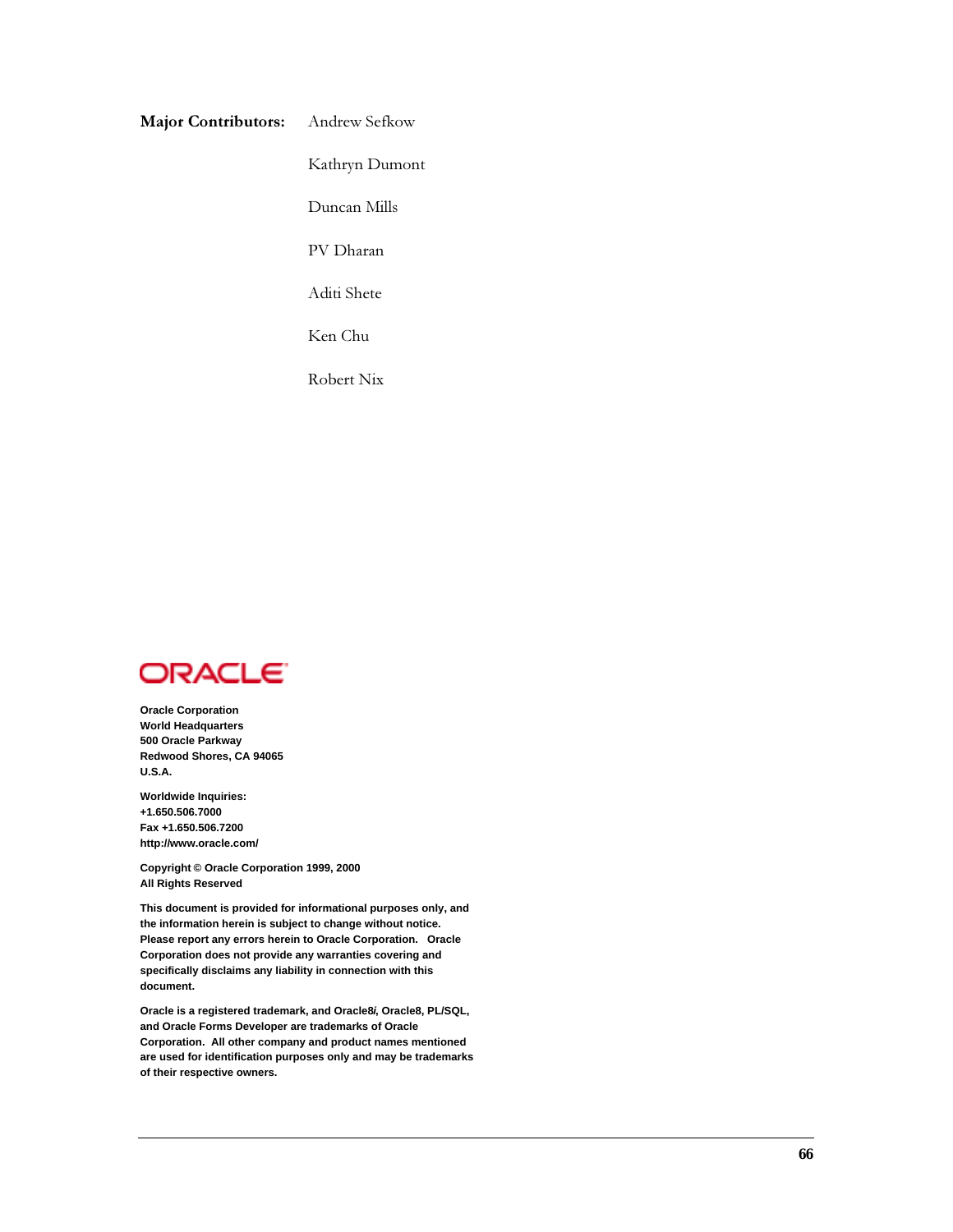**Major Contributors:** Andrew Sefkow

Kathryn Dumont

Duncan Mills

PV Dharan

Aditi Shete

Ken Chu

Robert Nix

ORACLE

**Oracle Corporation**
**World Headquarters**
**500 Oracle Parkway**
**Redwood Shores, CA 94065**
**U.S.A.**

**Worldwide Inquiries:**
**+1.650.506.7000**
**Fax +1.650.506.7200**
**http://www.oracle.com/**

**Copyright © Oracle Corporation 1999, 2000**
**All Rights Reserved**

**This document is provided for informational purposes only, and the information herein is subject to change without notice. Please report any errors herein to Oracle Corporation. Oracle Corporation does not provide any warranties covering and specifically disclaims any liability in connection with this document.**

**Oracle is a registered trademark, and Oracle8*i*, Oracle8, PL/SQL, and Oracle Forms Developer are trademarks of Oracle Corporation. All other company and product names mentioned are used for identification purposes only and may be trademarks of their respective owners.**